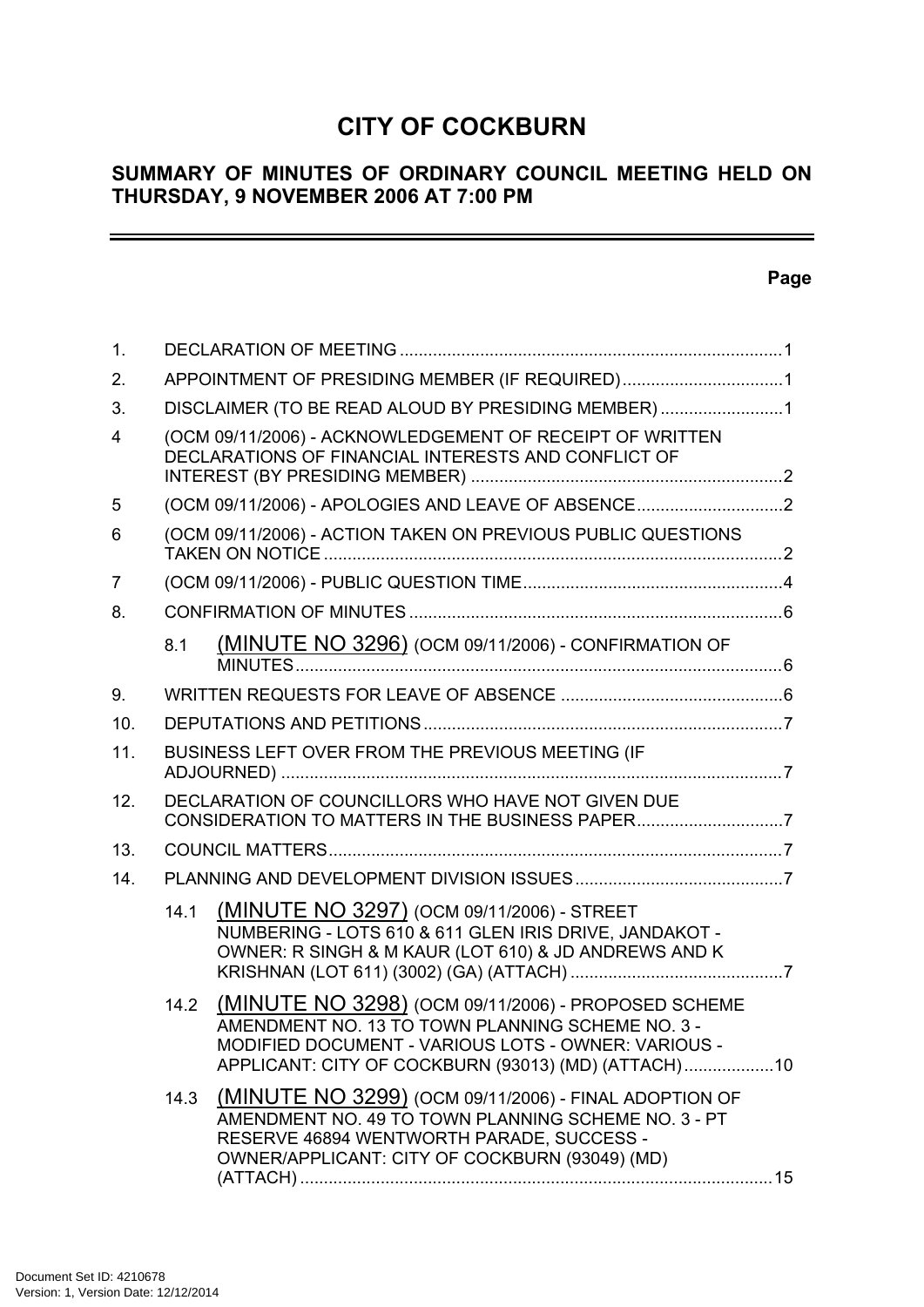# CITY OF COCKBURN

## SUMMARY OF MINUTES OF ORDINARY COUNCIL MEETING HELD ON THURSDAY, 9 NOVEMBER 2006 AT 7:00 PM

**Page**

| | | |
|---|---|---|
| 1. | DECLARATION OF MEETING | 1 |
| 2. | APPOINTMENT OF PRESIDING MEMBER (IF REQUIRED) | 1 |
| 3. | DISCLAIMER (TO BE READ ALOUD BY PRESIDING MEMBER) | 1 |
| 4 | (OCM 09/11/2006) - ACKNOWLEDGEMENT OF RECEIPT OF WRITTEN DECLARATIONS OF FINANCIAL INTERESTS AND CONFLICT OF INTEREST (BY PRESIDING MEMBER) | 2 |
| 5 | (OCM 09/11/2006) - APOLOGIES AND LEAVE OF ABSENCE | 2 |
| 6 | (OCM 09/11/2006) - ACTION TAKEN ON PREVIOUS PUBLIC QUESTIONS TAKEN ON NOTICE | 2 |
| 7 | (OCM 09/11/2006) - PUBLIC QUESTION TIME | 4 |
| 8. | CONFIRMATION OF MINUTES | 6 |
| 8.1 | (MINUTE NO 3296) (OCM 09/11/2006) - CONFIRMATION OF MINUTES | 6 |
| 9. | WRITTEN REQUESTS FOR LEAVE OF ABSENCE | 6 |
| 10. | DEPUTATIONS AND PETITIONS | 7 |
| 11. | BUSINESS LEFT OVER FROM THE PREVIOUS MEETING (IF ADJOURNED) | 7 |
| 12. | DECLARATION OF COUNCILLORS WHO HAVE NOT GIVEN DUE CONSIDERATION TO MATTERS IN THE BUSINESS PAPER | 7 |
| 13. | COUNCIL MATTERS | 7 |
| 14. | PLANNING AND DEVELOPMENT DIVISION ISSUES | 7 |
| 14.1 | (MINUTE NO 3297) (OCM 09/11/2006) - STREET NUMBERING - LOTS 610 & 611 GLEN IRIS DRIVE, JANDAKOT - OWNER: R SINGH & M KAUR (LOT 610) & JD ANDREWS AND K KRISHNAN (LOT 611) (3002) (GA) (ATTACH) | 7 |
| 14.2 | (MINUTE NO 3298) (OCM 09/11/2006) - PROPOSED SCHEME AMENDMENT NO. 13 TO TOWN PLANNING SCHEME NO. 3 - MODIFIED DOCUMENT - VARIOUS LOTS - OWNER: VARIOUS - APPLICANT: CITY OF COCKBURN (93013) (MD) (ATTACH) | 10 |
| 14.3 | (MINUTE NO 3299) (OCM 09/11/2006) - FINAL ADOPTION OF AMENDMENT NO. 49 TO TOWN PLANNING SCHEME NO. 3 - PT RESERVE 46894 WENTWORTH PARADE, SUCCESS - OWNER/APPLICANT: CITY OF COCKBURN (93049) (MD) (ATTACH) | 15 |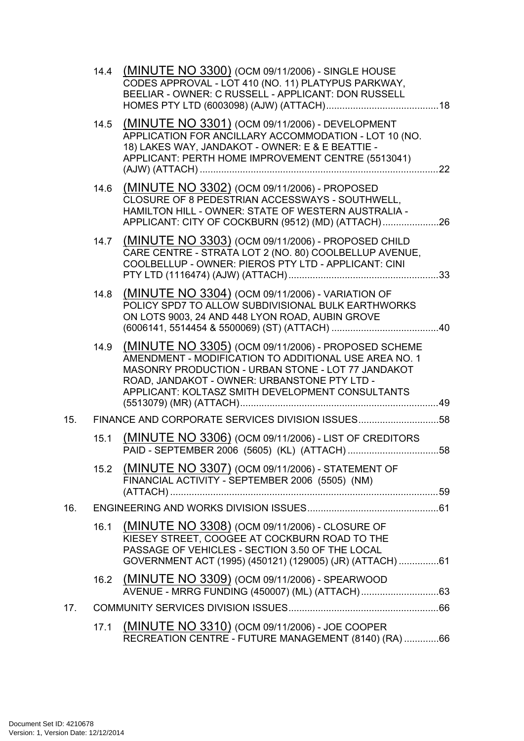14.4 (MINUTE NO 3300) (OCM 09/11/2006) - SINGLE HOUSE CODES APPROVAL - LOT 410 (NO. 11) PLATYPUS PARKWAY, BEELIAR - OWNER: C RUSSELL - APPLICANT: DON RUSSELL HOMES PTY LTD (6003098) (AJW) (ATTACH) ..........................................18

14.5 (MINUTE NO 3301) (OCM 09/11/2006) - DEVELOPMENT APPLICATION FOR ANCILLARY ACCOMMODATION - LOT 10 (NO. 18) LAKES WAY, JANDAKOT - OWNER: E & E BEATTIE - APPLICANT: PERTH HOME IMPROVEMENT CENTRE (5513041) (AJW) (ATTACH) ..........................................................................................22

14.6 (MINUTE NO 3302) (OCM 09/11/2006) - PROPOSED CLOSURE OF 8 PEDESTRIAN ACCESSWAYS - SOUTHWELL, HAMILTON HILL - OWNER: STATE OF WESTERN AUSTRALIA - APPLICANT: CITY OF COCKBURN (9512) (MD) (ATTACH) .....................26

14.7 (MINUTE NO 3303) (OCM 09/11/2006) - PROPOSED CHILD CARE CENTRE - STRATA LOT 2 (NO. 80) COOLBELLUP AVENUE, COOLBELLUP - OWNER: PIEROS PTY LTD - APPLICANT: CINI PTY LTD (1116474) (AJW) (ATTACH) ........................................................33

14.8 (MINUTE NO 3304) (OCM 09/11/2006) - VARIATION OF POLICY SPD7 TO ALLOW SUBDIVISIONAL BULK EARTHWORKS ON LOTS 9003, 24 AND 448 LYON ROAD, AUBIN GROVE (6006141, 5514454 & 5500069) (ST) (ATTACH) ........................................40

14.9 (MINUTE NO 3305) (OCM 09/11/2006) - PROPOSED SCHEME AMENDMENT - MODIFICATION TO ADDITIONAL USE AREA NO. 1 MASONRY PRODUCTION - URBAN STONE - LOT 77 JANDAKOT ROAD, JANDAKOT - OWNER: URBANSTONE PTY LTD - APPLICANT: KOLTASZ SMITH DEVELOPMENT CONSULTANTS (5513079) (MR) (ATTACH) ..........................................................................49

15. FINANCE AND CORPORATE SERVICES DIVISION ISSUES..............................58

15.1 (MINUTE NO 3306) (OCM 09/11/2006) - LIST OF CREDITORS PAID - SEPTEMBER 2006 (5605) (KL) (ATTACH) ..................................58

15.2 (MINUTE NO 3307) (OCM 09/11/2006) - STATEMENT OF FINANCIAL ACTIVITY - SEPTEMBER 2006 (5505) (NM) (ATTACH) ....................................................................................................59

16. ENGINEERING AND WORKS DIVISION ISSUES.................................................61

16.1 (MINUTE NO 3308) (OCM 09/11/2006) - CLOSURE OF KIESEY STREET, COOGEE AT COCKBURN ROAD TO THE PASSAGE OF VEHICLES - SECTION 3.50 OF THE LOCAL GOVERNMENT ACT (1995) (450121) (129005) (JR) (ATTACH) ...............61

16.2 (MINUTE NO 3309) (OCM 09/11/2006) - SPEARWOOD AVENUE - MRRG FUNDING (450007) (ML) (ATTACH) ............................63

17. COMMUNITY SERVICES DIVISION ISSUES........................................................66

17.1 (MINUTE NO 3310) (OCM 09/11/2006) - JOE COOPER RECREATION CENTRE - FUTURE MANAGEMENT (8140) (RA) .............66

Document Set ID: 4210678
Version: 1, Version Date: 12/12/2014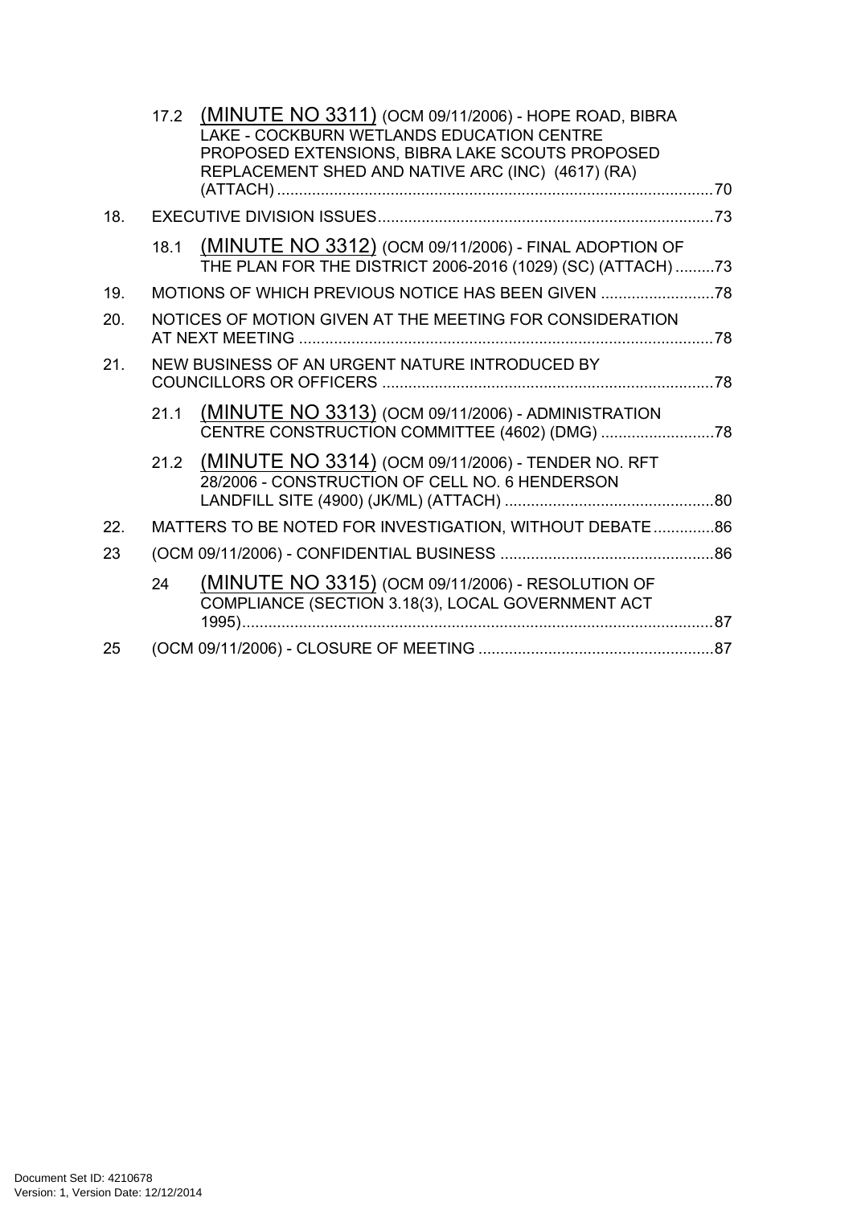17.2 (MINUTE NO 3311) (OCM 09/11/2006) - HOPE ROAD, BIBRA LAKE - COCKBURN WETLANDS EDUCATION CENTRE PROPOSED EXTENSIONS, BIBRA LAKE SCOUTS PROPOSED REPLACEMENT SHED AND NATIVE ARC (INC) (4617) (RA) (ATTACH) ....................................................................................................70

18. EXECUTIVE DIVISION ISSUES.............................................................................73

18.1 (MINUTE NO 3312) (OCM 09/11/2006) - FINAL ADOPTION OF THE PLAN FOR THE DISTRICT 2006-2016 (1029) (SC) (ATTACH) .........73

19. MOTIONS OF WHICH PREVIOUS NOTICE HAS BEEN GIVEN ..........................78

20. NOTICES OF MOTION GIVEN AT THE MEETING FOR CONSIDERATION AT NEXT MEETING ...............................................................................................78

21. NEW BUSINESS OF AN URGENT NATURE INTRODUCED BY COUNCILLORS OR OFFICERS ............................................................................78

21.1 (MINUTE NO 3313) (OCM 09/11/2006) - ADMINISTRATION CENTRE CONSTRUCTION COMMITTEE (4602) (DMG) ..........................78

21.2 (MINUTE NO 3314) (OCM 09/11/2006) - TENDER NO. RFT 28/2006 - CONSTRUCTION OF CELL NO. 6 HENDERSON LANDFILL SITE (4900) (JK/ML) (ATTACH) ................................................80

22. MATTERS TO BE NOTED FOR INVESTIGATION, WITHOUT DEBATE..............86

23 (OCM 09/11/2006) - CONFIDENTIAL BUSINESS .................................................86

24 (MINUTE NO 3315) (OCM 09/11/2006) - RESOLUTION OF COMPLIANCE (SECTION 3.18(3), LOCAL GOVERNMENT ACT 1995)............................................................................................................87

25 (OCM 09/11/2006) - CLOSURE OF MEETING ......................................................87

Document Set ID: 4210678
Version: 1, Version Date: 12/12/2014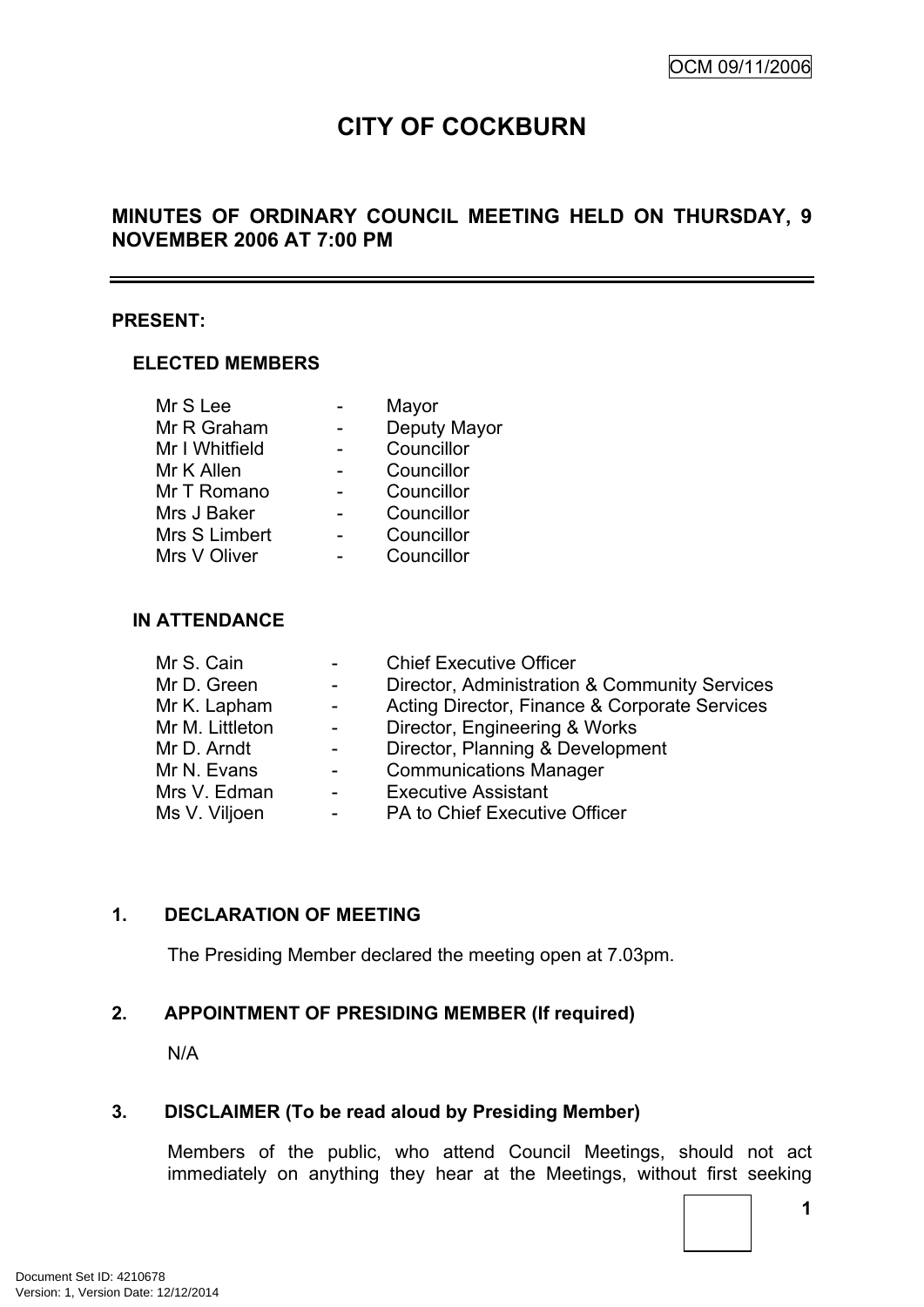OCM 09/11/2006

# CITY OF COCKBURN

## MINUTES OF ORDINARY COUNCIL MEETING HELD ON THURSDAY, 9 NOVEMBER 2006 AT 7:00 PM

---

**PRESENT:**

**ELECTED MEMBERS**

| | | |
|---|---|---|
| Mr S Lee | - | Mayor |
| Mr R Graham | - | Deputy Mayor |
| Mr I Whitfield | - | Councillor |
| Mr K Allen | - | Councillor |
| Mr T Romano | - | Councillor |
| Mrs J Baker | - | Councillor |
| Mrs S Limbert | - | Councillor |
| Mrs V Oliver | - | Councillor |

**IN ATTENDANCE**

| | | |
|---|---|---|
| Mr S. Cain | - | Chief Executive Officer |
| Mr D. Green | - | Director, Administration & Community Services |
| Mr K. Lapham | - | Acting Director, Finance & Corporate Services |
| Mr M. Littleton | - | Director, Engineering & Works |
| Mr D. Arndt | - | Director, Planning & Development |
| Mr N. Evans | - | Communications Manager |
| Mrs V. Edman | - | Executive Assistant |
| Ms V. Viljoen | - | PA to Chief Executive Officer |

### 1. DECLARATION OF MEETING

The Presiding Member declared the meeting open at 7.03pm.

### 2. APPOINTMENT OF PRESIDING MEMBER (If required)

N/A

### 3. DISCLAIMER (To be read aloud by Presiding Member)

Members of the public, who attend Council Meetings, should not act immediately on anything they hear at the Meetings, without first seeking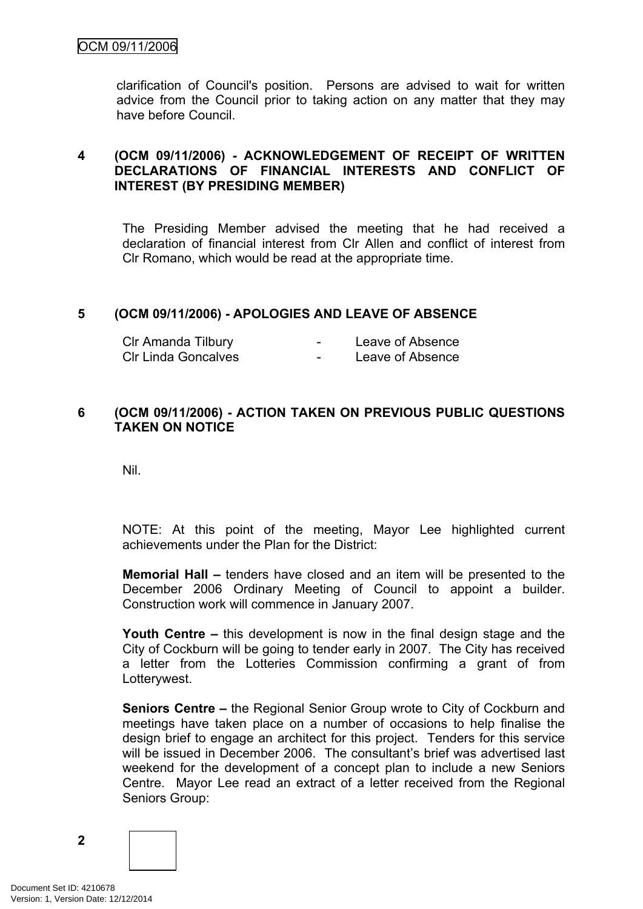clarification of Council's position. Persons are advised to wait for written advice from the Council prior to taking action on any matter that they may have before Council.

## 4 (OCM 09/11/2006) - ACKNOWLEDGEMENT OF RECEIPT OF WRITTEN DECLARATIONS OF FINANCIAL INTERESTS AND CONFLICT OF INTEREST (BY PRESIDING MEMBER)

The Presiding Member advised the meeting that he had received a declaration of financial interest from Clr Allen and conflict of interest from Clr Romano, which would be read at the appropriate time.

## 5 (OCM 09/11/2006) - APOLOGIES AND LEAVE OF ABSENCE

| | | |
|---|---|---|
| Clr Amanda Tilbury | - | Leave of Absence |
| Clr Linda Goncalves | - | Leave of Absence |

## 6 (OCM 09/11/2006) - ACTION TAKEN ON PREVIOUS PUBLIC QUESTIONS TAKEN ON NOTICE

Nil.

NOTE: At this point of the meeting, Mayor Lee highlighted current achievements under the Plan for the District:

**Memorial Hall –** tenders have closed and an item will be presented to the December 2006 Ordinary Meeting of Council to appoint a builder. Construction work will commence in January 2007.

**Youth Centre –** this development is now in the final design stage and the City of Cockburn will be going to tender early in 2007. The City has received a letter from the Lotteries Commission confirming a grant of from Lotterywest.

**Seniors Centre –** the Regional Senior Group wrote to City of Cockburn and meetings have taken place on a number of occasions to help finalise the design brief to engage an architect for this project. Tenders for this service will be issued in December 2006. The consultant's brief was advertised last weekend for the development of a concept plan to include a new Seniors Centre. Mayor Lee read an extract of a letter received from the Regional Seniors Group: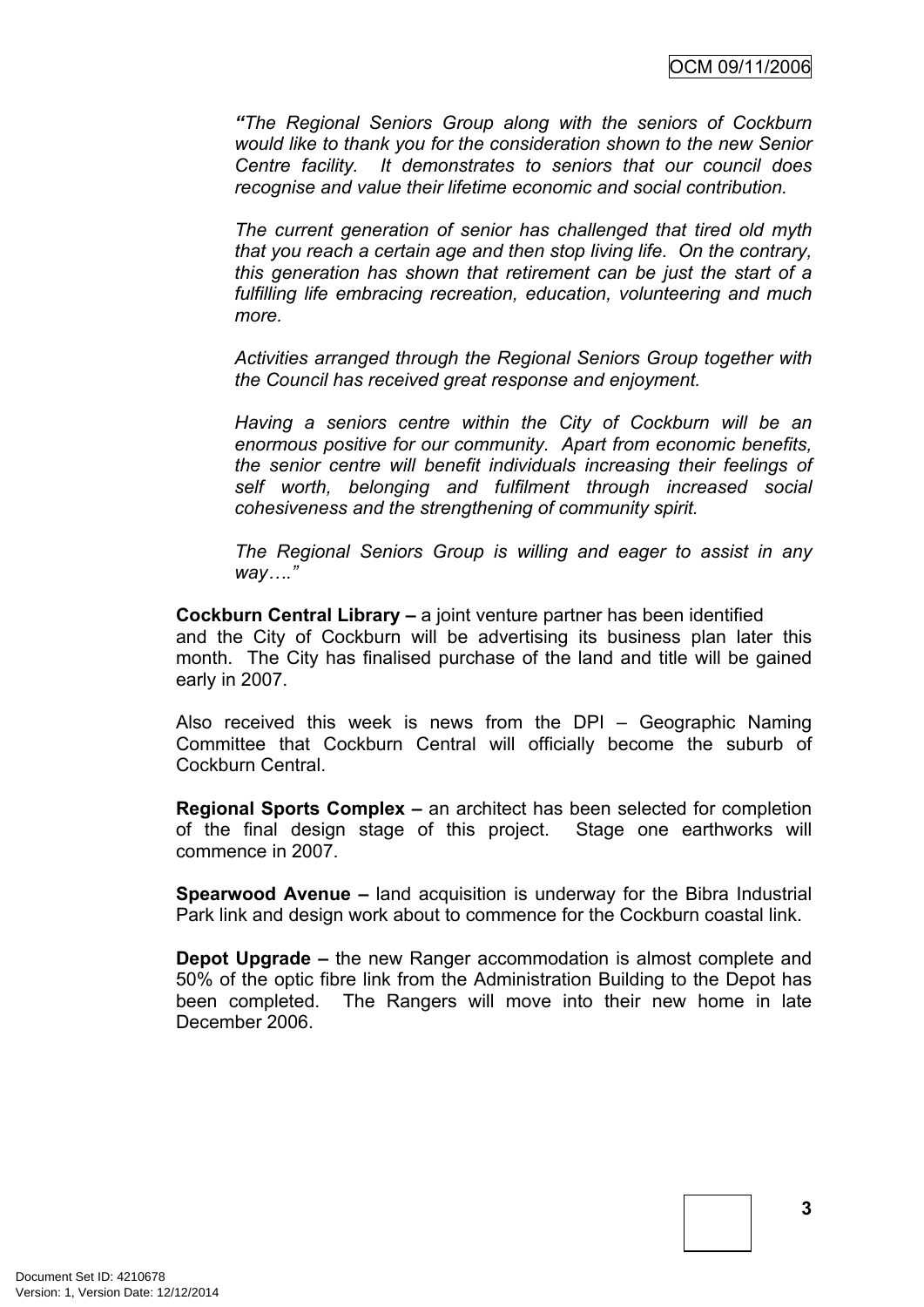*"The Regional Seniors Group along with the seniors of Cockburn would like to thank you for the consideration shown to the new Senior Centre facility. It demonstrates to seniors that our council does recognise and value their lifetime economic and social contribution.*

*The current generation of senior has challenged that tired old myth that you reach a certain age and then stop living life. On the contrary, this generation has shown that retirement can be just the start of a fulfilling life embracing recreation, education, volunteering and much more.*

*Activities arranged through the Regional Seniors Group together with the Council has received great response and enjoyment.*

*Having a seniors centre within the City of Cockburn will be an enormous positive for our community. Apart from economic benefits, the senior centre will benefit individuals increasing their feelings of self worth, belonging and fulfilment through increased social cohesiveness and the strengthening of community spirit.*

*The Regional Seniors Group is willing and eager to assist in any way…."*

**Cockburn Central Library –** a joint venture partner has been identified and the City of Cockburn will be advertising its business plan later this month. The City has finalised purchase of the land and title will be gained early in 2007.

Also received this week is news from the DPI – Geographic Naming Committee that Cockburn Central will officially become the suburb of Cockburn Central.

**Regional Sports Complex –** an architect has been selected for completion of the final design stage of this project. Stage one earthworks will commence in 2007.

**Spearwood Avenue –** land acquisition is underway for the Bibra Industrial Park link and design work about to commence for the Cockburn coastal link.

**Depot Upgrade –** the new Ranger accommodation is almost complete and 50% of the optic fibre link from the Administration Building to the Depot has been completed. The Rangers will move into their new home in late December 2006.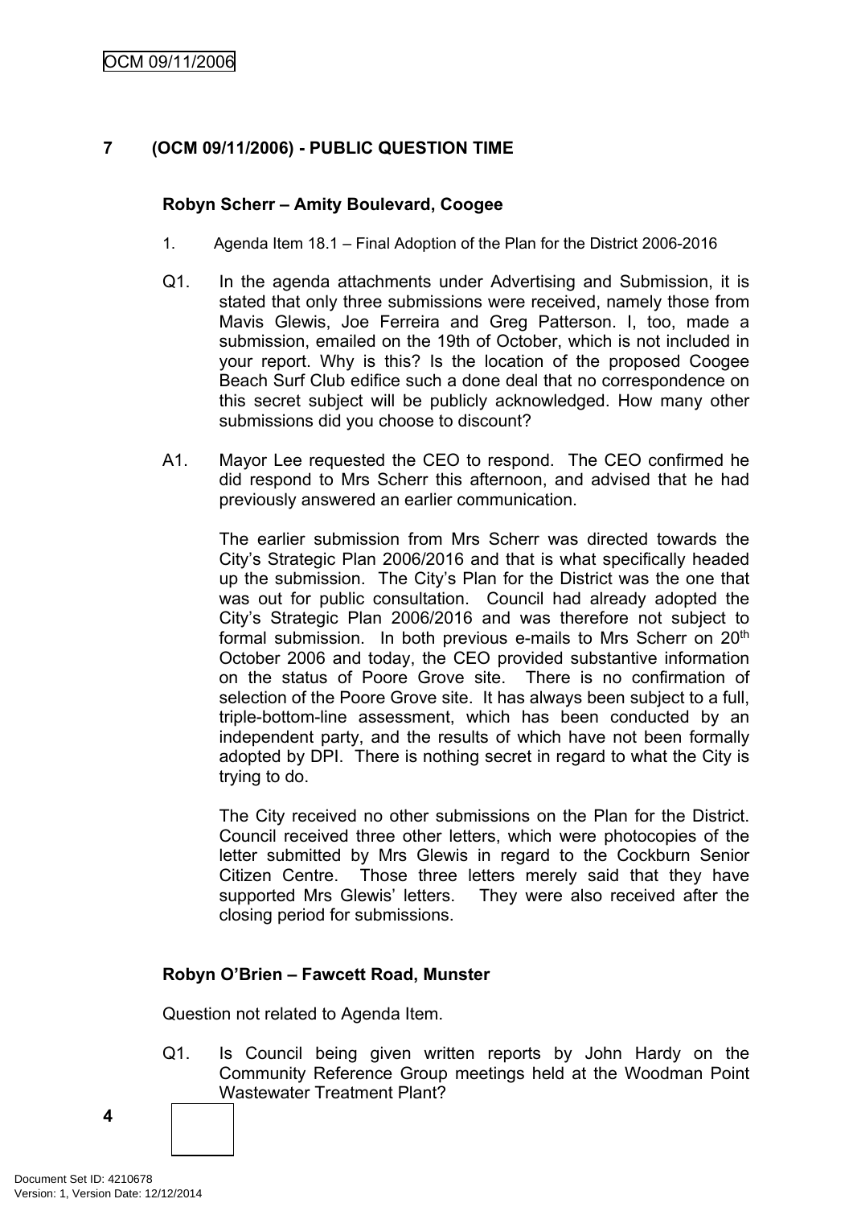## 7 (OCM 09/11/2006) - PUBLIC QUESTION TIME

**Robyn Scherr – Amity Boulevard, Coogee**

1. Agenda Item 18.1 – Final Adoption of the Plan for the District 2006-2016

Q1. In the agenda attachments under Advertising and Submission, it is stated that only three submissions were received, namely those from Mavis Glewis, Joe Ferreira and Greg Patterson. I, too, made a submission, emailed on the 19th of October, which is not included in your report. Why is this? Is the location of the proposed Coogee Beach Surf Club edifice such a done deal that no correspondence on this secret subject will be publicly acknowledged. How many other submissions did you choose to discount?

A1. Mayor Lee requested the CEO to respond. The CEO confirmed he did respond to Mrs Scherr this afternoon, and advised that he had previously answered an earlier communication.

The earlier submission from Mrs Scherr was directed towards the City's Strategic Plan 2006/2016 and that is what specifically headed up the submission. The City's Plan for the District was the one that was out for public consultation. Council had already adopted the City's Strategic Plan 2006/2016 and was therefore not subject to formal submission. In both previous e-mails to Mrs Scherr on 20th October 2006 and today, the CEO provided substantive information on the status of Poore Grove site. There is no confirmation of selection of the Poore Grove site. It has always been subject to a full, triple-bottom-line assessment, which has been conducted by an independent party, and the results of which have not been formally adopted by DPI. There is nothing secret in regard to what the City is trying to do.

The City received no other submissions on the Plan for the District. Council received three other letters, which were photocopies of the letter submitted by Mrs Glewis in regard to the Cockburn Senior Citizen Centre. Those three letters merely said that they have supported Mrs Glewis' letters. They were also received after the closing period for submissions.

**Robyn O'Brien – Fawcett Road, Munster**

Question not related to Agenda Item.

Q1. Is Council being given written reports by John Hardy on the Community Reference Group meetings held at the Woodman Point Wastewater Treatment Plant?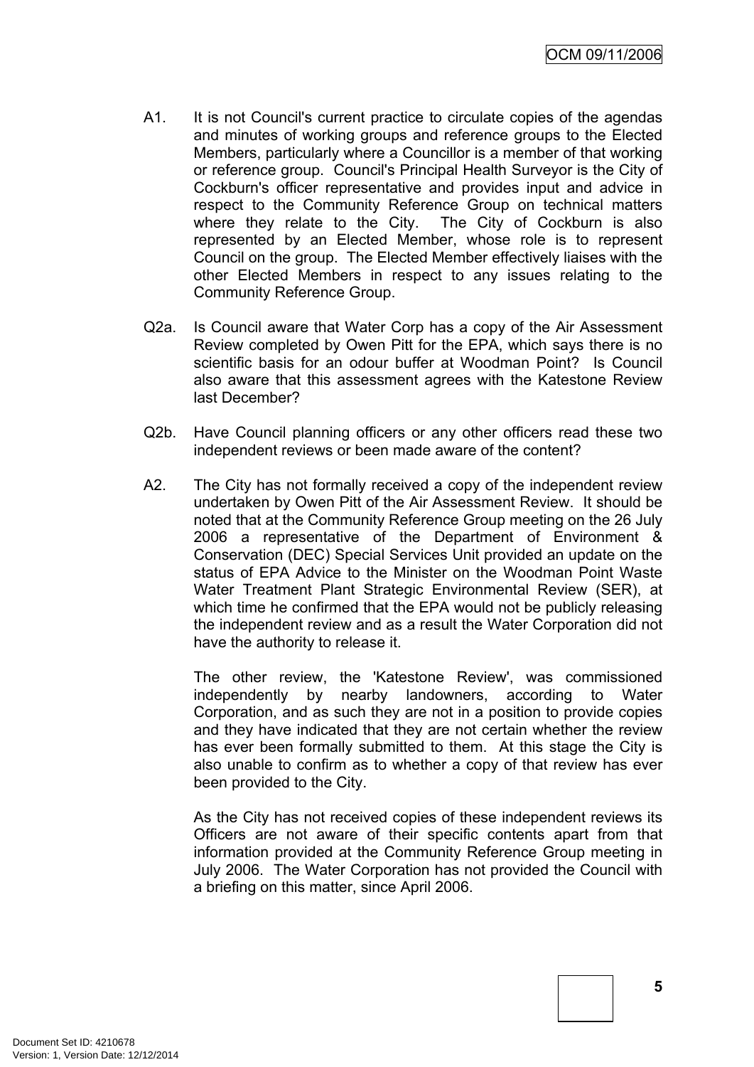A1. It is not Council's current practice to circulate copies of the agendas and minutes of working groups and reference groups to the Elected Members, particularly where a Councillor is a member of that working or reference group. Council's Principal Health Surveyor is the City of Cockburn's officer representative and provides input and advice in respect to the Community Reference Group on technical matters where they relate to the City. The City of Cockburn is also represented by an Elected Member, whose role is to represent Council on the group. The Elected Member effectively liaises with the other Elected Members in respect to any issues relating to the Community Reference Group.

Q2a. Is Council aware that Water Corp has a copy of the Air Assessment Review completed by Owen Pitt for the EPA, which says there is no scientific basis for an odour buffer at Woodman Point? Is Council also aware that this assessment agrees with the Katestone Review last December?

Q2b. Have Council planning officers or any other officers read these two independent reviews or been made aware of the content?

A2. The City has not formally received a copy of the independent review undertaken by Owen Pitt of the Air Assessment Review. It should be noted that at the Community Reference Group meeting on the 26 July 2006 a representative of the Department of Environment & Conservation (DEC) Special Services Unit provided an update on the status of EPA Advice to the Minister on the Woodman Point Waste Water Treatment Plant Strategic Environmental Review (SER), at which time he confirmed that the EPA would not be publicly releasing the independent review and as a result the Water Corporation did not have the authority to release it.

The other review, the 'Katestone Review', was commissioned independently by nearby landowners, according to Water Corporation, and as such they are not in a position to provide copies and they have indicated that they are not certain whether the review has ever been formally submitted to them. At this stage the City is also unable to confirm as to whether a copy of that review has ever been provided to the City.

As the City has not received copies of these independent reviews its Officers are not aware of their specific contents apart from that information provided at the Community Reference Group meeting in July 2006. The Water Corporation has not provided the Council with a briefing on this matter, since April 2006.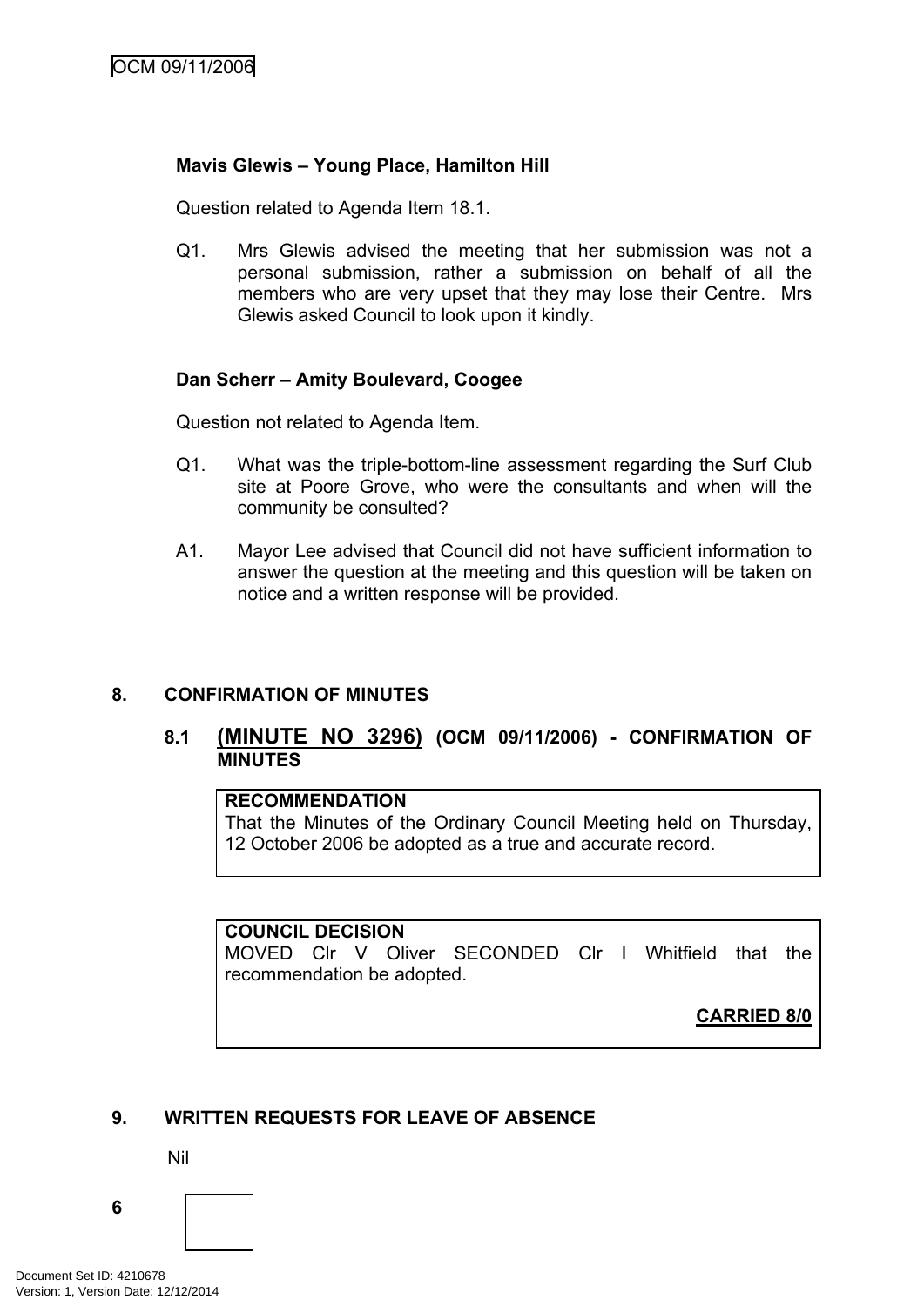**Mavis Glewis – Young Place, Hamilton Hill**

Question related to Agenda Item 18.1.

Q1. Mrs Glewis advised the meeting that her submission was not a personal submission, rather a submission on behalf of all the members who are very upset that they may lose their Centre. Mrs Glewis asked Council to look upon it kindly.

**Dan Scherr – Amity Boulevard, Coogee**

Question not related to Agenda Item.

Q1. What was the triple-bottom-line assessment regarding the Surf Club site at Poore Grove, who were the consultants and when will the community be consulted?

A1. Mayor Lee advised that Council did not have sufficient information to answer the question at the meeting and this question will be taken on notice and a written response will be provided.

## 8. CONFIRMATION OF MINUTES

### 8.1 (MINUTE NO 3296) (OCM 09/11/2006) - CONFIRMATION OF MINUTES

**RECOMMENDATION**
That the Minutes of the Ordinary Council Meeting held on Thursday, 12 October 2006 be adopted as a true and accurate record.

**COUNCIL DECISION**
MOVED Clr V Oliver SECONDED Clr I Whitfield that the recommendation be adopted.

**CARRIED 8/0**

## 9. WRITTEN REQUESTS FOR LEAVE OF ABSENCE

Nil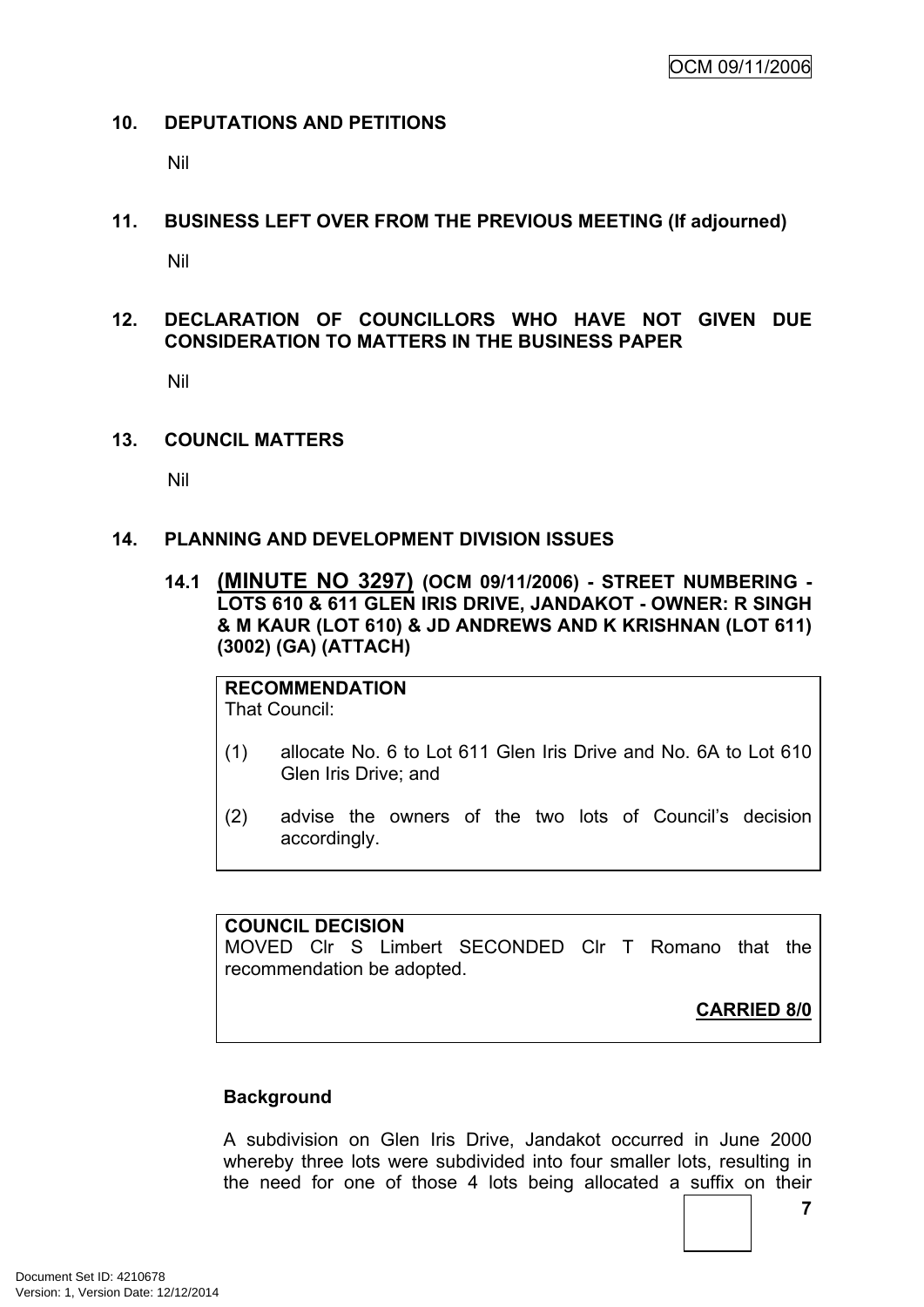## 10. DEPUTATIONS AND PETITIONS

Nil

## 11. BUSINESS LEFT OVER FROM THE PREVIOUS MEETING (If adjourned)

Nil

## 12. DECLARATION OF COUNCILLORS WHO HAVE NOT GIVEN DUE CONSIDERATION TO MATTERS IN THE BUSINESS PAPER

Nil

## 13. COUNCIL MATTERS

Nil

## 14. PLANNING AND DEVELOPMENT DIVISION ISSUES

### 14.1 (MINUTE NO 3297) (OCM 09/11/2006) - STREET NUMBERING - LOTS 610 & 611 GLEN IRIS DRIVE, JANDAKOT - OWNER: R SINGH & M KAUR (LOT 610) & JD ANDREWS AND K KRISHNAN (LOT 611) (3002) (GA) (ATTACH)

**RECOMMENDATION**
That Council:

(1) allocate No. 6 to Lot 611 Glen Iris Drive and No. 6A to Lot 610 Glen Iris Drive; and

(2) advise the owners of the two lots of Council's decision accordingly.

**COUNCIL DECISION**
MOVED Clr S Limbert SECONDED Clr T Romano that the recommendation be adopted.

**CARRIED 8/0**

**Background**

A subdivision on Glen Iris Drive, Jandakot occurred in June 2000 whereby three lots were subdivided into four smaller lots, resulting in the need for one of those 4 lots being allocated a suffix on their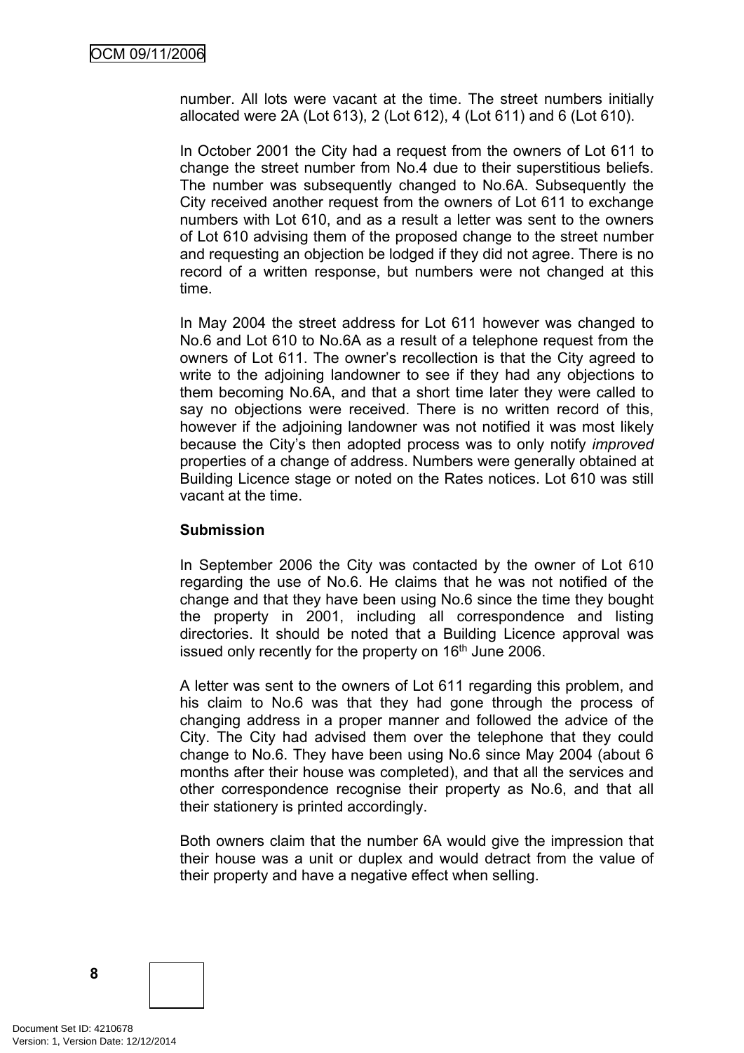number. All lots were vacant at the time. The street numbers initially allocated were 2A (Lot 613), 2 (Lot 612), 4 (Lot 611) and 6 (Lot 610).

In October 2001 the City had a request from the owners of Lot 611 to change the street number from No.4 due to their superstitious beliefs. The number was subsequently changed to No.6A. Subsequently the City received another request from the owners of Lot 611 to exchange numbers with Lot 610, and as a result a letter was sent to the owners of Lot 610 advising them of the proposed change to the street number and requesting an objection be lodged if they did not agree. There is no record of a written response, but numbers were not changed at this time.

In May 2004 the street address for Lot 611 however was changed to No.6 and Lot 610 to No.6A as a result of a telephone request from the owners of Lot 611. The owner's recollection is that the City agreed to write to the adjoining landowner to see if they had any objections to them becoming No.6A, and that a short time later they were called to say no objections were received. There is no written record of this, however if the adjoining landowner was not notified it was most likely because the City's then adopted process was to only notify *improved* properties of a change of address. Numbers were generally obtained at Building Licence stage or noted on the Rates notices. Lot 610 was still vacant at the time.

**Submission**

In September 2006 the City was contacted by the owner of Lot 610 regarding the use of No.6. He claims that he was not notified of the change and that they have been using No.6 since the time they bought the property in 2001, including all correspondence and listing directories. It should be noted that a Building Licence approval was issued only recently for the property on 16th June 2006.

A letter was sent to the owners of Lot 611 regarding this problem, and his claim to No.6 was that they had gone through the process of changing address in a proper manner and followed the advice of the City. The City had advised them over the telephone that they could change to No.6. They have been using No.6 since May 2004 (about 6 months after their house was completed), and that all the services and other correspondence recognise their property as No.6, and that all their stationery is printed accordingly.

Both owners claim that the number 6A would give the impression that their house was a unit or duplex and would detract from the value of their property and have a negative effect when selling.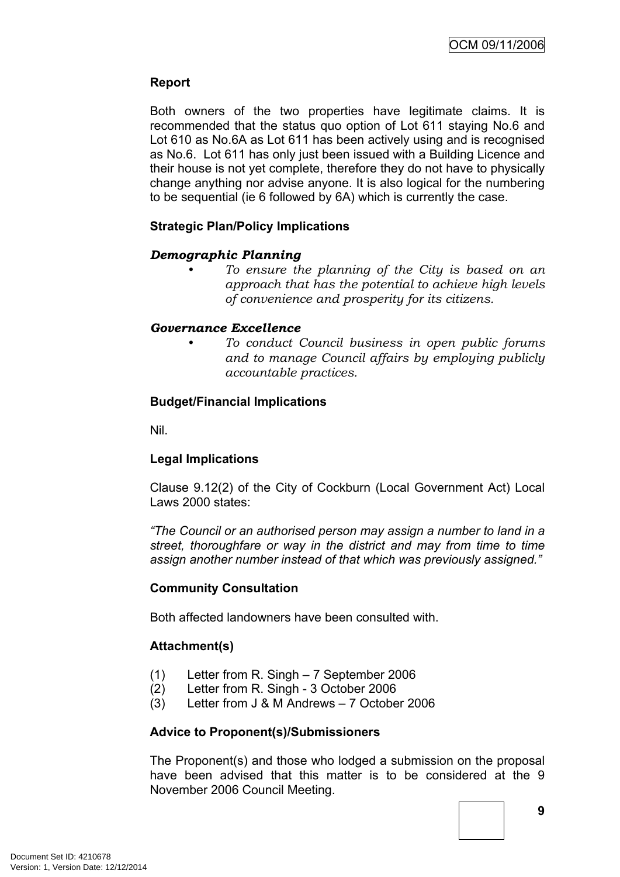**Report**

Both owners of the two properties have legitimate claims. It is recommended that the status quo option of Lot 611 staying No.6 and Lot 610 as No.6A as Lot 611 has been actively using and is recognised as No.6. Lot 611 has only just been issued with a Building Licence and their house is not yet complete, therefore they do not have to physically change anything nor advise anyone. It is also logical for the numbering to be sequential (ie 6 followed by 6A) which is currently the case.

**Strategic Plan/Policy Implications**

***Demographic Planning***

- *To ensure the planning of the City is based on an approach that has the potential to achieve high levels of convenience and prosperity for its citizens.*

***Governance Excellence***

- *To conduct Council business in open public forums and to manage Council affairs by employing publicly accountable practices.*

**Budget/Financial Implications**

Nil.

**Legal Implications**

Clause 9.12(2) of the City of Cockburn (Local Government Act) Local Laws 2000 states:

*“The Council or an authorised person may assign a number to land in a street, thoroughfare or way in the district and may from time to time assign another number instead of that which was previously assigned.”*

**Community Consultation**

Both affected landowners have been consulted with.

**Attachment(s)**

(1) Letter from R. Singh – 7 September 2006
(2) Letter from R. Singh - 3 October 2006
(3) Letter from J & M Andrews – 7 October 2006

**Advice to Proponent(s)/Submissioners**

The Proponent(s) and those who lodged a submission on the proposal have been advised that this matter is to be considered at the 9 November 2006 Council Meeting.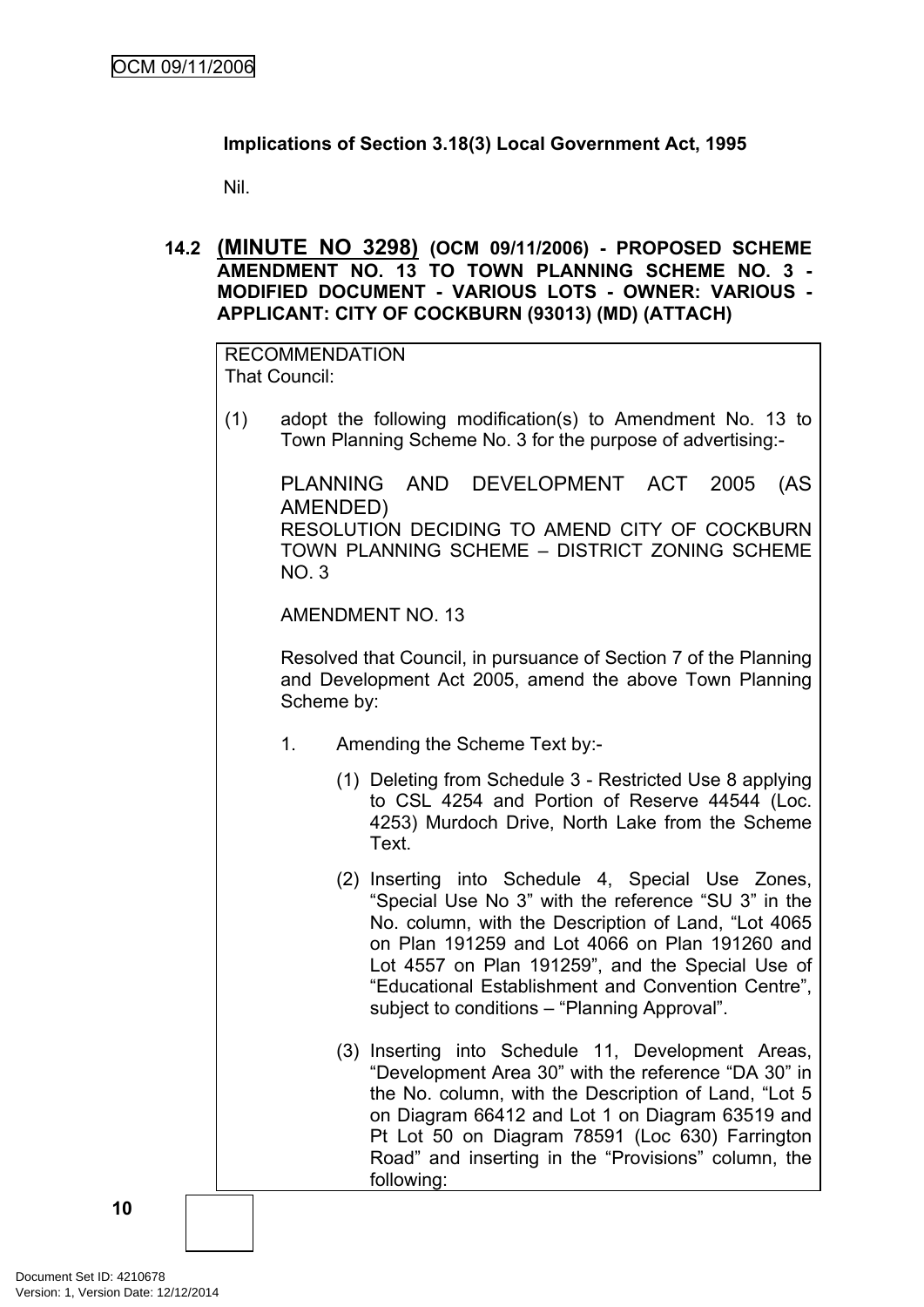**Implications of Section 3.18(3) Local Government Act, 1995**

Nil.

## 14.2 (MINUTE NO 3298) (OCM 09/11/2006) - PROPOSED SCHEME AMENDMENT NO. 13 TO TOWN PLANNING SCHEME NO. 3 - MODIFIED DOCUMENT - VARIOUS LOTS - OWNER: VARIOUS - APPLICANT: CITY OF COCKBURN (93013) (MD) (ATTACH)

RECOMMENDATION
That Council:

(1) adopt the following modification(s) to Amendment No. 13 to Town Planning Scheme No. 3 for the purpose of advertising:-

PLANNING AND DEVELOPMENT ACT 2005 (AS AMENDED)
RESOLUTION DECIDING TO AMEND CITY OF COCKBURN TOWN PLANNING SCHEME – DISTRICT ZONING SCHEME NO. 3

AMENDMENT NO. 13

Resolved that Council, in pursuance of Section 7 of the Planning and Development Act 2005, amend the above Town Planning Scheme by:

1. Amending the Scheme Text by:-

   (1) Deleting from Schedule 3 - Restricted Use 8 applying to CSL 4254 and Portion of Reserve 44544 (Loc. 4253) Murdoch Drive, North Lake from the Scheme Text.

   (2) Inserting into Schedule 4, Special Use Zones, "Special Use No 3" with the reference "SU 3" in the No. column, with the Description of Land, "Lot 4065 on Plan 191259 and Lot 4066 on Plan 191260 and Lot 4557 on Plan 191259", and the Special Use of "Educational Establishment and Convention Centre", subject to conditions – "Planning Approval".

   (3) Inserting into Schedule 11, Development Areas, "Development Area 30" with the reference "DA 30" in the No. column, with the Description of Land, "Lot 5 on Diagram 66412 and Lot 1 on Diagram 63519 and Pt Lot 50 on Diagram 78591 (Loc 630) Farrington Road" and inserting in the "Provisions" column, the following: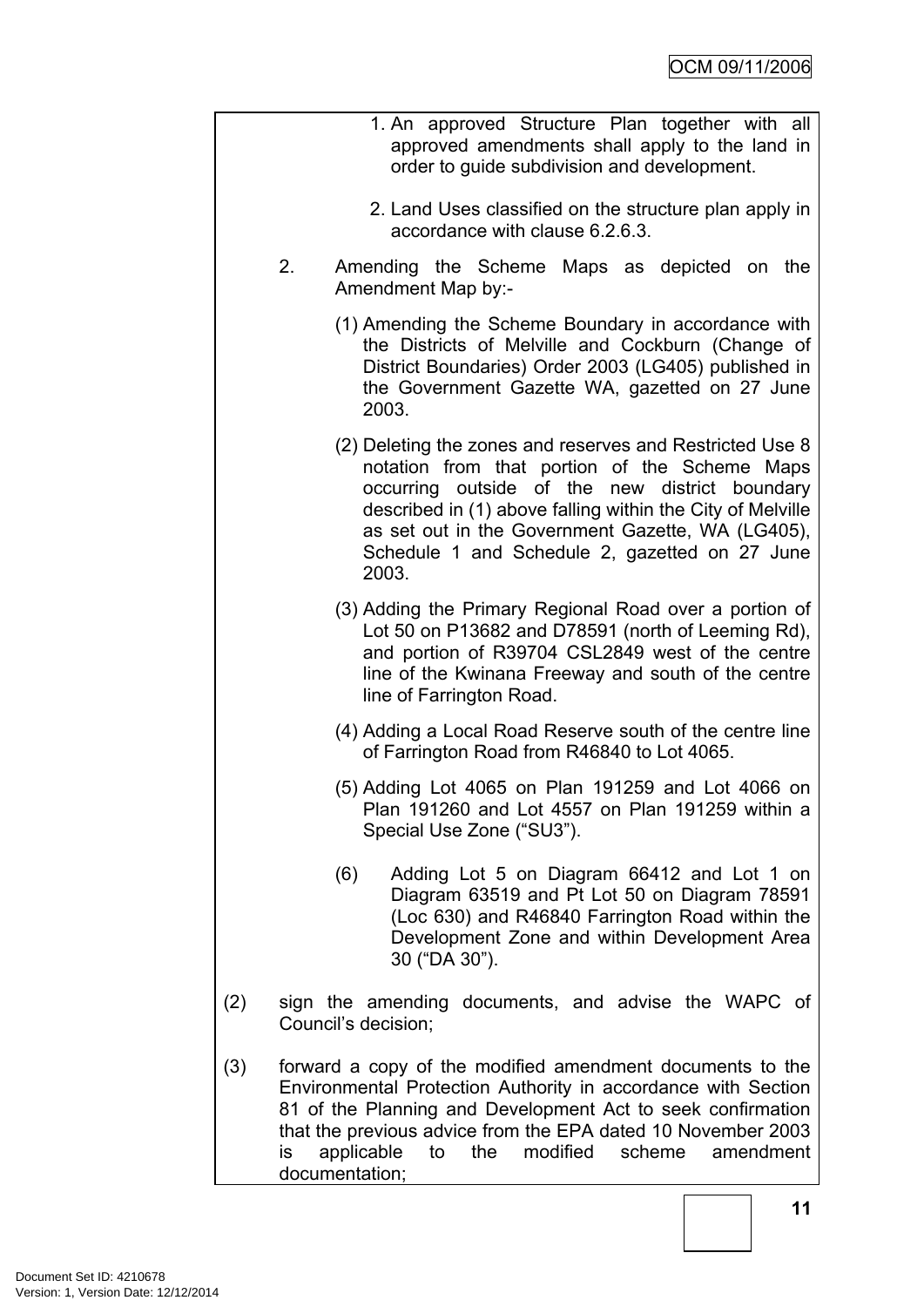1. An approved Structure Plan together with all approved amendments shall apply to the land in order to guide subdivision and development.

2. Land Uses classified on the structure plan apply in accordance with clause 6.2.6.3.

2. Amending the Scheme Maps as depicted on the Amendment Map by:-

(1) Amending the Scheme Boundary in accordance with the Districts of Melville and Cockburn (Change of District Boundaries) Order 2003 (LG405) published in the Government Gazette WA, gazetted on 27 June 2003.

(2) Deleting the zones and reserves and Restricted Use 8 notation from that portion of the Scheme Maps occurring outside of the new district boundary described in (1) above falling within the City of Melville as set out in the Government Gazette, WA (LG405), Schedule 1 and Schedule 2, gazetted on 27 June 2003.

(3) Adding the Primary Regional Road over a portion of Lot 50 on P13682 and D78591 (north of Leeming Rd), and portion of R39704 CSL2849 west of the centre line of the Kwinana Freeway and south of the centre line of Farrington Road.

(4) Adding a Local Road Reserve south of the centre line of Farrington Road from R46840 to Lot 4065.

(5) Adding Lot 4065 on Plan 191259 and Lot 4066 on Plan 191260 and Lot 4557 on Plan 191259 within a Special Use Zone ("SU3").

(6) Adding Lot 5 on Diagram 66412 and Lot 1 on Diagram 63519 and Pt Lot 50 on Diagram 78591 (Loc 630) and R46840 Farrington Road within the Development Zone and within Development Area 30 ("DA 30").

(2) sign the amending documents, and advise the WAPC of Council's decision;

(3) forward a copy of the modified amendment documents to the Environmental Protection Authority in accordance with Section 81 of the Planning and Development Act to seek confirmation that the previous advice from the EPA dated 10 November 2003 is applicable to the modified scheme amendment documentation;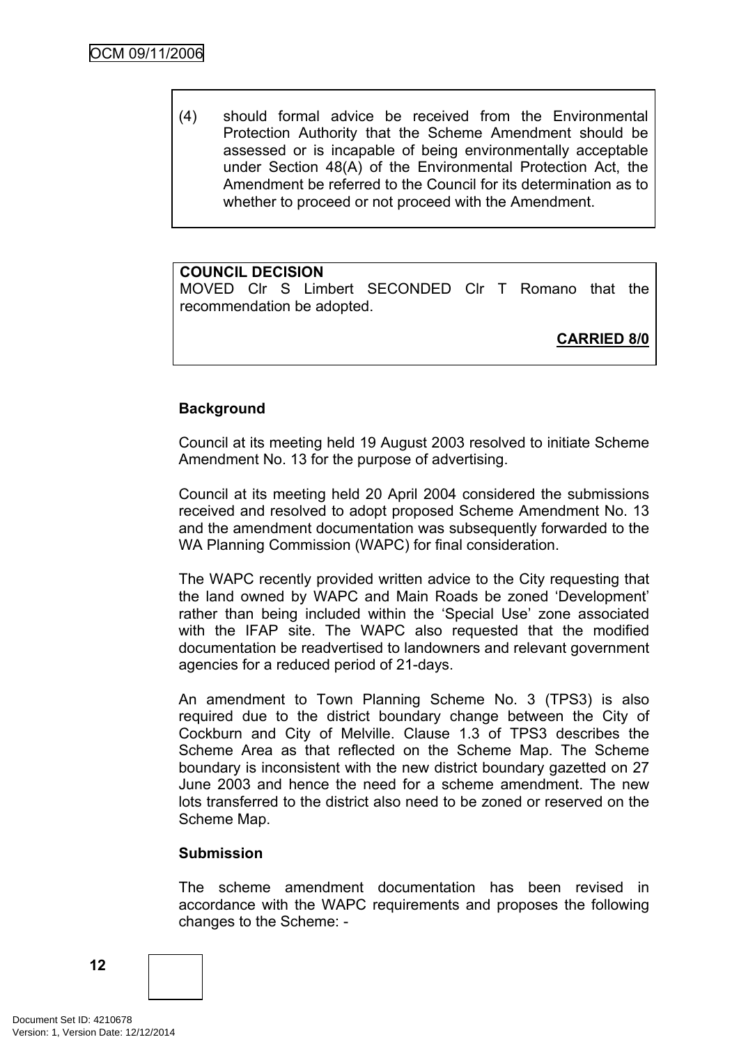(4) should formal advice be received from the Environmental Protection Authority that the Scheme Amendment should be assessed or is incapable of being environmentally acceptable under Section 48(A) of the Environmental Protection Act, the Amendment be referred to the Council for its determination as to whether to proceed or not proceed with the Amendment.

**COUNCIL DECISION**
MOVED Clr S Limbert SECONDED Clr T Romano that the recommendation be adopted.

**CARRIED 8/0**

**Background**

Council at its meeting held 19 August 2003 resolved to initiate Scheme Amendment No. 13 for the purpose of advertising.

Council at its meeting held 20 April 2004 considered the submissions received and resolved to adopt proposed Scheme Amendment No. 13 and the amendment documentation was subsequently forwarded to the WA Planning Commission (WAPC) for final consideration.

The WAPC recently provided written advice to the City requesting that the land owned by WAPC and Main Roads be zoned 'Development' rather than being included within the 'Special Use' zone associated with the IFAP site. The WAPC also requested that the modified documentation be readvertised to landowners and relevant government agencies for a reduced period of 21-days.

An amendment to Town Planning Scheme No. 3 (TPS3) is also required due to the district boundary change between the City of Cockburn and City of Melville. Clause 1.3 of TPS3 describes the Scheme Area as that reflected on the Scheme Map. The Scheme boundary is inconsistent with the new district boundary gazetted on 27 June 2003 and hence the need for a scheme amendment. The new lots transferred to the district also need to be zoned or reserved on the Scheme Map.

**Submission**

The scheme amendment documentation has been revised in accordance with the WAPC requirements and proposes the following changes to the Scheme: -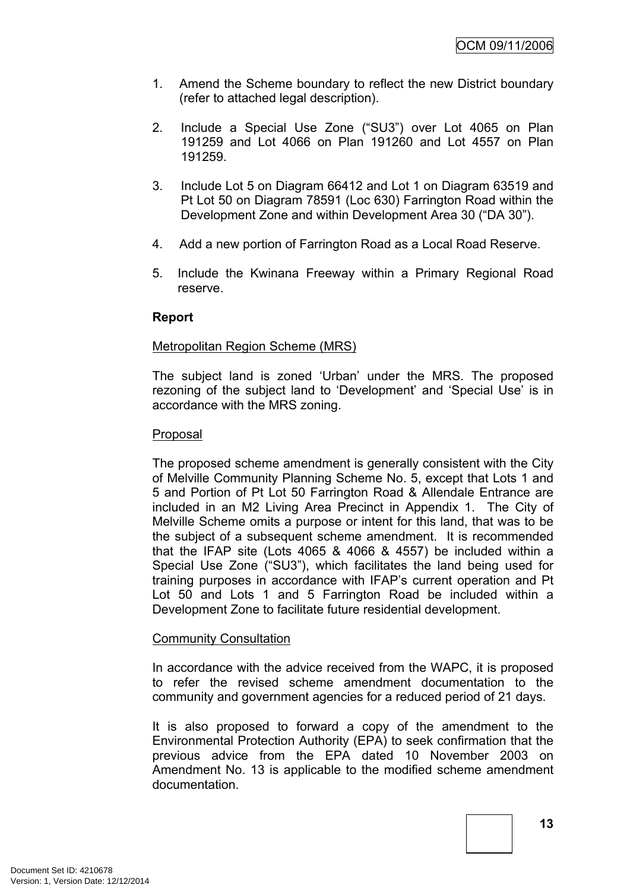1. Amend the Scheme boundary to reflect the new District boundary (refer to attached legal description).

2. Include a Special Use Zone ("SU3") over Lot 4065 on Plan 191259 and Lot 4066 on Plan 191260 and Lot 4557 on Plan 191259.

3. Include Lot 5 on Diagram 66412 and Lot 1 on Diagram 63519 and Pt Lot 50 on Diagram 78591 (Loc 630) Farrington Road within the Development Zone and within Development Area 30 ("DA 30").

4. Add a new portion of Farrington Road as a Local Road Reserve.

5. Include the Kwinana Freeway within a Primary Regional Road reserve.

**Report**

Metropolitan Region Scheme (MRS)

The subject land is zoned 'Urban' under the MRS. The proposed rezoning of the subject land to 'Development' and 'Special Use' is in accordance with the MRS zoning.

Proposal

The proposed scheme amendment is generally consistent with the City of Melville Community Planning Scheme No. 5, except that Lots 1 and 5 and Portion of Pt Lot 50 Farrington Road & Allendale Entrance are included in an M2 Living Area Precinct in Appendix 1. The City of Melville Scheme omits a purpose or intent for this land, that was to be the subject of a subsequent scheme amendment. It is recommended that the IFAP site (Lots 4065 & 4066 & 4557) be included within a Special Use Zone ("SU3"), which facilitates the land being used for training purposes in accordance with IFAP's current operation and Pt Lot 50 and Lots 1 and 5 Farrington Road be included within a Development Zone to facilitate future residential development.

Community Consultation

In accordance with the advice received from the WAPC, it is proposed to refer the revised scheme amendment documentation to the community and government agencies for a reduced period of 21 days.

It is also proposed to forward a copy of the amendment to the Environmental Protection Authority (EPA) to seek confirmation that the previous advice from the EPA dated 10 November 2003 on Amendment No. 13 is applicable to the modified scheme amendment documentation.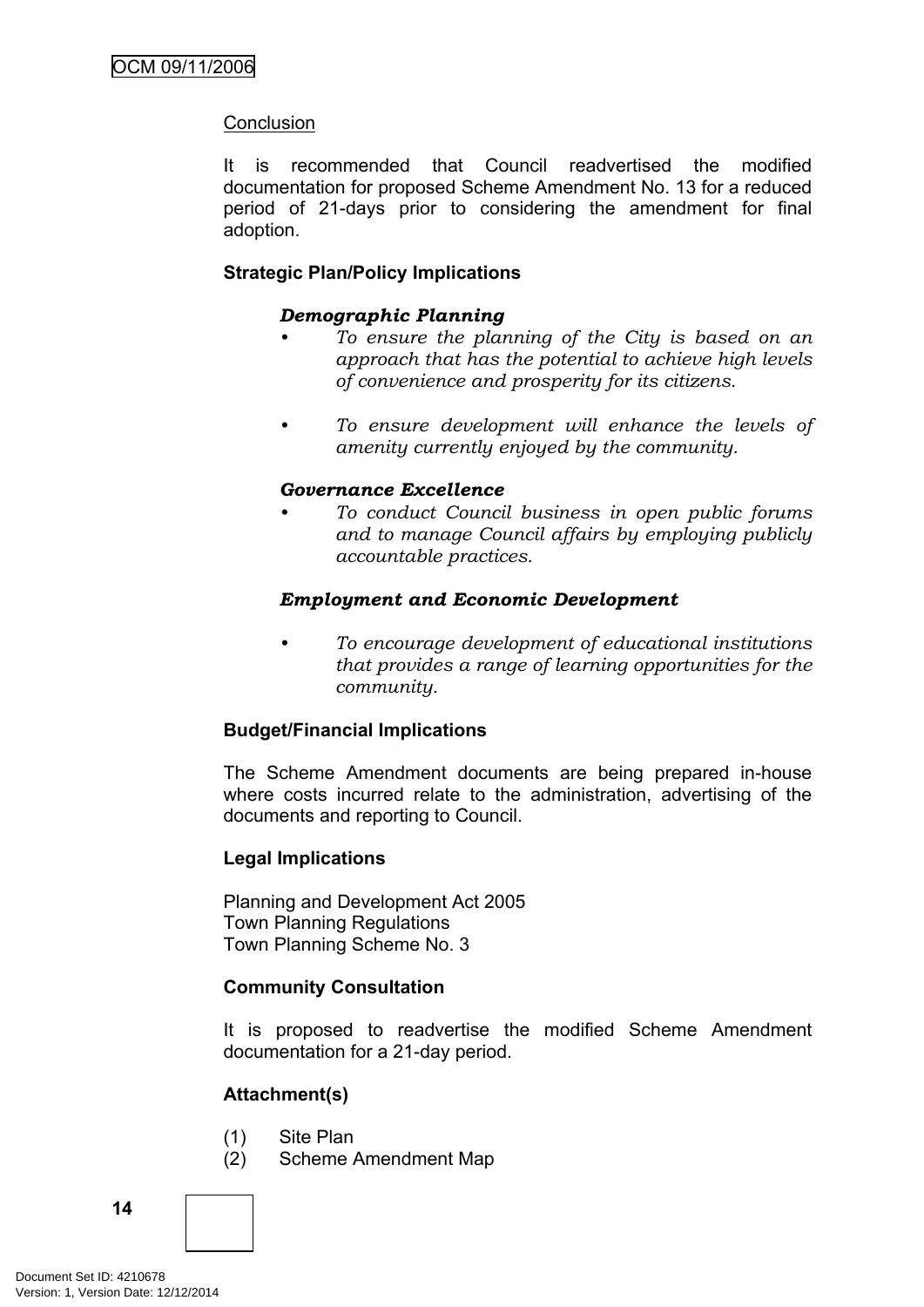<u>Conclusion</u>

It is recommended that Council readvertised the modified documentation for proposed Scheme Amendment No. 13 for a reduced period of 21-days prior to considering the amendment for final adoption.

**Strategic Plan/Policy Implications**

***Demographic Planning***

- *To ensure the planning of the City is based on an approach that has the potential to achieve high levels of convenience and prosperity for its citizens.*

- *To ensure development will enhance the levels of amenity currently enjoyed by the community.*

***Governance Excellence***

- *To conduct Council business in open public forums and to manage Council affairs by employing publicly accountable practices.*

***Employment and Economic Development***

- *To encourage development of educational institutions that provides a range of learning opportunities for the community.*

**Budget/Financial Implications**

The Scheme Amendment documents are being prepared in-house where costs incurred relate to the administration, advertising of the documents and reporting to Council.

**Legal Implications**

Planning and Development Act 2005
Town Planning Regulations
Town Planning Scheme No. 3

**Community Consultation**

It is proposed to readvertise the modified Scheme Amendment documentation for a 21-day period.

**Attachment(s)**

(1) Site Plan
(2) Scheme Amendment Map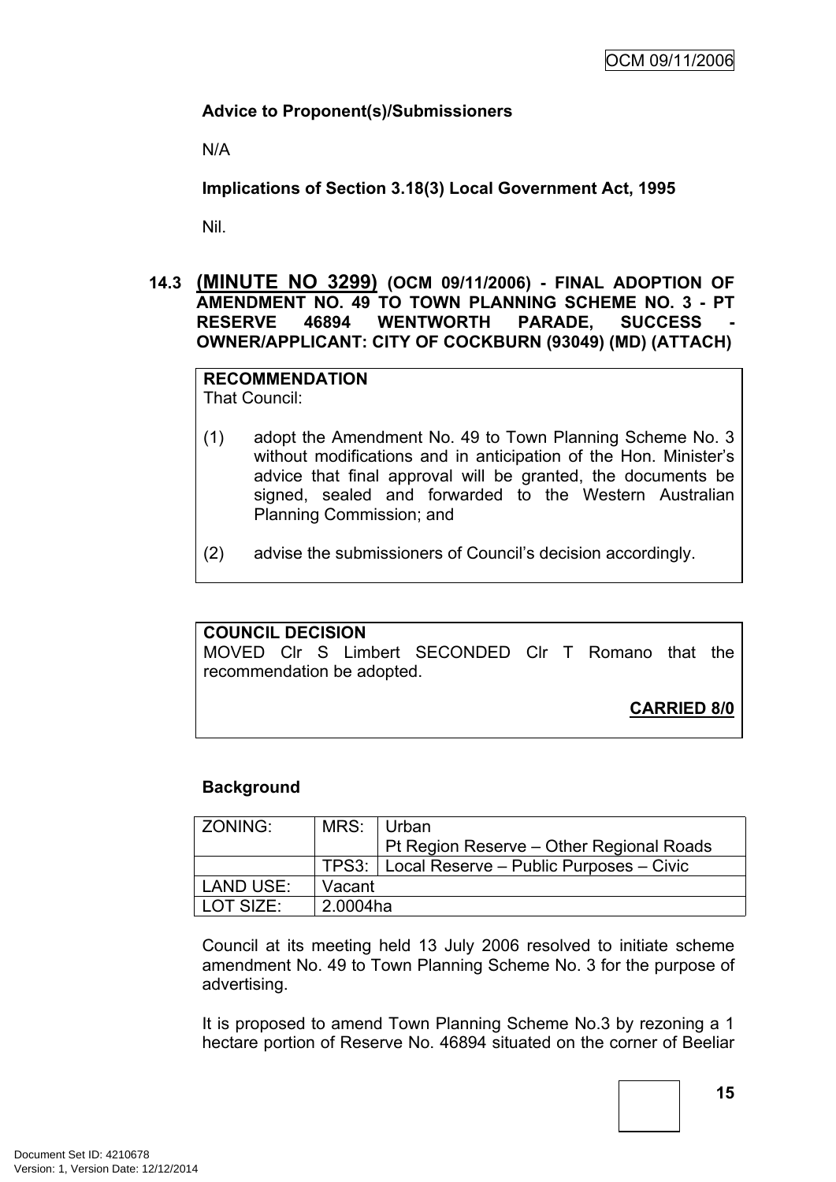**Advice to Proponent(s)/Submissioners**

N/A

**Implications of Section 3.18(3) Local Government Act, 1995**

Nil.

### 14.3 (MINUTE NO 3299) (OCM 09/11/2006) - FINAL ADOPTION OF AMENDMENT NO. 49 TO TOWN PLANNING SCHEME NO. 3 - PT RESERVE 46894 WENTWORTH PARADE, SUCCESS - OWNER/APPLICANT: CITY OF COCKBURN (93049) (MD) (ATTACH)

**RECOMMENDATION**
That Council:

(1) adopt the Amendment No. 49 to Town Planning Scheme No. 3 without modifications and in anticipation of the Hon. Minister's advice that final approval will be granted, the documents be signed, sealed and forwarded to the Western Australian Planning Commission; and

(2) advise the submissioners of Council's decision accordingly.

**COUNCIL DECISION**
MOVED Clr S Limbert SECONDED Clr T Romano that the recommendation be adopted.

**CARRIED 8/0**

**Background**

| ZONING: | MRS: | Urban<br>Pt Region Reserve – Other Regional Roads |
|---|---|---|
| | TPS3: | Local Reserve – Public Purposes – Civic |
| LAND USE: | Vacant | |
| LOT SIZE: | 2.0004ha | |

Council at its meeting held 13 July 2006 resolved to initiate scheme amendment No. 49 to Town Planning Scheme No. 3 for the purpose of advertising.

It is proposed to amend Town Planning Scheme No.3 by rezoning a 1 hectare portion of Reserve No. 46894 situated on the corner of Beeliar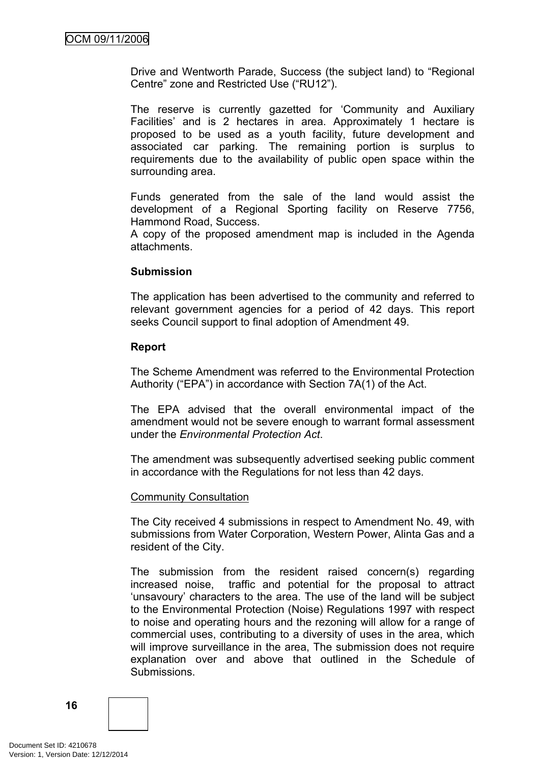Drive and Wentworth Parade, Success (the subject land) to “Regional Centre” zone and Restricted Use (“RU12”).

The reserve is currently gazetted for ‘Community and Auxiliary Facilities’ and is 2 hectares in area. Approximately 1 hectare is proposed to be used as a youth facility, future development and associated car parking. The remaining portion is surplus to requirements due to the availability of public open space within the surrounding area.

Funds generated from the sale of the land would assist the development of a Regional Sporting facility on Reserve 7756, Hammond Road, Success.
A copy of the proposed amendment map is included in the Agenda attachments.

**Submission**

The application has been advertised to the community and referred to relevant government agencies for a period of 42 days. This report seeks Council support to final adoption of Amendment 49.

**Report**

The Scheme Amendment was referred to the Environmental Protection Authority (“EPA”) in accordance with Section 7A(1) of the Act.

The EPA advised that the overall environmental impact of the amendment would not be severe enough to warrant formal assessment under the *Environmental Protection Act*.

The amendment was subsequently advertised seeking public comment in accordance with the Regulations for not less than 42 days.

<u>Community Consultation</u>

The City received 4 submissions in respect to Amendment No. 49, with submissions from Water Corporation, Western Power, Alinta Gas and a resident of the City.

The submission from the resident raised concern(s) regarding increased noise, traffic and potential for the proposal to attract ‘unsavoury’ characters to the area. The use of the land will be subject to the Environmental Protection (Noise) Regulations 1997 with respect to noise and operating hours and the rezoning will allow for a range of commercial uses, contributing to a diversity of uses in the area, which will improve surveillance in the area, The submission does not require explanation over and above that outlined in the Schedule of Submissions.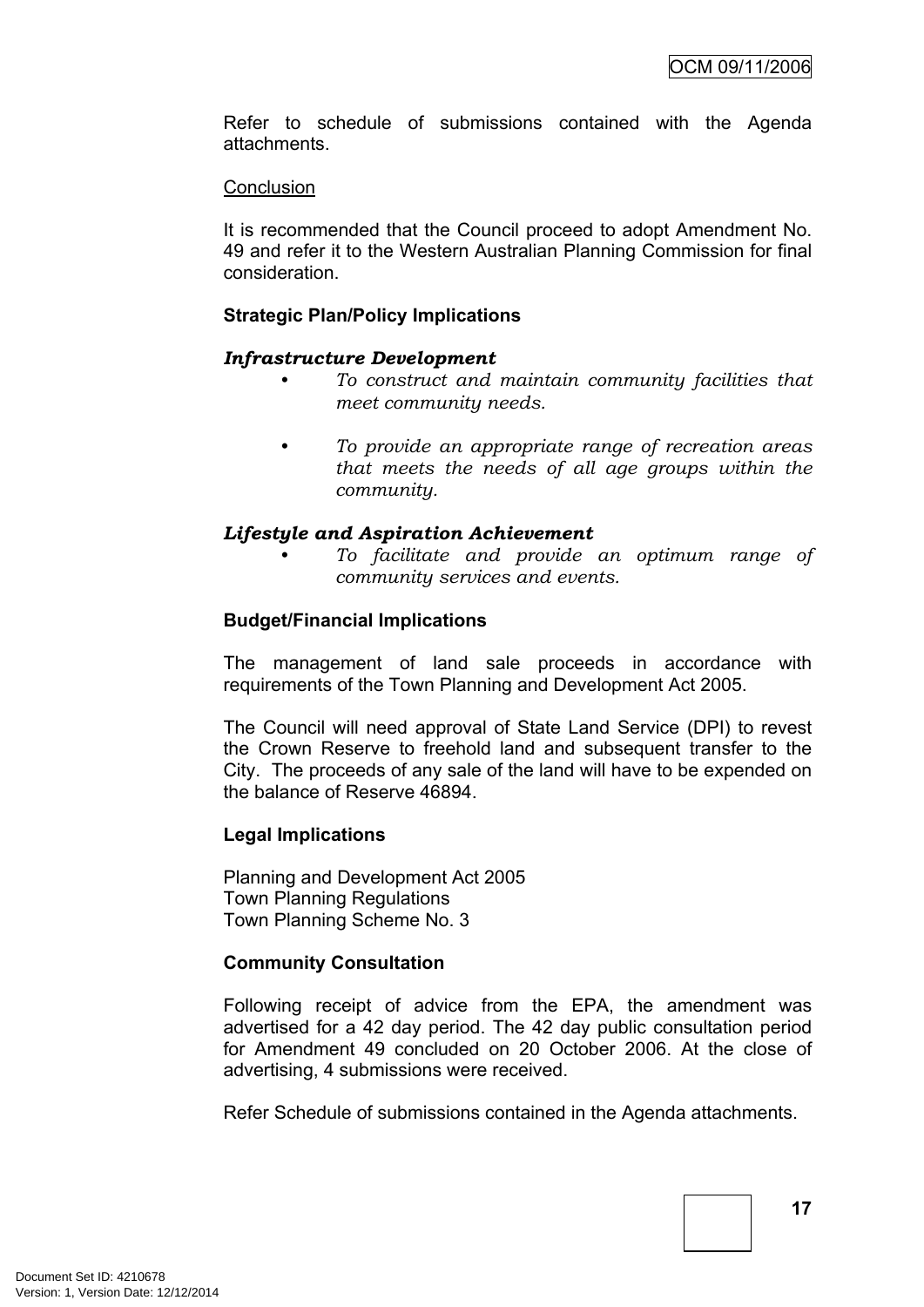Refer to schedule of submissions contained with the Agenda attachments.

<u>Conclusion</u>

It is recommended that the Council proceed to adopt Amendment No. 49 and refer it to the Western Australian Planning Commission for final consideration.

**Strategic Plan/Policy Implications**

***Infrastructure Development***

- *To construct and maintain community facilities that meet community needs.*

- *To provide an appropriate range of recreation areas that meets the needs of all age groups within the community.*

***Lifestyle and Aspiration Achievement***

- *To facilitate and provide an optimum range of community services and events.*

**Budget/Financial Implications**

The management of land sale proceeds in accordance with requirements of the Town Planning and Development Act 2005.

The Council will need approval of State Land Service (DPI) to revest the Crown Reserve to freehold land and subsequent transfer to the City. The proceeds of any sale of the land will have to be expended on the balance of Reserve 46894.

**Legal Implications**

Planning and Development Act 2005
Town Planning Regulations
Town Planning Scheme No. 3

**Community Consultation**

Following receipt of advice from the EPA, the amendment was advertised for a 42 day period. The 42 day public consultation period for Amendment 49 concluded on 20 October 2006. At the close of advertising, 4 submissions were received.

Refer Schedule of submissions contained in the Agenda attachments.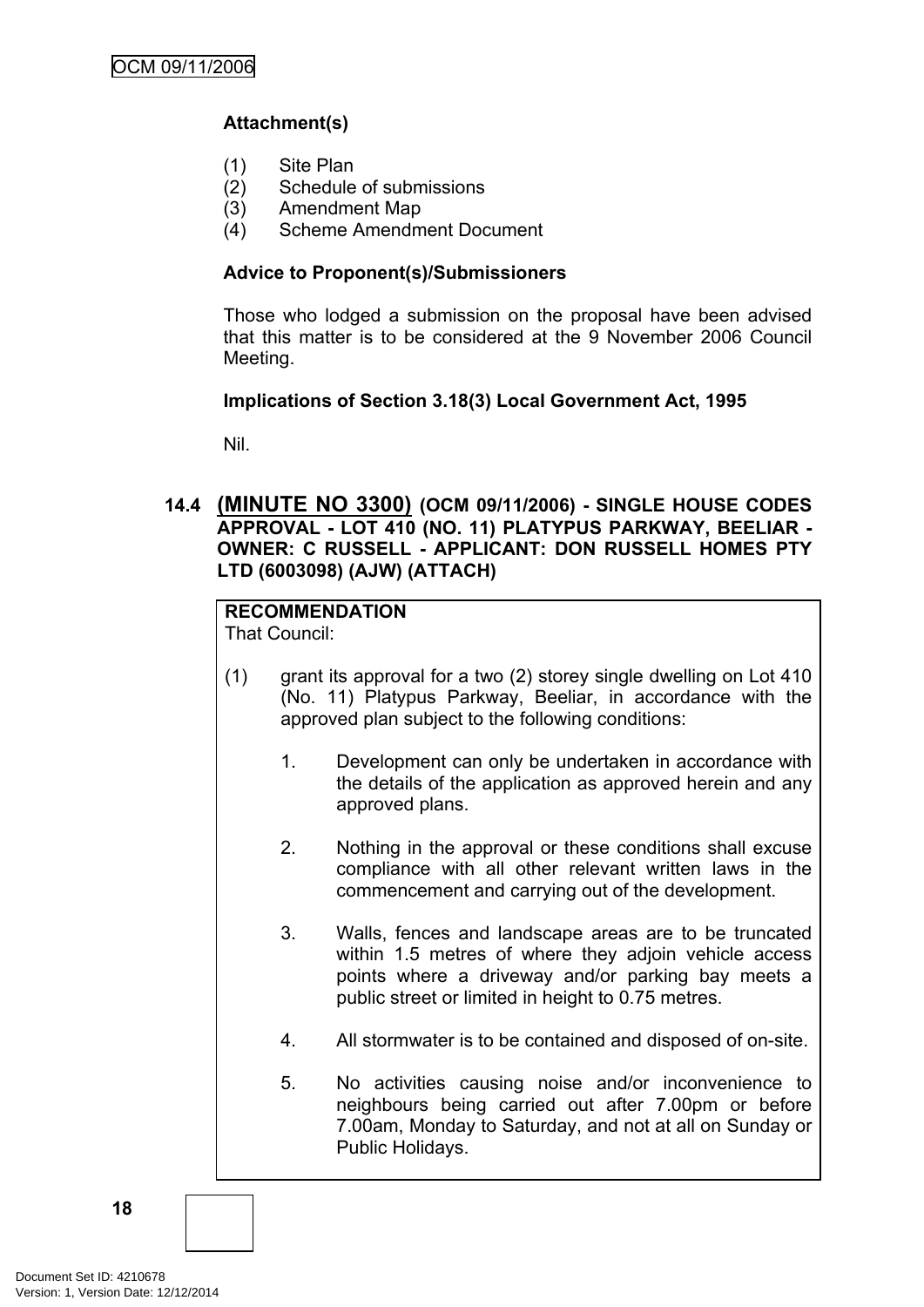**Attachment(s)**

(1) Site Plan
(2) Schedule of submissions
(3) Amendment Map
(4) Scheme Amendment Document

**Advice to Proponent(s)/Submissioners**

Those who lodged a submission on the proposal have been advised that this matter is to be considered at the 9 November 2006 Council Meeting.

**Implications of Section 3.18(3) Local Government Act, 1995**

Nil.

### 14.4 (MINUTE NO 3300) (OCM 09/11/2006) - SINGLE HOUSE CODES APPROVAL - LOT 410 (NO. 11) PLATYPUS PARKWAY, BEELIAR - OWNER: C RUSSELL - APPLICANT: DON RUSSELL HOMES PTY LTD (6003098) (AJW) (ATTACH)

**RECOMMENDATION**
That Council:

(1) grant its approval for a two (2) storey single dwelling on Lot 410 (No. 11) Platypus Parkway, Beeliar, in accordance with the approved plan subject to the following conditions:

1. Development can only be undertaken in accordance with the details of the application as approved herein and any approved plans.

2. Nothing in the approval or these conditions shall excuse compliance with all other relevant written laws in the commencement and carrying out of the development.

3. Walls, fences and landscape areas are to be truncated within 1.5 metres of where they adjoin vehicle access points where a driveway and/or parking bay meets a public street or limited in height to 0.75 metres.

4. All stormwater is to be contained and disposed of on-site.

5. No activities causing noise and/or inconvenience to neighbours being carried out after 7.00pm or before 7.00am, Monday to Saturday, and not at all on Sunday or Public Holidays.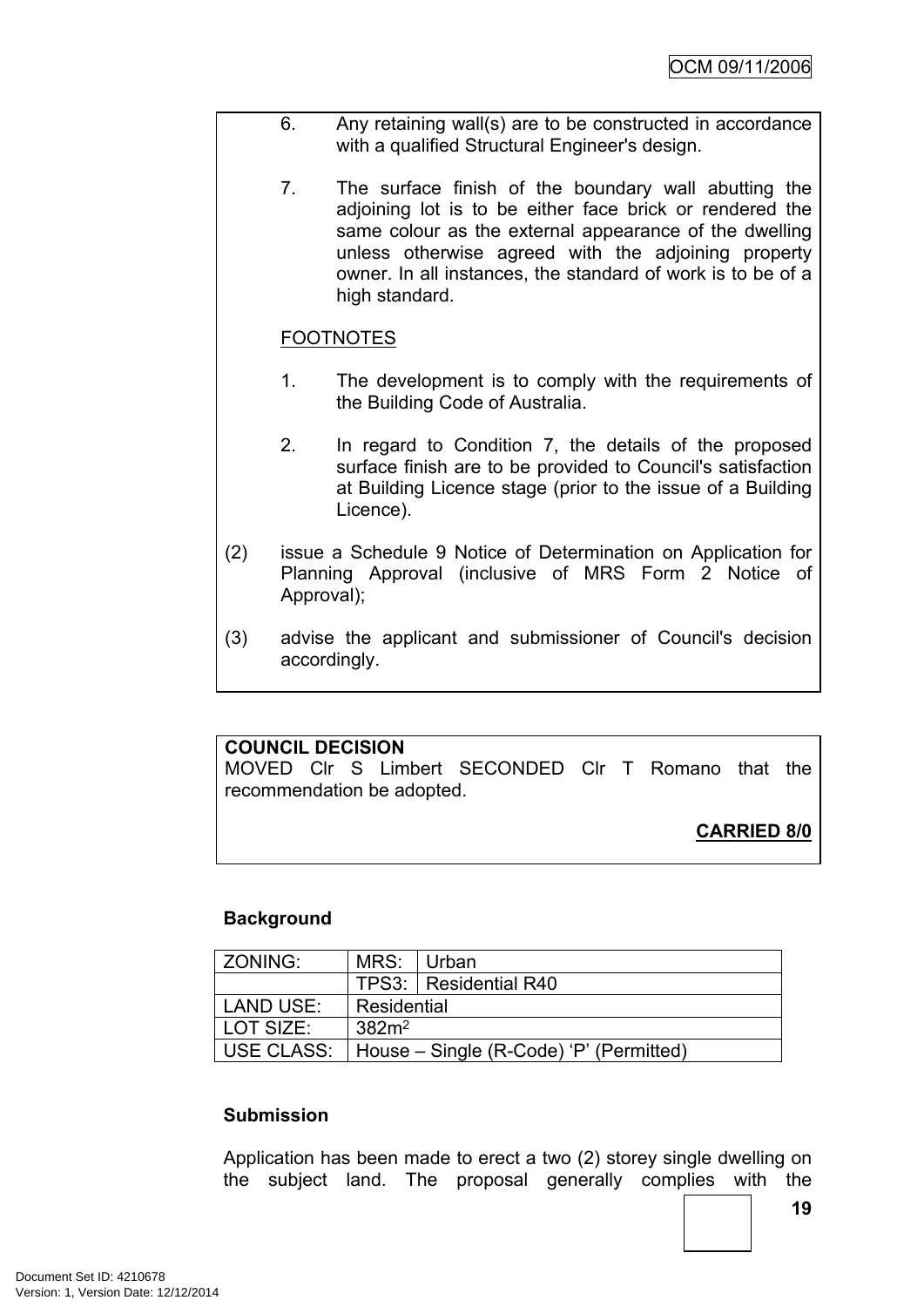6. Any retaining wall(s) are to be constructed in accordance with a qualified Structural Engineer's design.

7. The surface finish of the boundary wall abutting the adjoining lot is to be either face brick or rendered the same colour as the external appearance of the dwelling unless otherwise agreed with the adjoining property owner. In all instances, the standard of work is to be of a high standard.

FOOTNOTES

1. The development is to comply with the requirements of the Building Code of Australia.

2. In regard to Condition 7, the details of the proposed surface finish are to be provided to Council's satisfaction at Building Licence stage (prior to the issue of a Building Licence).

(2) issue a Schedule 9 Notice of Determination on Application for Planning Approval (inclusive of MRS Form 2 Notice of Approval);

(3) advise the applicant and submissioner of Council's decision accordingly.

**COUNCIL DECISION**
MOVED Clr S Limbert SECONDED Clr T Romano that the recommendation be adopted.

**CARRIED 8/0**

**Background**

| ZONING: | MRS: | Urban |
|---|---|---|
| | TPS3: | Residential R40 |
| LAND USE: | Residential | |
| LOT SIZE: | 382m$^2$ | |
| USE CLASS: | House – Single (R-Code) ‘P’ (Permitted) | |

**Submission**

Application has been made to erect a two (2) storey single dwelling on the subject land. The proposal generally complies with the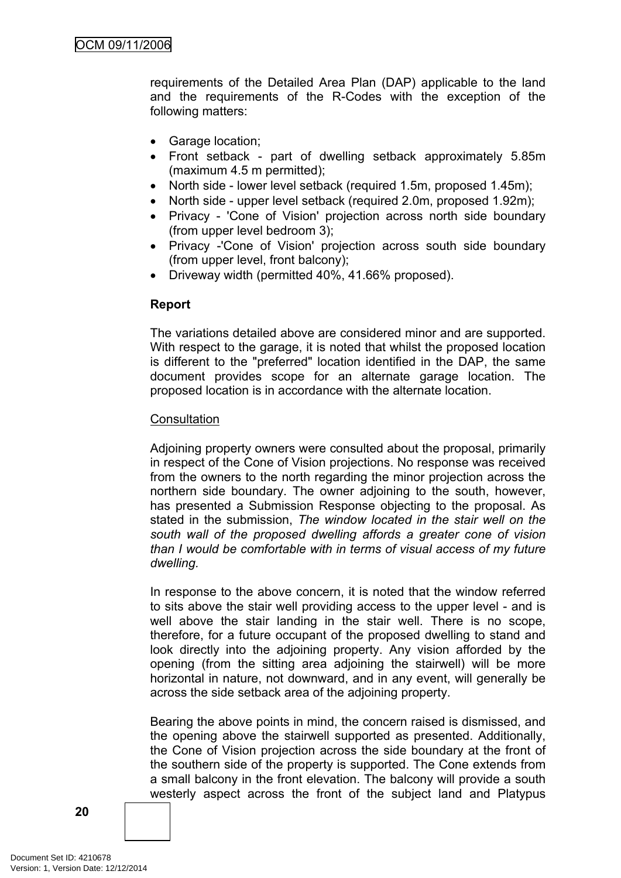requirements of the Detailed Area Plan (DAP) applicable to the land and the requirements of the R-Codes with the exception of the following matters:

- Garage location;
- Front setback - part of dwelling setback approximately 5.85m (maximum 4.5 m permitted);
- North side - lower level setback (required 1.5m, proposed 1.45m);
- North side - upper level setback (required 2.0m, proposed 1.92m);
- Privacy - 'Cone of Vision' projection across north side boundary (from upper level bedroom 3);
- Privacy -'Cone of Vision' projection across south side boundary (from upper level, front balcony);
- Driveway width (permitted 40%, 41.66% proposed).

**Report**

The variations detailed above are considered minor and are supported. With respect to the garage, it is noted that whilst the proposed location is different to the "preferred" location identified in the DAP, the same document provides scope for an alternate garage location. The proposed location is in accordance with the alternate location.

Consultation

Adjoining property owners were consulted about the proposal, primarily in respect of the Cone of Vision projections. No response was received from the owners to the north regarding the minor projection across the northern side boundary. The owner adjoining to the south, however, has presented a Submission Response objecting to the proposal. As stated in the submission, *The window located in the stair well on the south wall of the proposed dwelling affords a greater cone of vision than I would be comfortable with in terms of visual access of my future dwelling.*

In response to the above concern, it is noted that the window referred to sits above the stair well providing access to the upper level - and is well above the stair landing in the stair well. There is no scope, therefore, for a future occupant of the proposed dwelling to stand and look directly into the adjoining property. Any vision afforded by the opening (from the sitting area adjoining the stairwell) will be more horizontal in nature, not downward, and in any event, will generally be across the side setback area of the adjoining property.

Bearing the above points in mind, the concern raised is dismissed, and the opening above the stairwell supported as presented. Additionally, the Cone of Vision projection across the side boundary at the front of the southern side of the property is supported. The Cone extends from a small balcony in the front elevation. The balcony will provide a south westerly aspect across the front of the subject land and Platypus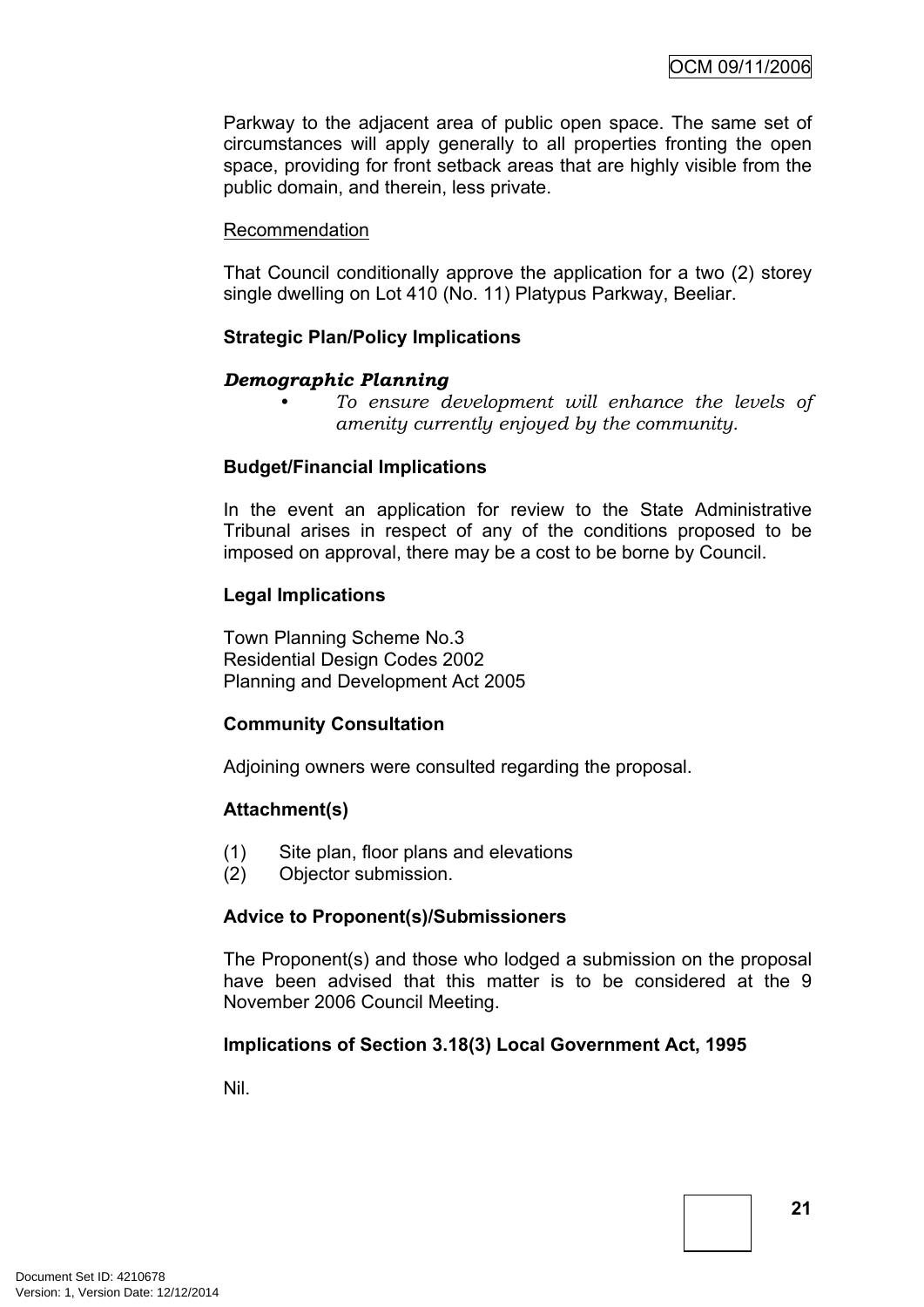Parkway to the adjacent area of public open space. The same set of circumstances will apply generally to all properties fronting the open space, providing for front setback areas that are highly visible from the public domain, and therein, less private.

Recommendation

That Council conditionally approve the application for a two (2) storey single dwelling on Lot 410 (No. 11) Platypus Parkway, Beeliar.

**Strategic Plan/Policy Implications**

***Demographic Planning***

- *To ensure development will enhance the levels of amenity currently enjoyed by the community.*

**Budget/Financial Implications**

In the event an application for review to the State Administrative Tribunal arises in respect of any of the conditions proposed to be imposed on approval, there may be a cost to be borne by Council.

**Legal Implications**

Town Planning Scheme No.3
Residential Design Codes 2002
Planning and Development Act 2005

**Community Consultation**

Adjoining owners were consulted regarding the proposal.

**Attachment(s)**

(1) Site plan, floor plans and elevations
(2) Objector submission.

**Advice to Proponent(s)/Submissioners**

The Proponent(s) and those who lodged a submission on the proposal have been advised that this matter is to be considered at the 9 November 2006 Council Meeting.

**Implications of Section 3.18(3) Local Government Act, 1995**

Nil.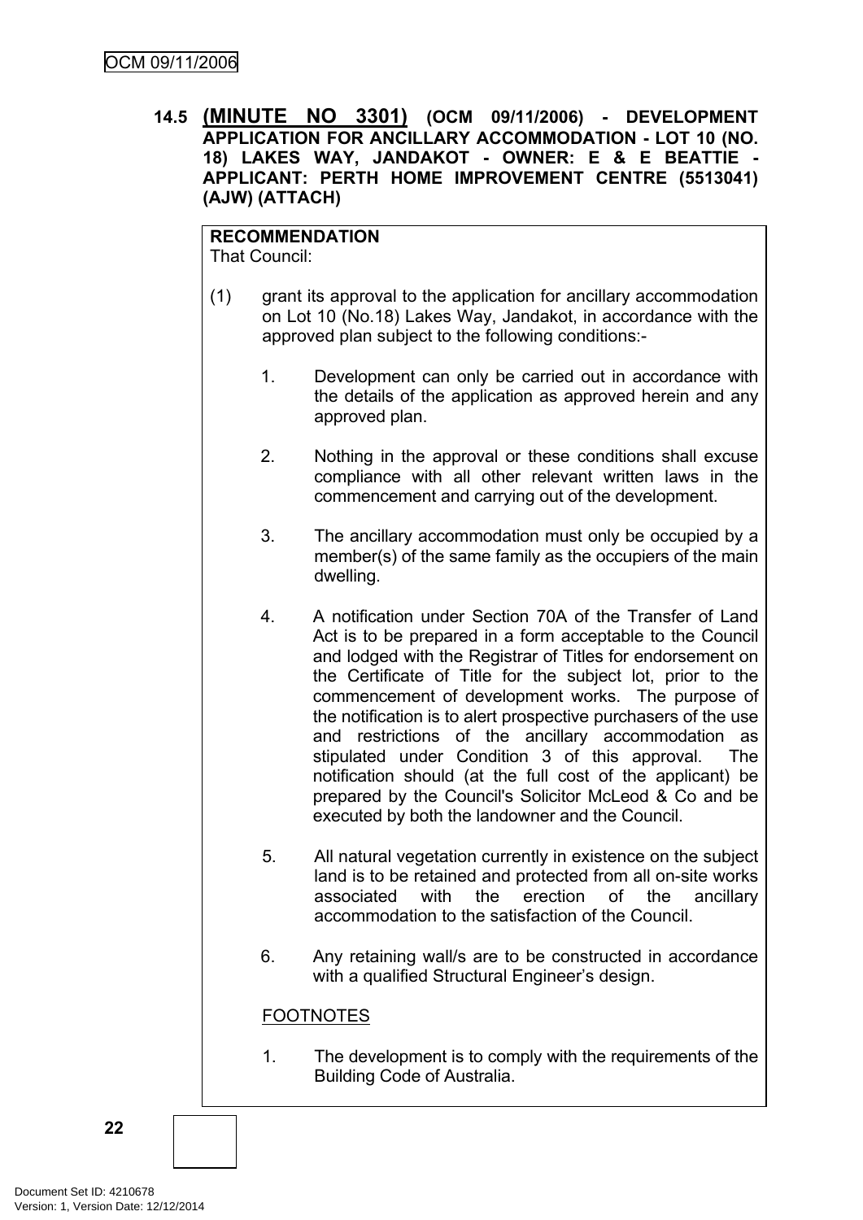**14.5 (MINUTE NO 3301) (OCM 09/11/2006) - DEVELOPMENT APPLICATION FOR ANCILLARY ACCOMMODATION - LOT 10 (NO. 18) LAKES WAY, JANDAKOT - OWNER: E & E BEATTIE - APPLICANT: PERTH HOME IMPROVEMENT CENTRE (5513041) (AJW) (ATTACH)**

**RECOMMENDATION**
That Council:

(1) grant its approval to the application for ancillary accommodation on Lot 10 (No.18) Lakes Way, Jandakot, in accordance with the approved plan subject to the following conditions:-

1. Development can only be carried out in accordance with the details of the application as approved herein and any approved plan.

2. Nothing in the approval or these conditions shall excuse compliance with all other relevant written laws in the commencement and carrying out of the development.

3. The ancillary accommodation must only be occupied by a member(s) of the same family as the occupiers of the main dwelling.

4. A notification under Section 70A of the Transfer of Land Act is to be prepared in a form acceptable to the Council and lodged with the Registrar of Titles for endorsement on the Certificate of Title for the subject lot, prior to the commencement of development works. The purpose of the notification is to alert prospective purchasers of the use and restrictions of the ancillary accommodation as stipulated under Condition 3 of this approval. The notification should (at the full cost of the applicant) be prepared by the Council's Solicitor McLeod & Co and be executed by both the landowner and the Council.

5. All natural vegetation currently in existence on the subject land is to be retained and protected from all on-site works associated with the erection of the ancillary accommodation to the satisfaction of the Council.

6. Any retaining wall/s are to be constructed in accordance with a qualified Structural Engineer's design.

FOOTNOTES

1. The development is to comply with the requirements of the Building Code of Australia.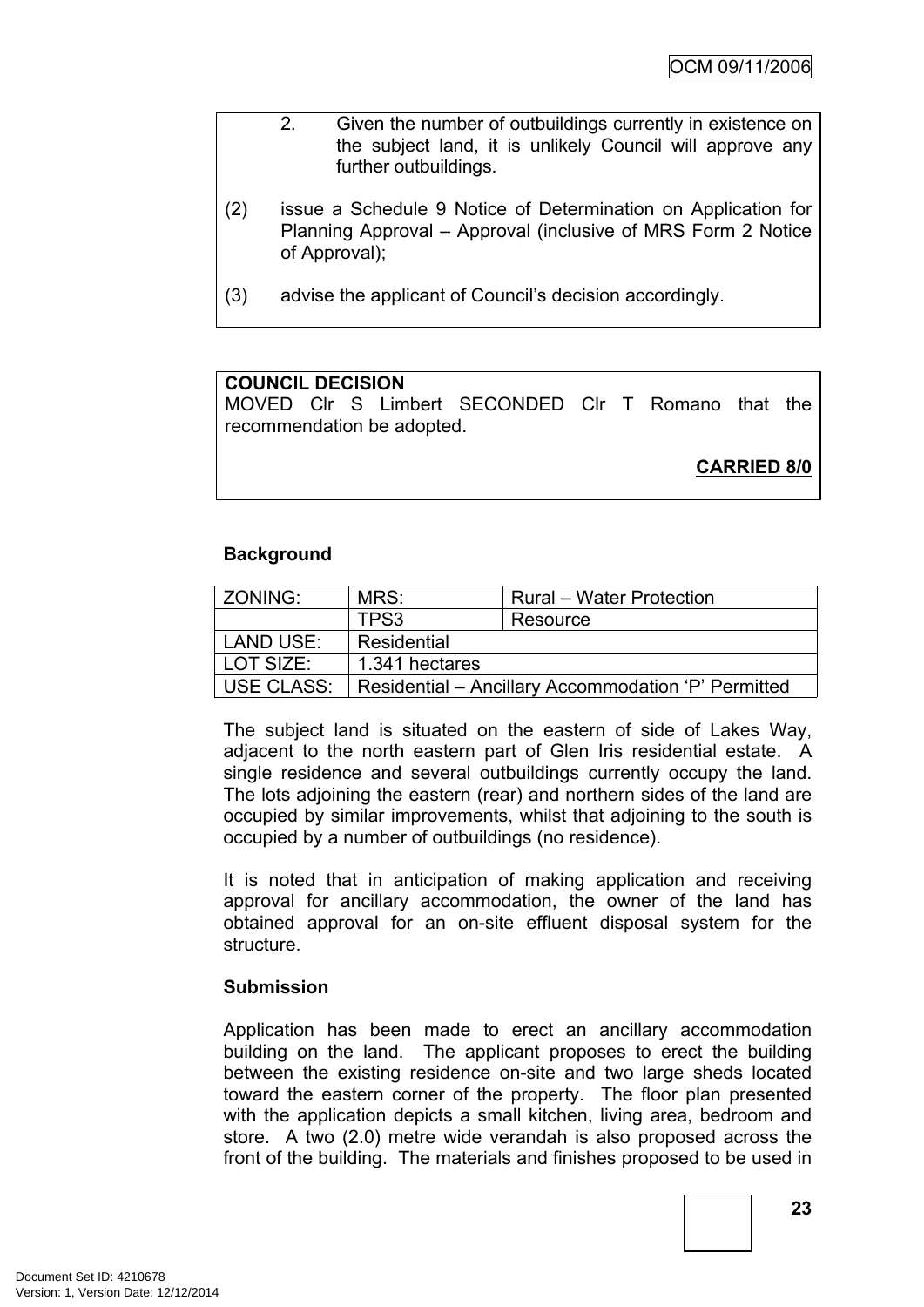2. Given the number of outbuildings currently in existence on the subject land, it is unlikely Council will approve any further outbuildings.

(2) issue a Schedule 9 Notice of Determination on Application for Planning Approval – Approval (inclusive of MRS Form 2 Notice of Approval);

(3) advise the applicant of Council's decision accordingly.

**COUNCIL DECISION**
MOVED Clr S Limbert SECONDED Clr T Romano that the recommendation be adopted.

**CARRIED 8/0**

**Background**

| ZONING: | MRS: | Rural – Water Protection |
|---|---|---|
| | TPS3 | Resource |
| LAND USE: | Residential | |
| LOT SIZE: | 1.341 hectares | |
| USE CLASS: | Residential – Ancillary Accommodation 'P' Permitted | |

The subject land is situated on the eastern of side of Lakes Way, adjacent to the north eastern part of Glen Iris residential estate. A single residence and several outbuildings currently occupy the land. The lots adjoining the eastern (rear) and northern sides of the land are occupied by similar improvements, whilst that adjoining to the south is occupied by a number of outbuildings (no residence).

It is noted that in anticipation of making application and receiving approval for ancillary accommodation, the owner of the land has obtained approval for an on-site effluent disposal system for the structure.

**Submission**

Application has been made to erect an ancillary accommodation building on the land. The applicant proposes to erect the building between the existing residence on-site and two large sheds located toward the eastern corner of the property. The floor plan presented with the application depicts a small kitchen, living area, bedroom and store. A two (2.0) metre wide verandah is also proposed across the front of the building. The materials and finishes proposed to be used in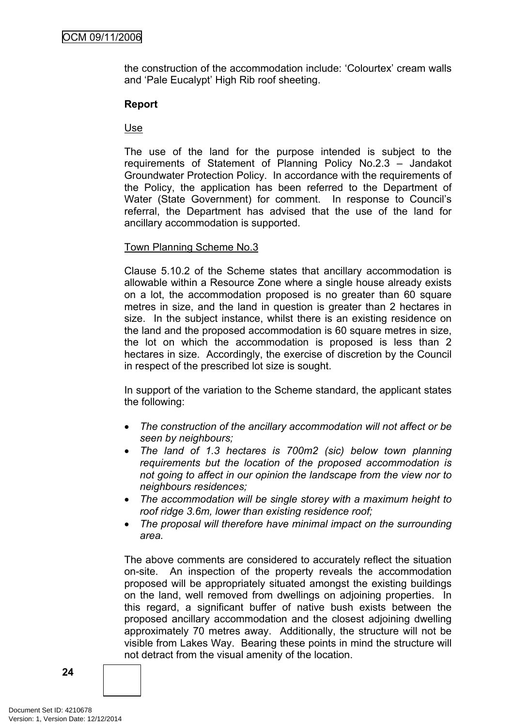the construction of the accommodation include: 'Colourtex' cream walls and 'Pale Eucalypt' High Rib roof sheeting.

**Report**

Use

The use of the land for the purpose intended is subject to the requirements of Statement of Planning Policy No.2.3 – Jandakot Groundwater Protection Policy. In accordance with the requirements of the Policy, the application has been referred to the Department of Water (State Government) for comment. In response to Council's referral, the Department has advised that the use of the land for ancillary accommodation is supported.

Town Planning Scheme No.3

Clause 5.10.2 of the Scheme states that ancillary accommodation is allowable within a Resource Zone where a single house already exists on a lot, the accommodation proposed is no greater than 60 square metres in size, and the land in question is greater than 2 hectares in size. In the subject instance, whilst there is an existing residence on the land and the proposed accommodation is 60 square metres in size, the lot on which the accommodation is proposed is less than 2 hectares in size. Accordingly, the exercise of discretion by the Council in respect of the prescribed lot size is sought.

In support of the variation to the Scheme standard, the applicant states the following:

- *The construction of the ancillary accommodation will not affect or be seen by neighbours;*
- *The land of 1.3 hectares is 700m2 (sic) below town planning requirements but the location of the proposed accommodation is not going to affect in our opinion the landscape from the view nor to neighbours residences;*
- *The accommodation will be single storey with a maximum height to roof ridge 3.6m, lower than existing residence roof;*
- *The proposal will therefore have minimal impact on the surrounding area.*

The above comments are considered to accurately reflect the situation on-site. An inspection of the property reveals the accommodation proposed will be appropriately situated amongst the existing buildings on the land, well removed from dwellings on adjoining properties. In this regard, a significant buffer of native bush exists between the proposed ancillary accommodation and the closest adjoining dwelling approximately 70 metres away. Additionally, the structure will not be visible from Lakes Way. Bearing these points in mind the structure will not detract from the visual amenity of the location.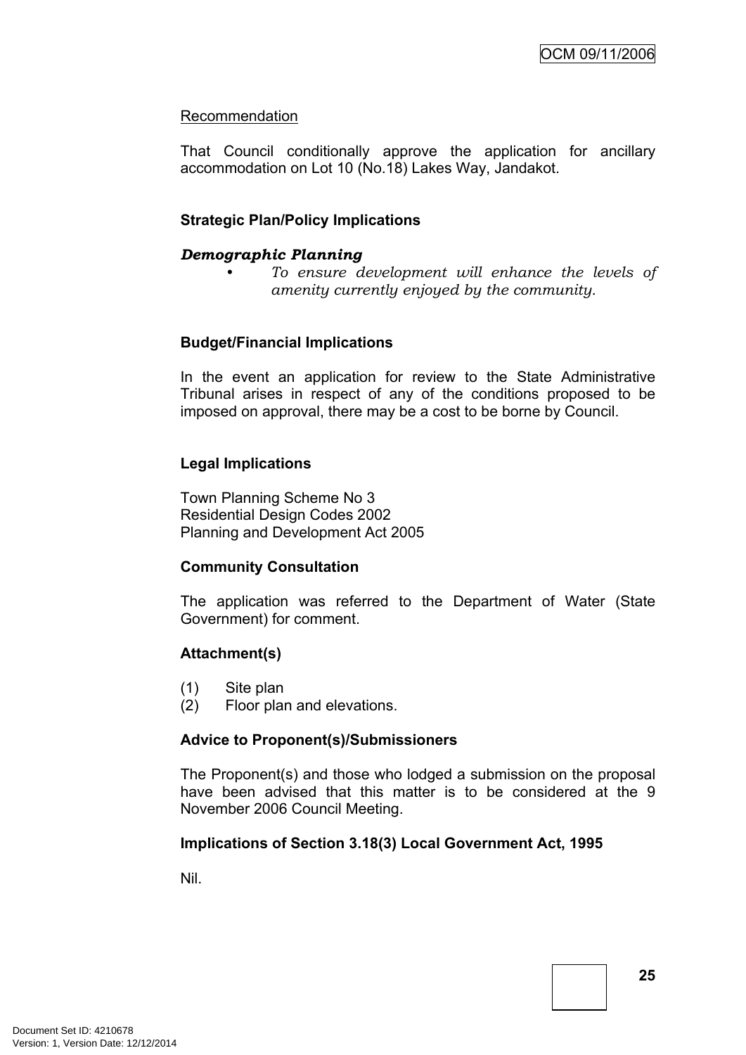Recommendation

That Council conditionally approve the application for ancillary accommodation on Lot 10 (No.18) Lakes Way, Jandakot.

**Strategic Plan/Policy Implications**

***Demographic Planning***

- *To ensure development will enhance the levels of amenity currently enjoyed by the community.*

**Budget/Financial Implications**

In the event an application for review to the State Administrative Tribunal arises in respect of any of the conditions proposed to be imposed on approval, there may be a cost to be borne by Council.

**Legal Implications**

Town Planning Scheme No 3
Residential Design Codes 2002
Planning and Development Act 2005

**Community Consultation**

The application was referred to the Department of Water (State Government) for comment.

**Attachment(s)**

(1) Site plan
(2) Floor plan and elevations.

**Advice to Proponent(s)/Submissioners**

The Proponent(s) and those who lodged a submission on the proposal have been advised that this matter is to be considered at the 9 November 2006 Council Meeting.

**Implications of Section 3.18(3) Local Government Act, 1995**

Nil.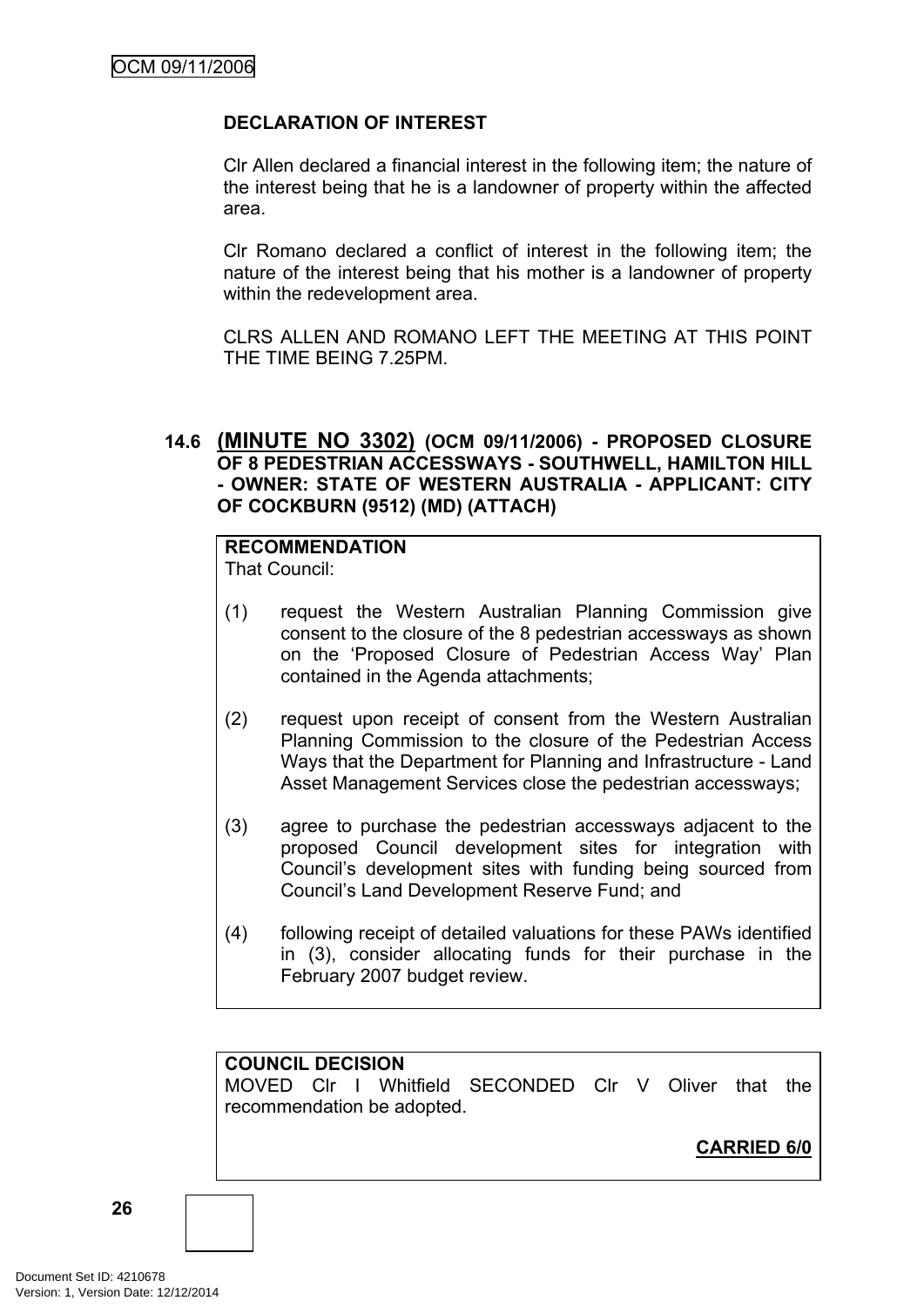**DECLARATION OF INTEREST**

Clr Allen declared a financial interest in the following item; the nature of the interest being that he is a landowner of property within the affected area.

Clr Romano declared a conflict of interest in the following item; the nature of the interest being that his mother is a landowner of property within the redevelopment area.

CLRS ALLEN AND ROMANO LEFT THE MEETING AT THIS POINT THE TIME BEING 7.25PM.

### 14.6 (MINUTE NO 3302) (OCM 09/11/2006) - PROPOSED CLOSURE OF 8 PEDESTRIAN ACCESSWAYS - SOUTHWELL, HAMILTON HILL - OWNER: STATE OF WESTERN AUSTRALIA - APPLICANT: CITY OF COCKBURN (9512) (MD) (ATTACH)

**RECOMMENDATION**

That Council:

(1) request the Western Australian Planning Commission give consent to the closure of the 8 pedestrian accessways as shown on the 'Proposed Closure of Pedestrian Access Way' Plan contained in the Agenda attachments;

(2) request upon receipt of consent from the Western Australian Planning Commission to the closure of the Pedestrian Access Ways that the Department for Planning and Infrastructure - Land Asset Management Services close the pedestrian accessways;

(3) agree to purchase the pedestrian accessways adjacent to the proposed Council development sites for integration with Council's development sites with funding being sourced from Council's Land Development Reserve Fund; and

(4) following receipt of detailed valuations for these PAWs identified in (3), consider allocating funds for their purchase in the February 2007 budget review.

**COUNCIL DECISION**

MOVED Clr I Whitfield SECONDED Clr V Oliver that the recommendation be adopted.

**CARRIED 6/0**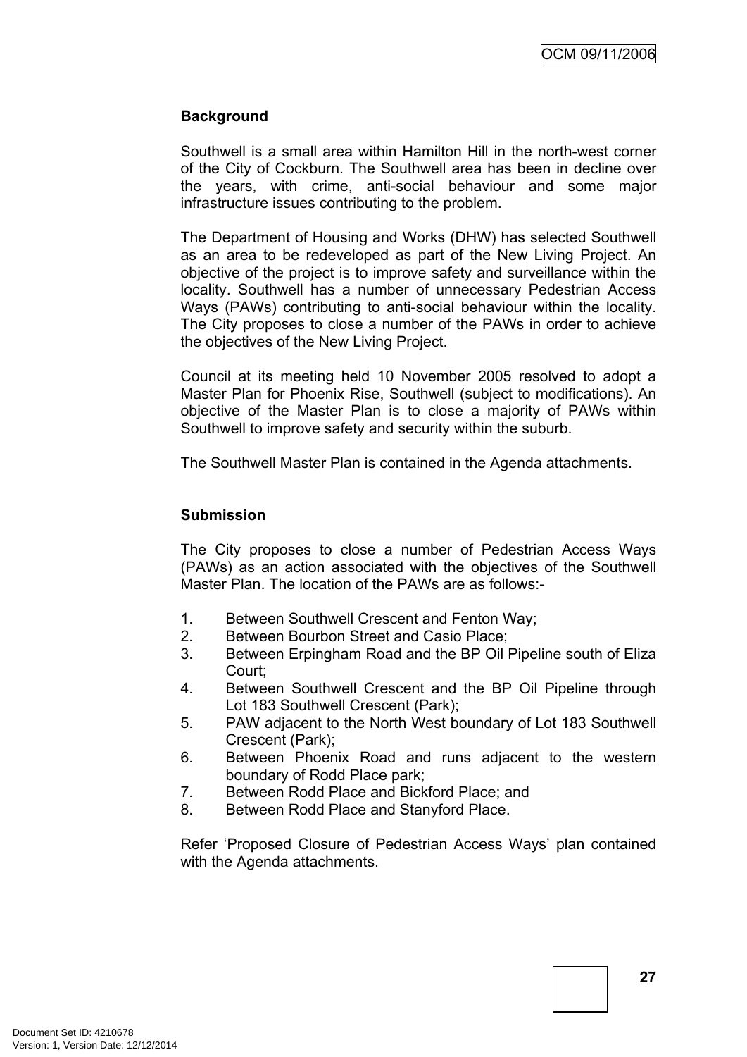**Background**

Southwell is a small area within Hamilton Hill in the north-west corner of the City of Cockburn. The Southwell area has been in decline over the years, with crime, anti-social behaviour and some major infrastructure issues contributing to the problem.

The Department of Housing and Works (DHW) has selected Southwell as an area to be redeveloped as part of the New Living Project. An objective of the project is to improve safety and surveillance within the locality. Southwell has a number of unnecessary Pedestrian Access Ways (PAWs) contributing to anti-social behaviour within the locality. The City proposes to close a number of the PAWs in order to achieve the objectives of the New Living Project.

Council at its meeting held 10 November 2005 resolved to adopt a Master Plan for Phoenix Rise, Southwell (subject to modifications). An objective of the Master Plan is to close a majority of PAWs within Southwell to improve safety and security within the suburb.

The Southwell Master Plan is contained in the Agenda attachments.

**Submission**

The City proposes to close a number of Pedestrian Access Ways (PAWs) as an action associated with the objectives of the Southwell Master Plan. The location of the PAWs are as follows:-

1. Between Southwell Crescent and Fenton Way;
2. Between Bourbon Street and Casio Place;
3. Between Erpingham Road and the BP Oil Pipeline south of Eliza Court;
4. Between Southwell Crescent and the BP Oil Pipeline through Lot 183 Southwell Crescent (Park);
5. PAW adjacent to the North West boundary of Lot 183 Southwell Crescent (Park);
6. Between Phoenix Road and runs adjacent to the western boundary of Rodd Place park;
7. Between Rodd Place and Bickford Place; and
8. Between Rodd Place and Stanyford Place.

Refer 'Proposed Closure of Pedestrian Access Ways' plan contained with the Agenda attachments.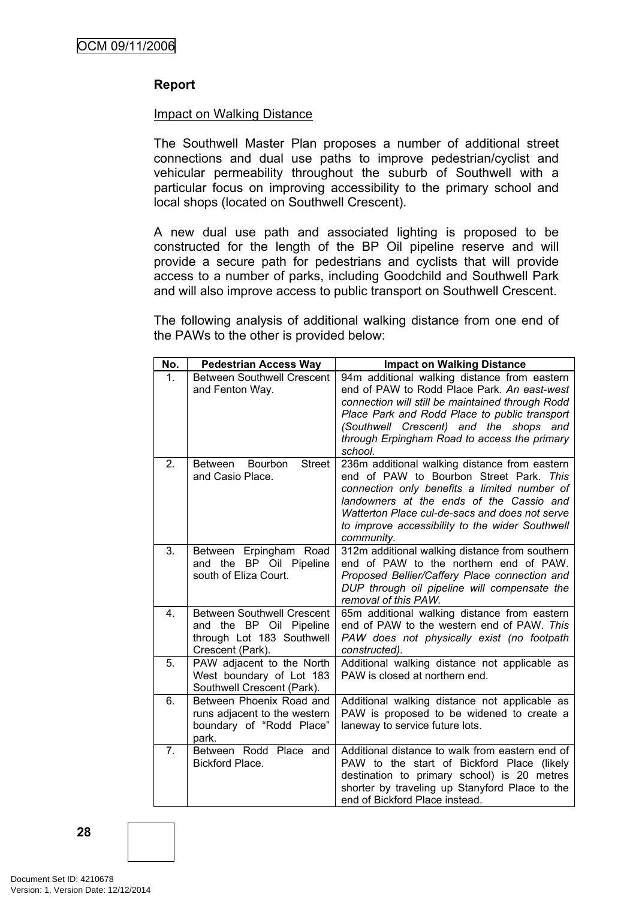**Report**

Impact on Walking Distance

The Southwell Master Plan proposes a number of additional street connections and dual use paths to improve pedestrian/cyclist and vehicular permeability throughout the suburb of Southwell with a particular focus on improving accessibility to the primary school and local shops (located on Southwell Crescent).

A new dual use path and associated lighting is proposed to be constructed for the length of the BP Oil pipeline reserve and will provide a secure path for pedestrians and cyclists that will provide access to a number of parks, including Goodchild and Southwell Park and will also improve access to public transport on Southwell Crescent.

The following analysis of additional walking distance from one end of the PAWs to the other is provided below:

| No. | Pedestrian Access Way | Impact on Walking Distance |
|---|---|---|
| 1. | Between Southwell Crescent and Fenton Way. | 94m additional walking distance from eastern end of PAW to Rodd Place Park. *An east-west connection will still be maintained through Rodd Place Park and Rodd Place to public transport (Southwell Crescent) and the shops and through Erpingham Road to access the primary school.* |
| 2. | Between Bourbon Street and Casio Place. | 236m additional walking distance from eastern end of PAW to Bourbon Street Park. *This connection only benefits a limited number of landowners at the ends of the Cassio and Watterton Place cul-de-sacs and does not serve to improve accessibility to the wider Southwell community.* |
| 3. | Between Erpingham Road and the BP Oil Pipeline south of Eliza Court. | 312m additional walking distance from southern end of PAW to the northern end of PAW. *Proposed Bellier/Caffery Place connection and DUP through oil pipeline will compensate the removal of this PAW.* |
| 4. | Between Southwell Crescent and the BP Oil Pipeline through Lot 183 Southwell Crescent (Park). | 65m additional walking distance from eastern end of PAW to the western end of PAW. *This PAW does not physically exist (no footpath constructed).* |
| 5. | PAW adjacent to the North West boundary of Lot 183 Southwell Crescent (Park). | Additional walking distance not applicable as PAW is closed at northern end. |
| 6. | Between Phoenix Road and runs adjacent to the western boundary of "Rodd Place" park. | Additional walking distance not applicable as PAW is proposed to be widened to create a laneway to service future lots. |
| 7. | Between Rodd Place and Bickford Place. | Additional distance to walk from eastern end of PAW to the start of Bickford Place (likely destination to primary school) is 20 metres shorter by traveling up Stanyford Place to the end of Bickford Place instead. |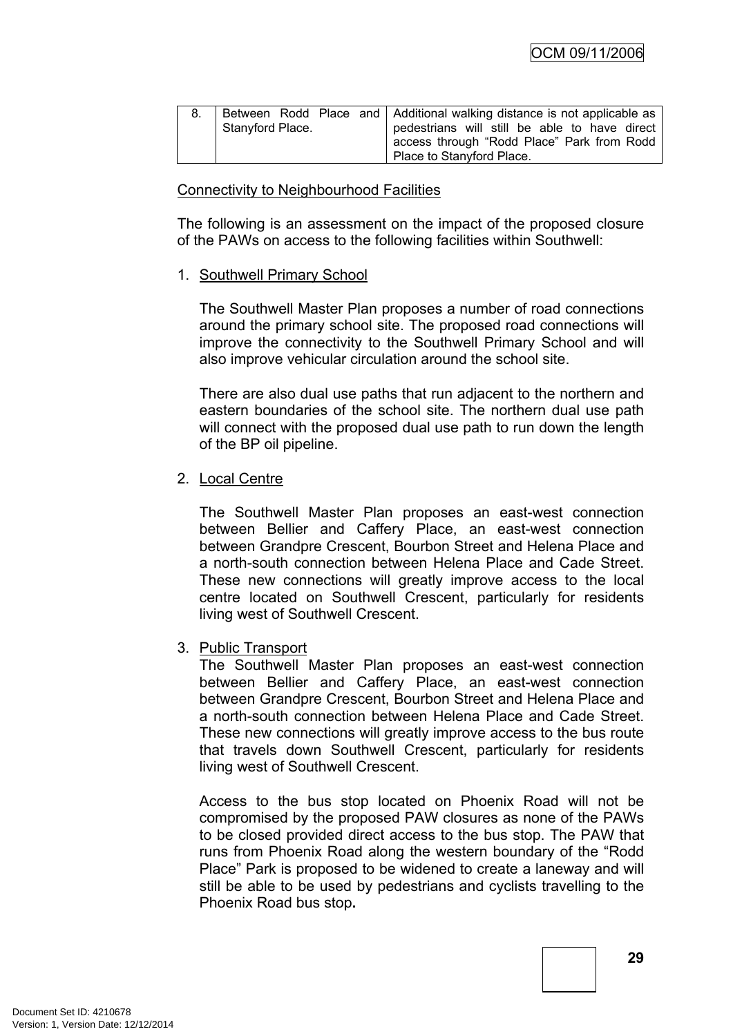| 8. | Between Rodd Place and Stanyford Place. | Additional walking distance is not applicable as pedestrians will still be able to have direct access through “Rodd Place” Park from Rodd Place to Stanyford Place. |
|---|---|---|

Connectivity to Neighbourhood Facilities

The following is an assessment on the impact of the proposed closure of the PAWs on access to the following facilities within Southwell:

1. Southwell Primary School

   The Southwell Master Plan proposes a number of road connections around the primary school site. The proposed road connections will improve the connectivity to the Southwell Primary School and will also improve vehicular circulation around the school site.

   There are also dual use paths that run adjacent to the northern and eastern boundaries of the school site. The northern dual use path will connect with the proposed dual use path to run down the length of the BP oil pipeline.

2. Local Centre

   The Southwell Master Plan proposes an east-west connection between Bellier and Caffery Place, an east-west connection between Grandpre Crescent, Bourbon Street and Helena Place and a north-south connection between Helena Place and Cade Street. These new connections will greatly improve access to the local centre located on Southwell Crescent, particularly for residents living west of Southwell Crescent.

3. Public Transport

   The Southwell Master Plan proposes an east-west connection between Bellier and Caffery Place, an east-west connection between Grandpre Crescent, Bourbon Street and Helena Place and a north-south connection between Helena Place and Cade Street. These new connections will greatly improve access to the bus route that travels down Southwell Crescent, particularly for residents living west of Southwell Crescent.

   Access to the bus stop located on Phoenix Road will not be compromised by the proposed PAW closures as none of the PAWs to be closed provided direct access to the bus stop. The PAW that runs from Phoenix Road along the western boundary of the “Rodd Place” Park is proposed to be widened to create a laneway and will still be able to be used by pedestrians and cyclists travelling to the Phoenix Road bus stop.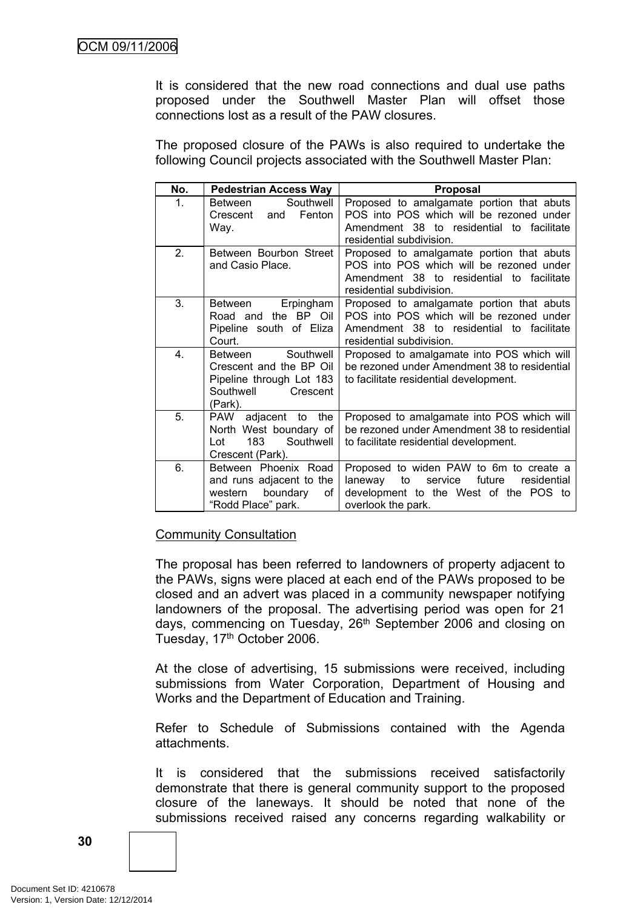It is considered that the new road connections and dual use paths proposed under the Southwell Master Plan will offset those connections lost as a result of the PAW closures.

The proposed closure of the PAWs is also required to undertake the following Council projects associated with the Southwell Master Plan:

| No. | Pedestrian Access Way | Proposal |
|---|---|---|
| 1. | Between Southwell Crescent and Fenton Way. | Proposed to amalgamate portion that abuts POS into POS which will be rezoned under Amendment 38 to residential to facilitate residential subdivision. |
| 2. | Between Bourbon Street and Casio Place. | Proposed to amalgamate portion that abuts POS into POS which will be rezoned under Amendment 38 to residential to facilitate residential subdivision. |
| 3. | Between Erpingham Road and the BP Oil Pipeline south of Eliza Court. | Proposed to amalgamate portion that abuts POS into POS which will be rezoned under Amendment 38 to residential to facilitate residential subdivision. |
| 4. | Between Southwell Crescent and the BP Oil Pipeline through Lot 183 Southwell Crescent (Park). | Proposed to amalgamate into POS which will be rezoned under Amendment 38 to residential to facilitate residential development. |
| 5. | PAW adjacent to the North West boundary of Lot 183 Southwell Crescent (Park). | Proposed to amalgamate into POS which will be rezoned under Amendment 38 to residential to facilitate residential development. |
| 6. | Between Phoenix Road and runs adjacent to the western boundary of "Rodd Place" park. | Proposed to widen PAW to 6m to create a laneway to service future residential development to the West of the POS to overlook the park. |

<u>Community Consultation</u>

The proposal has been referred to landowners of property adjacent to the PAWs, signs were placed at each end of the PAWs proposed to be closed and an advert was placed in a community newspaper notifying landowners of the proposal. The advertising period was open for 21 days, commencing on Tuesday, 26th September 2006 and closing on Tuesday, 17th October 2006.

At the close of advertising, 15 submissions were received, including submissions from Water Corporation, Department of Housing and Works and the Department of Education and Training.

Refer to Schedule of Submissions contained with the Agenda attachments.

It is considered that the submissions received satisfactorily demonstrate that there is general community support to the proposed closure of the laneways. It should be noted that none of the submissions received raised any concerns regarding walkability or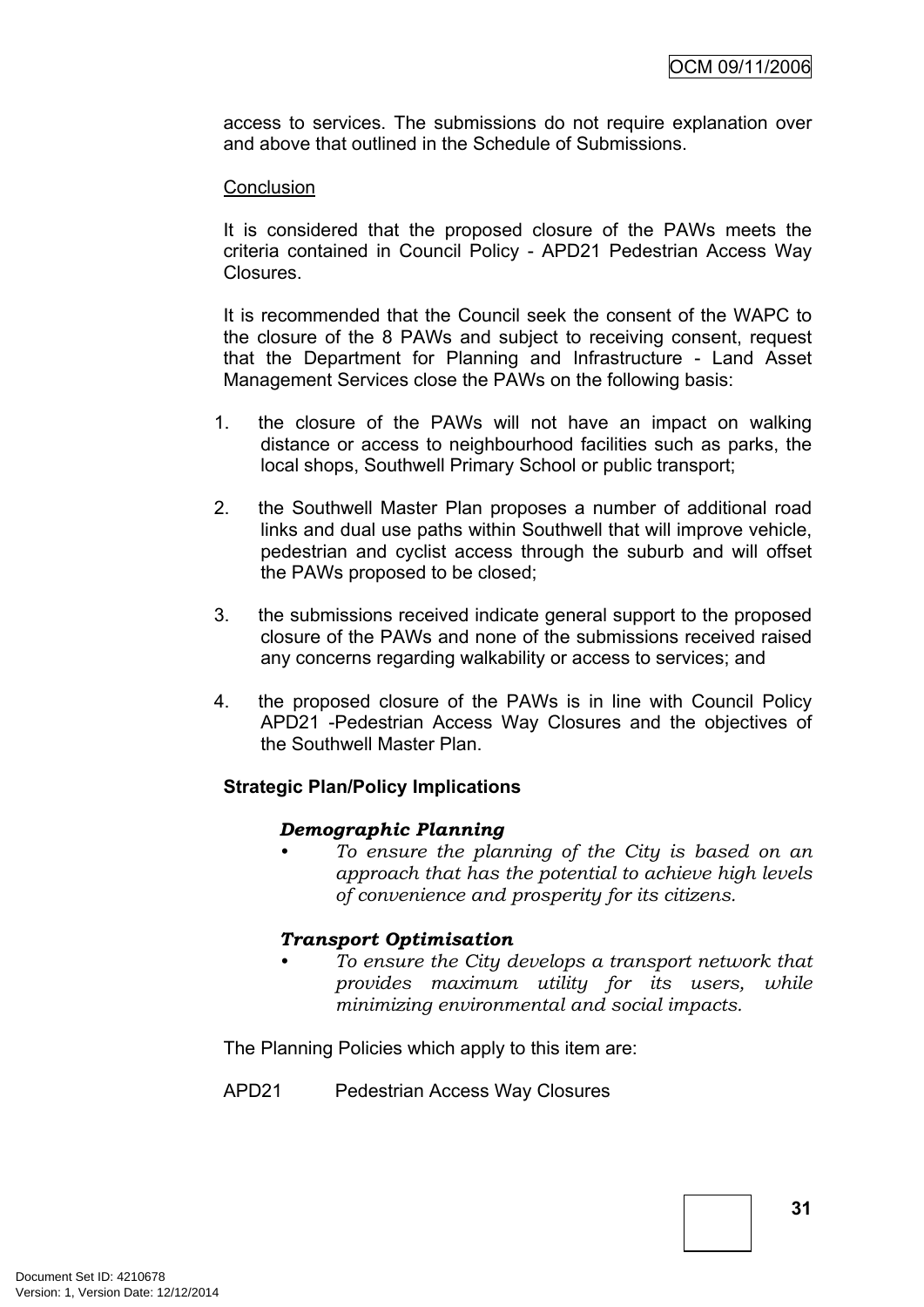access to services. The submissions do not require explanation over and above that outlined in the Schedule of Submissions.

Conclusion

It is considered that the proposed closure of the PAWs meets the criteria contained in Council Policy - APD21 Pedestrian Access Way Closures.

It is recommended that the Council seek the consent of the WAPC to the closure of the 8 PAWs and subject to receiving consent, request that the Department for Planning and Infrastructure - Land Asset Management Services close the PAWs on the following basis:

1. the closure of the PAWs will not have an impact on walking distance or access to neighbourhood facilities such as parks, the local shops, Southwell Primary School or public transport;

2. the Southwell Master Plan proposes a number of additional road links and dual use paths within Southwell that will improve vehicle, pedestrian and cyclist access through the suburb and will offset the PAWs proposed to be closed;

3. the submissions received indicate general support to the proposed closure of the PAWs and none of the submissions received raised any concerns regarding walkability or access to services; and

4. the proposed closure of the PAWs is in line with Council Policy APD21 -Pedestrian Access Way Closures and the objectives of the Southwell Master Plan.

**Strategic Plan/Policy Implications**

***Demographic Planning***

- *To ensure the planning of the City is based on an approach that has the potential to achieve high levels of convenience and prosperity for its citizens.*

***Transport Optimisation***

- *To ensure the City develops a transport network that provides maximum utility for its users, while minimizing environmental and social impacts.*

The Planning Policies which apply to this item are:

APD21 Pedestrian Access Way Closures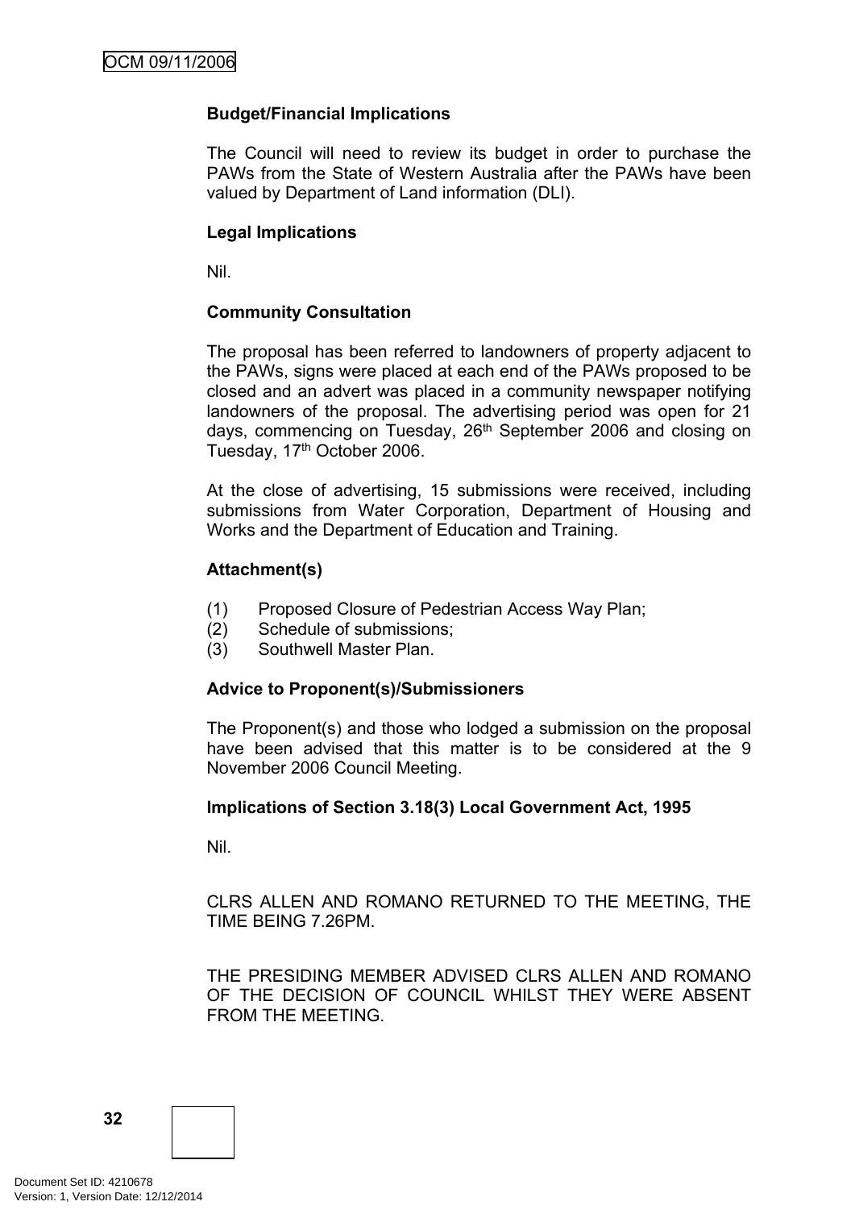**Budget/Financial Implications**

The Council will need to review its budget in order to purchase the PAWs from the State of Western Australia after the PAWs have been valued by Department of Land information (DLI).

**Legal Implications**

Nil.

**Community Consultation**

The proposal has been referred to landowners of property adjacent to the PAWs, signs were placed at each end of the PAWs proposed to be closed and an advert was placed in a community newspaper notifying landowners of the proposal. The advertising period was open for 21 days, commencing on Tuesday, 26th September 2006 and closing on Tuesday, 17th October 2006.

At the close of advertising, 15 submissions were received, including submissions from Water Corporation, Department of Housing and Works and the Department of Education and Training.

**Attachment(s)**

(1) Proposed Closure of Pedestrian Access Way Plan;
(2) Schedule of submissions;
(3) Southwell Master Plan.

**Advice to Proponent(s)/Submissioners**

The Proponent(s) and those who lodged a submission on the proposal have been advised that this matter is to be considered at the 9 November 2006 Council Meeting.

**Implications of Section 3.18(3) Local Government Act, 1995**

Nil.

CLRS ALLEN AND ROMANO RETURNED TO THE MEETING, THE TIME BEING 7.26PM.

THE PRESIDING MEMBER ADVISED CLRS ALLEN AND ROMANO OF THE DECISION OF COUNCIL WHILST THEY WERE ABSENT FROM THE MEETING.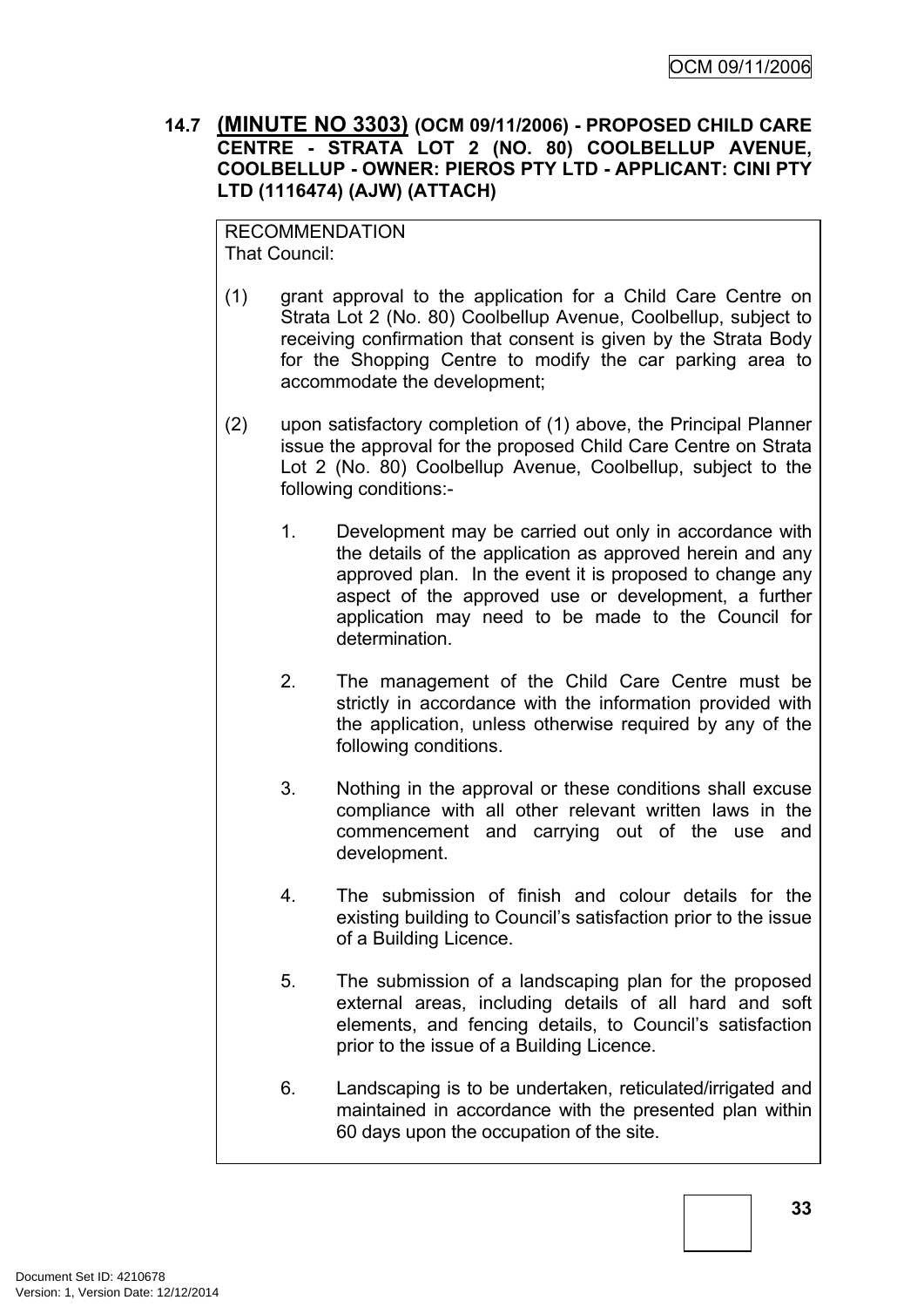## 14.7 **(MINUTE NO 3303)** (OCM 09/11/2006) - PROPOSED CHILD CARE CENTRE - STRATA LOT 2 (NO. 80) COOLBELLUP AVENUE, COOLBELLUP - OWNER: PIEROS PTY LTD - APPLICANT: CINI PTY LTD (1116474) (AJW) (ATTACH)

RECOMMENDATION
That Council:

(1) grant approval to the application for a Child Care Centre on Strata Lot 2 (No. 80) Coolbellup Avenue, Coolbellup, subject to receiving confirmation that consent is given by the Strata Body for the Shopping Centre to modify the car parking area to accommodate the development;

(2) upon satisfactory completion of (1) above, the Principal Planner issue the approval for the proposed Child Care Centre on Strata Lot 2 (No. 80) Coolbellup Avenue, Coolbellup, subject to the following conditions:-

1. Development may be carried out only in accordance with the details of the application as approved herein and any approved plan. In the event it is proposed to change any aspect of the approved use or development, a further application may need to be made to the Council for determination.

2. The management of the Child Care Centre must be strictly in accordance with the information provided with the application, unless otherwise required by any of the following conditions.

3. Nothing in the approval or these conditions shall excuse compliance with all other relevant written laws in the commencement and carrying out of the use and development.

4. The submission of finish and colour details for the existing building to Council's satisfaction prior to the issue of a Building Licence.

5. The submission of a landscaping plan for the proposed external areas, including details of all hard and soft elements, and fencing details, to Council's satisfaction prior to the issue of a Building Licence.

6. Landscaping is to be undertaken, reticulated/irrigated and maintained in accordance with the presented plan within 60 days upon the occupation of the site.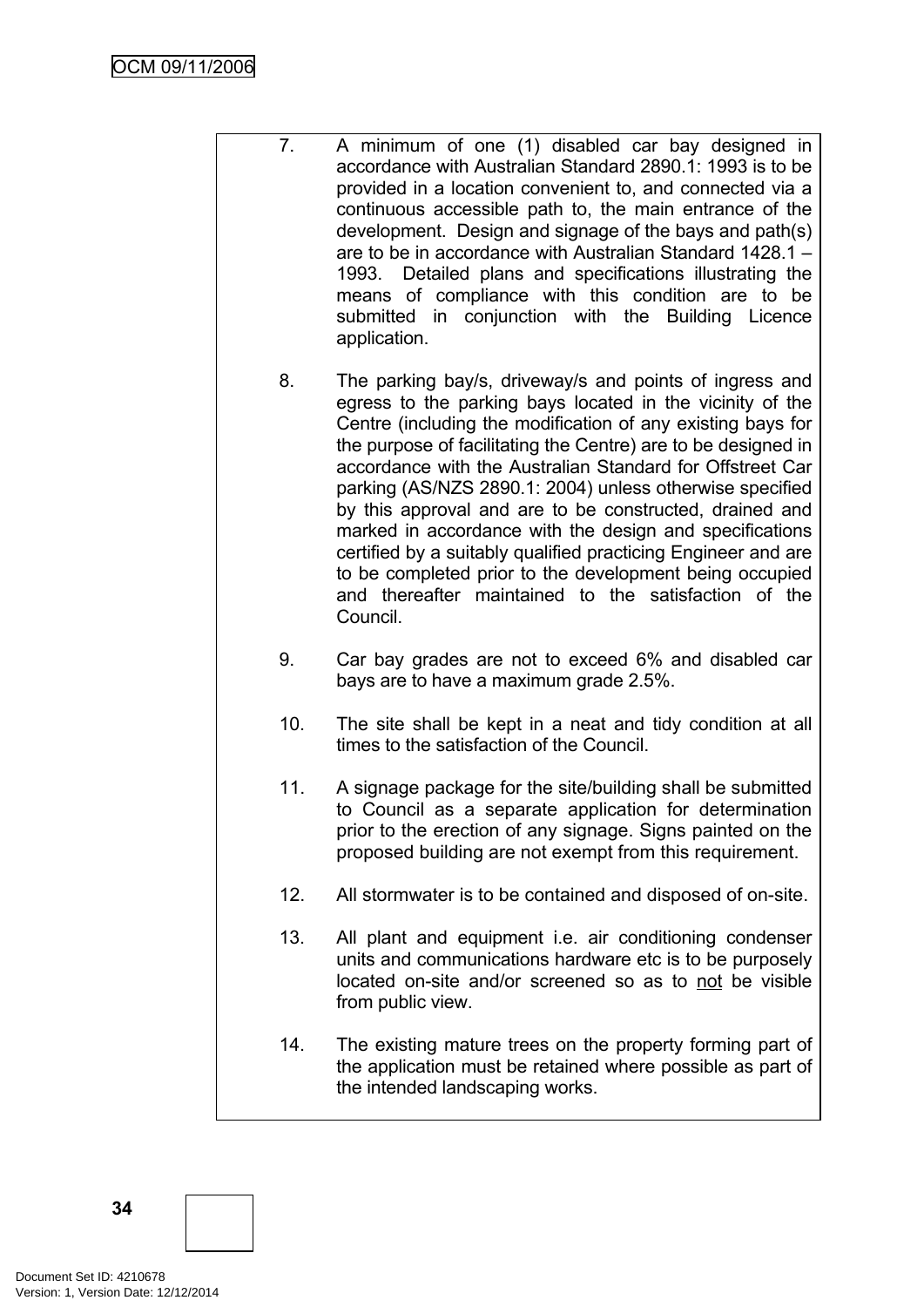7. A minimum of one (1) disabled car bay designed in accordance with Australian Standard 2890.1: 1993 is to be provided in a location convenient to, and connected via a continuous accessible path to, the main entrance of the development. Design and signage of the bays and path(s) are to be in accordance with Australian Standard 1428.1 – 1993. Detailed plans and specifications illustrating the means of compliance with this condition are to be submitted in conjunction with the Building Licence application.

8. The parking bay/s, driveway/s and points of ingress and egress to the parking bays located in the vicinity of the Centre (including the modification of any existing bays for the purpose of facilitating the Centre) are to be designed in accordance with the Australian Standard for Offstreet Car parking (AS/NZS 2890.1: 2004) unless otherwise specified by this approval and are to be constructed, drained and marked in accordance with the design and specifications certified by a suitably qualified practicing Engineer and are to be completed prior to the development being occupied and thereafter maintained to the satisfaction of the Council.

9. Car bay grades are not to exceed 6% and disabled car bays are to have a maximum grade 2.5%.

10. The site shall be kept in a neat and tidy condition at all times to the satisfaction of the Council.

11. A signage package for the site/building shall be submitted to Council as a separate application for determination prior to the erection of any signage. Signs painted on the proposed building are not exempt from this requirement.

12. All stormwater is to be contained and disposed of on-site.

13. All plant and equipment i.e. air conditioning condenser units and communications hardware etc is to be purposely located on-site and/or screened so as to <u>not</u> be visible from public view.

14. The existing mature trees on the property forming part of the application must be retained where possible as part of the intended landscaping works.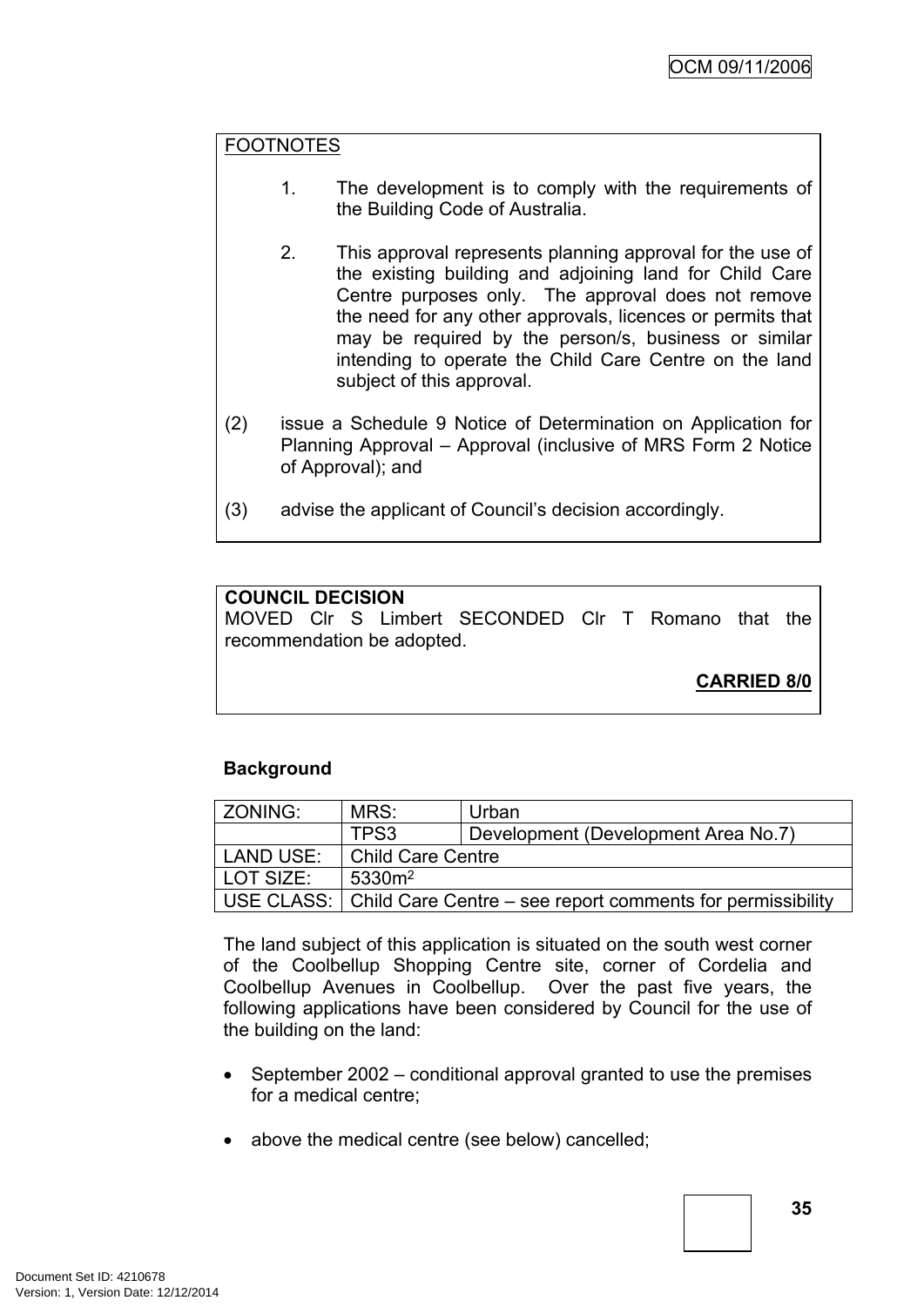FOOTNOTES

1. The development is to comply with the requirements of the Building Code of Australia.

2. This approval represents planning approval for the use of the existing building and adjoining land for Child Care Centre purposes only. The approval does not remove the need for any other approvals, licences or permits that may be required by the person/s, business or similar intending to operate the Child Care Centre on the land subject of this approval.

(2) issue a Schedule 9 Notice of Determination on Application for Planning Approval – Approval (inclusive of MRS Form 2 Notice of Approval); and

(3) advise the applicant of Council's decision accordingly.

**COUNCIL DECISION**
MOVED Clr S Limbert SECONDED Clr T Romano that the recommendation be adopted.

**CARRIED 8/0**

**Background**

| ZONING: | MRS: | Urban |
|---|---|---|
| | TPS3 | Development (Development Area No.7) |
| LAND USE: | Child Care Centre | |
| LOT SIZE: | 5330m² | |
| USE CLASS: | Child Care Centre – see report comments for permissibility | |

The land subject of this application is situated on the south west corner of the Coolbellup Shopping Centre site, corner of Cordelia and Coolbellup Avenues in Coolbellup. Over the past five years, the following applications have been considered by Council for the use of the building on the land:

- September 2002 – conditional approval granted to use the premises for a medical centre;
- above the medical centre (see below) cancelled;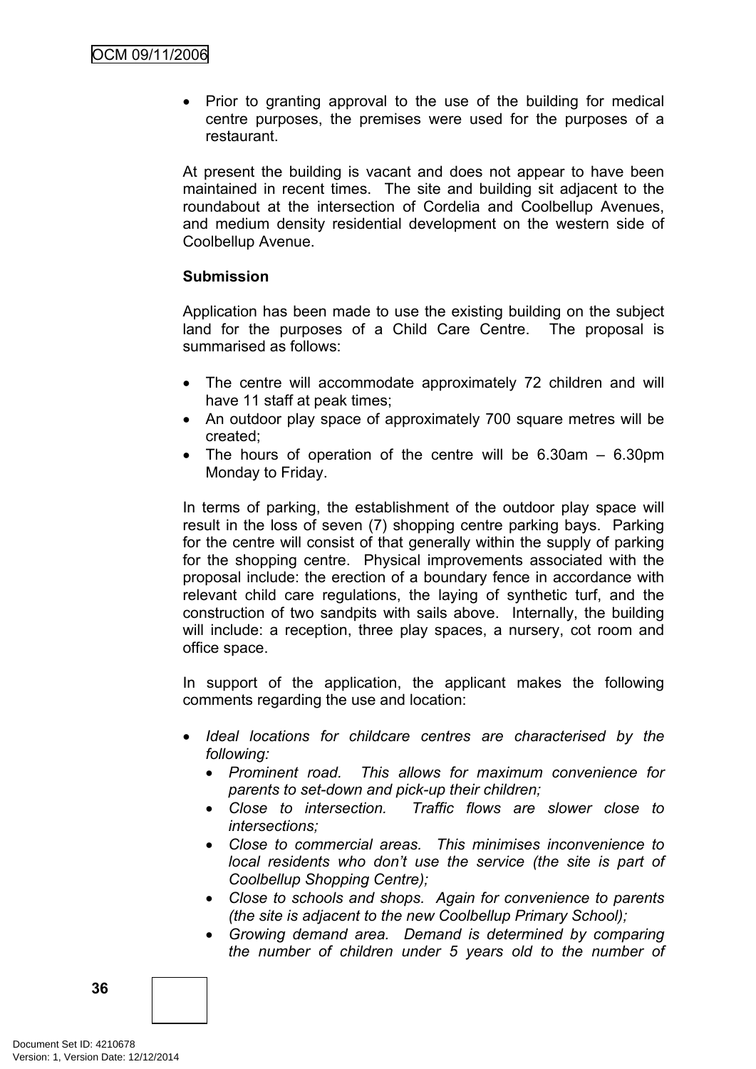- Prior to granting approval to the use of the building for medical centre purposes, the premises were used for the purposes of a restaurant.

At present the building is vacant and does not appear to have been maintained in recent times. The site and building sit adjacent to the roundabout at the intersection of Cordelia and Coolbellup Avenues, and medium density residential development on the western side of Coolbellup Avenue.

**Submission**

Application has been made to use the existing building on the subject land for the purposes of a Child Care Centre. The proposal is summarised as follows:

- The centre will accommodate approximately 72 children and will have 11 staff at peak times;
- An outdoor play space of approximately 700 square metres will be created;
- The hours of operation of the centre will be 6.30am – 6.30pm Monday to Friday.

In terms of parking, the establishment of the outdoor play space will result in the loss of seven (7) shopping centre parking bays. Parking for the centre will consist of that generally within the supply of parking for the shopping centre. Physical improvements associated with the proposal include: the erection of a boundary fence in accordance with relevant child care regulations, the laying of synthetic turf, and the construction of two sandpits with sails above. Internally, the building will include: a reception, three play spaces, a nursery, cot room and office space.

In support of the application, the applicant makes the following comments regarding the use and location:

- *Ideal locations for childcare centres are characterised by the following:*
  - *Prominent road. This allows for maximum convenience for parents to set-down and pick-up their children;*
  - *Close to intersection. Traffic flows are slower close to intersections;*
  - *Close to commercial areas. This minimises inconvenience to local residents who don't use the service (the site is part of Coolbellup Shopping Centre);*
  - *Close to schools and shops. Again for convenience to parents (the site is adjacent to the new Coolbellup Primary School);*
  - *Growing demand area. Demand is determined by comparing the number of children under 5 years old to the number of*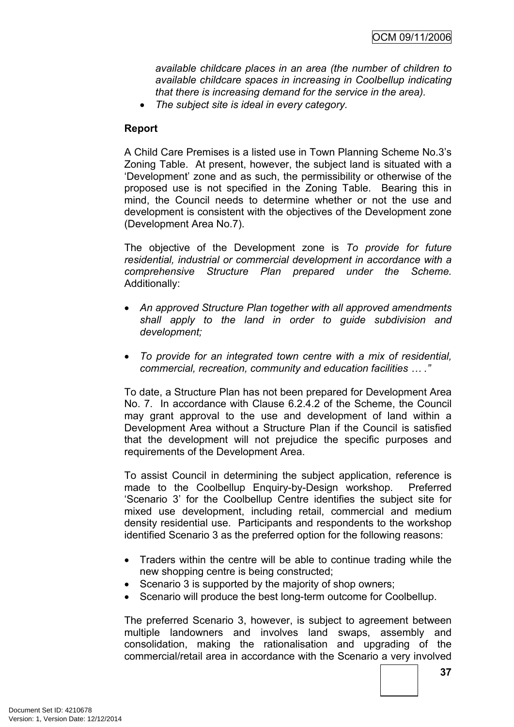*available childcare places in an area (the number of children to available childcare spaces in increasing in Coolbellup indicating that there is increasing demand for the service in the area).*

- *The subject site is ideal in every category.*

**Report**

A Child Care Premises is a listed use in Town Planning Scheme No.3's Zoning Table. At present, however, the subject land is situated with a 'Development' zone and as such, the permissibility or otherwise of the proposed use is not specified in the Zoning Table. Bearing this in mind, the Council needs to determine whether or not the use and development is consistent with the objectives of the Development zone (Development Area No.7).

The objective of the Development zone is *To provide for future residential, industrial or commercial development in accordance with a comprehensive Structure Plan prepared under the Scheme.* Additionally:

- *An approved Structure Plan together with all approved amendments shall apply to the land in order to guide subdivision and development;*
- *To provide for an integrated town centre with a mix of residential, commercial, recreation, community and education facilities … ."*

To date, a Structure Plan has not been prepared for Development Area No. 7. In accordance with Clause 6.2.4.2 of the Scheme, the Council may grant approval to the use and development of land within a Development Area without a Structure Plan if the Council is satisfied that the development will not prejudice the specific purposes and requirements of the Development Area.

To assist Council in determining the subject application, reference is made to the Coolbellup Enquiry-by-Design workshop. Preferred 'Scenario 3' for the Coolbellup Centre identifies the subject site for mixed use development, including retail, commercial and medium density residential use. Participants and respondents to the workshop identified Scenario 3 as the preferred option for the following reasons:

- Traders within the centre will be able to continue trading while the new shopping centre is being constructed;
- Scenario 3 is supported by the majority of shop owners;
- Scenario will produce the best long-term outcome for Coolbellup.

The preferred Scenario 3, however, is subject to agreement between multiple landowners and involves land swaps, assembly and consolidation, making the rationalisation and upgrading of the commercial/retail area in accordance with the Scenario a very involved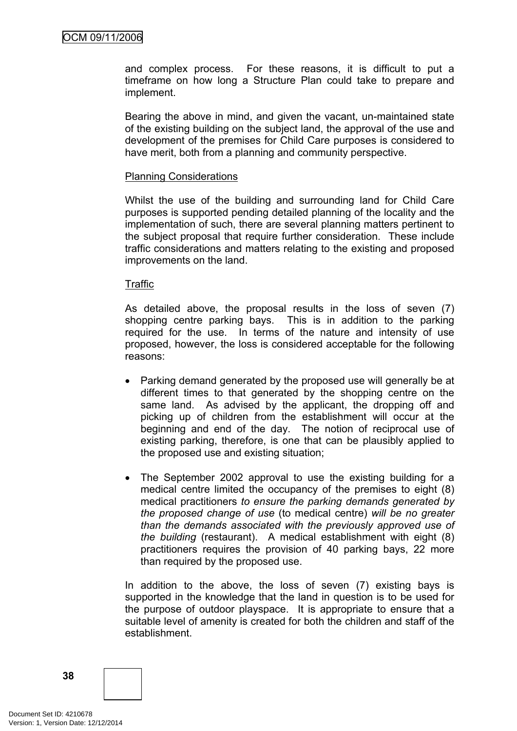and complex process. For these reasons, it is difficult to put a timeframe on how long a Structure Plan could take to prepare and implement.

Bearing the above in mind, and given the vacant, un-maintained state of the existing building on the subject land, the approval of the use and development of the premises for Child Care purposes is considered to have merit, both from a planning and community perspective.

Planning Considerations

Whilst the use of the building and surrounding land for Child Care purposes is supported pending detailed planning of the locality and the implementation of such, there are several planning matters pertinent to the subject proposal that require further consideration. These include traffic considerations and matters relating to the existing and proposed improvements on the land.

Traffic

As detailed above, the proposal results in the loss of seven (7) shopping centre parking bays. This is in addition to the parking required for the use. In terms of the nature and intensity of use proposed, however, the loss is considered acceptable for the following reasons:

- Parking demand generated by the proposed use will generally be at different times to that generated by the shopping centre on the same land. As advised by the applicant, the dropping off and picking up of children from the establishment will occur at the beginning and end of the day. The notion of reciprocal use of existing parking, therefore, is one that can be plausibly applied to the proposed use and existing situation;

- The September 2002 approval to use the existing building for a medical centre limited the occupancy of the premises to eight (8) medical practitioners *to ensure the parking demands generated by the proposed change of use* (to medical centre) *will be no greater than the demands associated with the previously approved use of the building* (restaurant). A medical establishment with eight (8) practitioners requires the provision of 40 parking bays, 22 more than required by the proposed use.

In addition to the above, the loss of seven (7) existing bays is supported in the knowledge that the land in question is to be used for the purpose of outdoor playspace. It is appropriate to ensure that a suitable level of amenity is created for both the children and staff of the establishment.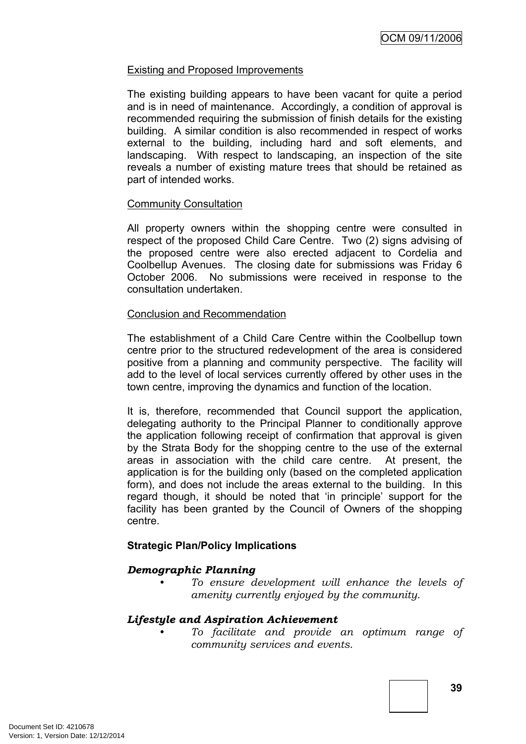Existing and Proposed Improvements

The existing building appears to have been vacant for quite a period and is in need of maintenance. Accordingly, a condition of approval is recommended requiring the submission of finish details for the existing building. A similar condition is also recommended in respect of works external to the building, including hard and soft elements, and landscaping. With respect to landscaping, an inspection of the site reveals a number of existing mature trees that should be retained as part of intended works.

Community Consultation

All property owners within the shopping centre were consulted in respect of the proposed Child Care Centre. Two (2) signs advising of the proposed centre were also erected adjacent to Cordelia and Coolbellup Avenues. The closing date for submissions was Friday 6 October 2006. No submissions were received in response to the consultation undertaken.

Conclusion and Recommendation

The establishment of a Child Care Centre within the Coolbellup town centre prior to the structured redevelopment of the area is considered positive from a planning and community perspective. The facility will add to the level of local services currently offered by other uses in the town centre, improving the dynamics and function of the location.

It is, therefore, recommended that Council support the application, delegating authority to the Principal Planner to conditionally approve the application following receipt of confirmation that approval is given by the Strata Body for the shopping centre to the use of the external areas in association with the child care centre. At present, the application is for the building only (based on the completed application form), and does not include the areas external to the building. In this regard though, it should be noted that 'in principle' support for the facility has been granted by the Council of Owners of the shopping centre.

**Strategic Plan/Policy Implications**

***Demographic Planning***

- *To ensure development will enhance the levels of amenity currently enjoyed by the community.*

***Lifestyle and Aspiration Achievement***

- *To facilitate and provide an optimum range of community services and events.*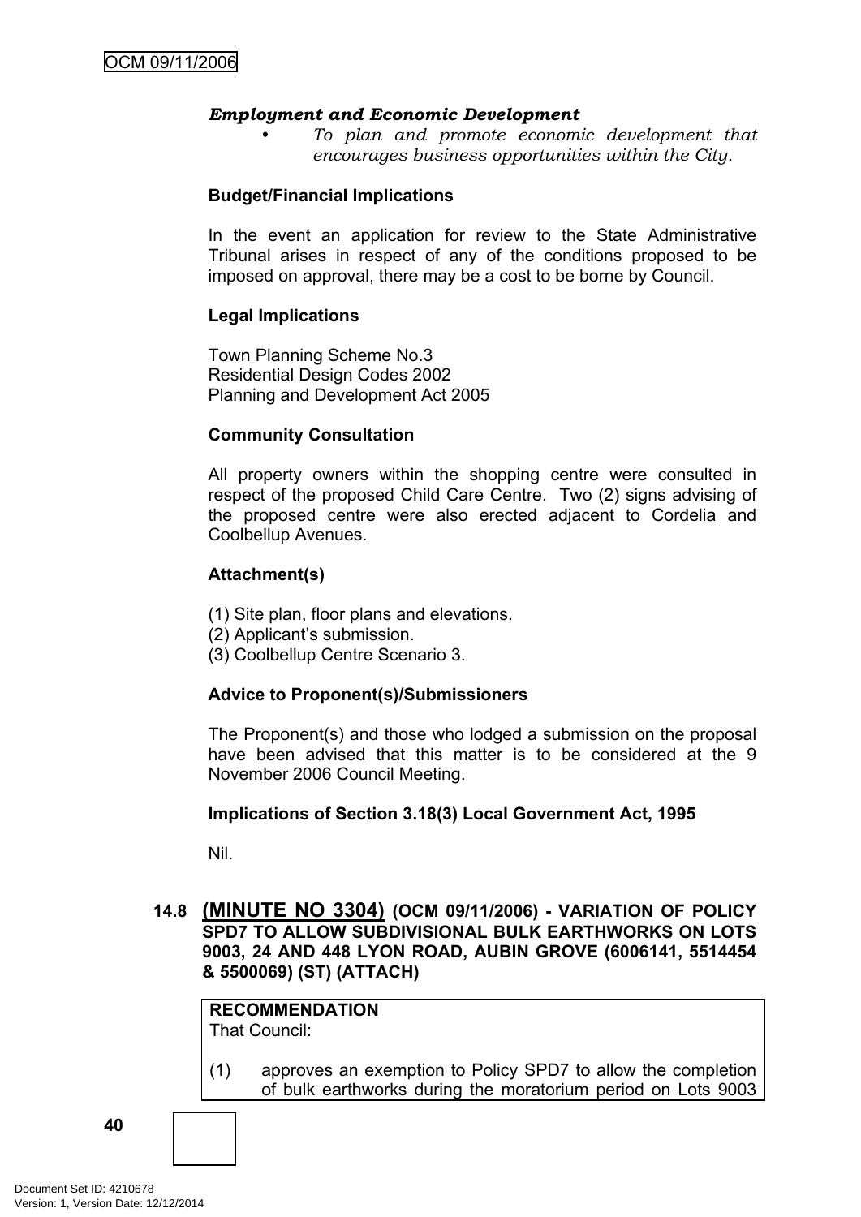***Employment and Economic Development***

- *To plan and promote economic development that encourages business opportunities within the City.*

**Budget/Financial Implications**

In the event an application for review to the State Administrative Tribunal arises in respect of any of the conditions proposed to be imposed on approval, there may be a cost to be borne by Council.

**Legal Implications**

Town Planning Scheme No.3
Residential Design Codes 2002
Planning and Development Act 2005

**Community Consultation**

All property owners within the shopping centre were consulted in respect of the proposed Child Care Centre. Two (2) signs advising of the proposed centre were also erected adjacent to Cordelia and Coolbellup Avenues.

**Attachment(s)**

(1) Site plan, floor plans and elevations.
(2) Applicant's submission.
(3) Coolbellup Centre Scenario 3.

**Advice to Proponent(s)/Submissioners**

The Proponent(s) and those who lodged a submission on the proposal have been advised that this matter is to be considered at the 9 November 2006 Council Meeting.

**Implications of Section 3.18(3) Local Government Act, 1995**

Nil.

### 14.8 (MINUTE NO 3304) (OCM 09/11/2006) - VARIATION OF POLICY SPD7 TO ALLOW SUBDIVISIONAL BULK EARTHWORKS ON LOTS 9003, 24 AND 448 LYON ROAD, AUBIN GROVE (6006141, 5514454 & 5500069) (ST) (ATTACH)

**RECOMMENDATION**
That Council:

(1) approves an exemption to Policy SPD7 to allow the completion of bulk earthworks during the moratorium period on Lots 9003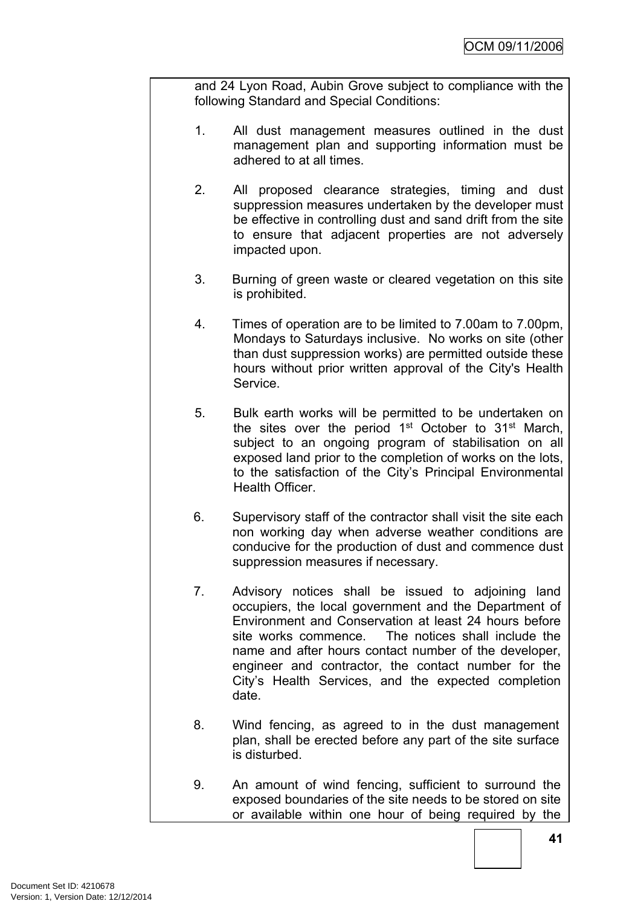and 24 Lyon Road, Aubin Grove subject to compliance with the following Standard and Special Conditions:

1. All dust management measures outlined in the dust management plan and supporting information must be adhered to at all times.

2. All proposed clearance strategies, timing and dust suppression measures undertaken by the developer must be effective in controlling dust and sand drift from the site to ensure that adjacent properties are not adversely impacted upon.

3. Burning of green waste or cleared vegetation on this site is prohibited.

4. Times of operation are to be limited to 7.00am to 7.00pm, Mondays to Saturdays inclusive. No works on site (other than dust suppression works) are permitted outside these hours without prior written approval of the City's Health Service.

5. Bulk earth works will be permitted to be undertaken on the sites over the period 1st October to 31st March, subject to an ongoing program of stabilisation on all exposed land prior to the completion of works on the lots, to the satisfaction of the City's Principal Environmental Health Officer.

6. Supervisory staff of the contractor shall visit the site each non working day when adverse weather conditions are conducive for the production of dust and commence dust suppression measures if necessary.

7. Advisory notices shall be issued to adjoining land occupiers, the local government and the Department of Environment and Conservation at least 24 hours before site works commence. The notices shall include the name and after hours contact number of the developer, engineer and contractor, the contact number for the City's Health Services, and the expected completion date.

8. Wind fencing, as agreed to in the dust management plan, shall be erected before any part of the site surface is disturbed.

9. An amount of wind fencing, sufficient to surround the exposed boundaries of the site needs to be stored on site or available within one hour of being required by the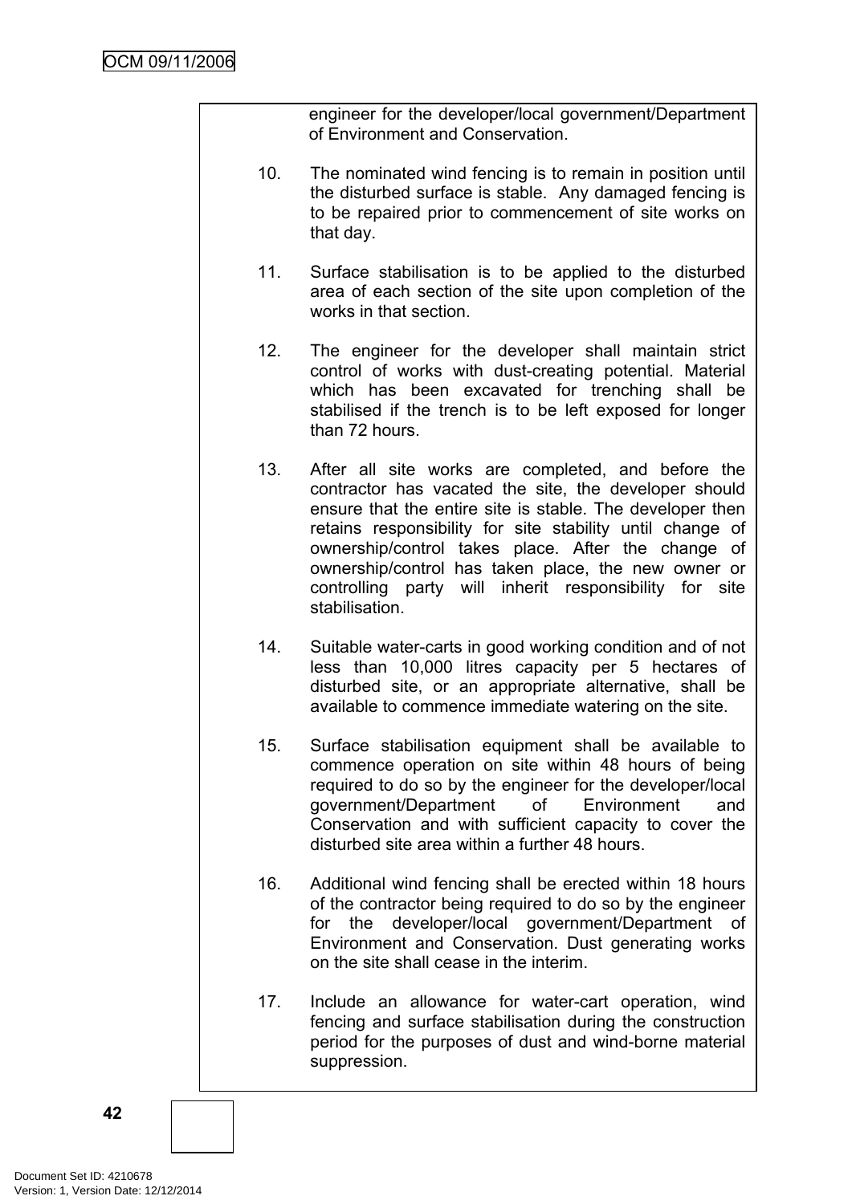engineer for the developer/local government/Department of Environment and Conservation.

10. The nominated wind fencing is to remain in position until the disturbed surface is stable. Any damaged fencing is to be repaired prior to commencement of site works on that day.

11. Surface stabilisation is to be applied to the disturbed area of each section of the site upon completion of the works in that section.

12. The engineer for the developer shall maintain strict control of works with dust-creating potential. Material which has been excavated for trenching shall be stabilised if the trench is to be left exposed for longer than 72 hours.

13. After all site works are completed, and before the contractor has vacated the site, the developer should ensure that the entire site is stable. The developer then retains responsibility for site stability until change of ownership/control takes place. After the change of ownership/control has taken place, the new owner or controlling party will inherit responsibility for site stabilisation.

14. Suitable water-carts in good working condition and of not less than 10,000 litres capacity per 5 hectares of disturbed site, or an appropriate alternative, shall be available to commence immediate watering on the site.

15. Surface stabilisation equipment shall be available to commence operation on site within 48 hours of being required to do so by the engineer for the developer/local government/Department of Environment and Conservation and with sufficient capacity to cover the disturbed site area within a further 48 hours.

16. Additional wind fencing shall be erected within 18 hours of the contractor being required to do so by the engineer for the developer/local government/Department of Environment and Conservation. Dust generating works on the site shall cease in the interim.

17. Include an allowance for water-cart operation, wind fencing and surface stabilisation during the construction period for the purposes of dust and wind-borne material suppression.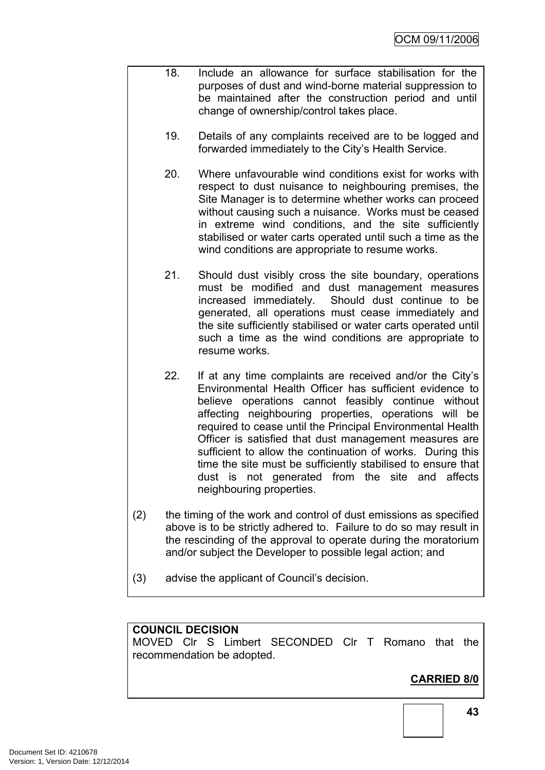18. Include an allowance for surface stabilisation for the purposes of dust and wind-borne material suppression to be maintained after the construction period and until change of ownership/control takes place.

19. Details of any complaints received are to be logged and forwarded immediately to the City's Health Service.

20. Where unfavourable wind conditions exist for works with respect to dust nuisance to neighbouring premises, the Site Manager is to determine whether works can proceed without causing such a nuisance. Works must be ceased in extreme wind conditions, and the site sufficiently stabilised or water carts operated until such a time as the wind conditions are appropriate to resume works.

21. Should dust visibly cross the site boundary, operations must be modified and dust management measures increased immediately. Should dust continue to be generated, all operations must cease immediately and the site sufficiently stabilised or water carts operated until such a time as the wind conditions are appropriate to resume works.

22. If at any time complaints are received and/or the City's Environmental Health Officer has sufficient evidence to believe operations cannot feasibly continue without affecting neighbouring properties, operations will be required to cease until the Principal Environmental Health Officer is satisfied that dust management measures are sufficient to allow the continuation of works. During this time the site must be sufficiently stabilised to ensure that dust is not generated from the site and affects neighbouring properties.

(2) the timing of the work and control of dust emissions as specified above is to be strictly adhered to. Failure to do so may result in the rescinding of the approval to operate during the moratorium and/or subject the Developer to possible legal action; and

(3) advise the applicant of Council's decision.

**COUNCIL DECISION**
MOVED Clr S Limbert SECONDED Clr T Romano that the recommendation be adopted.

**CARRIED 8/0**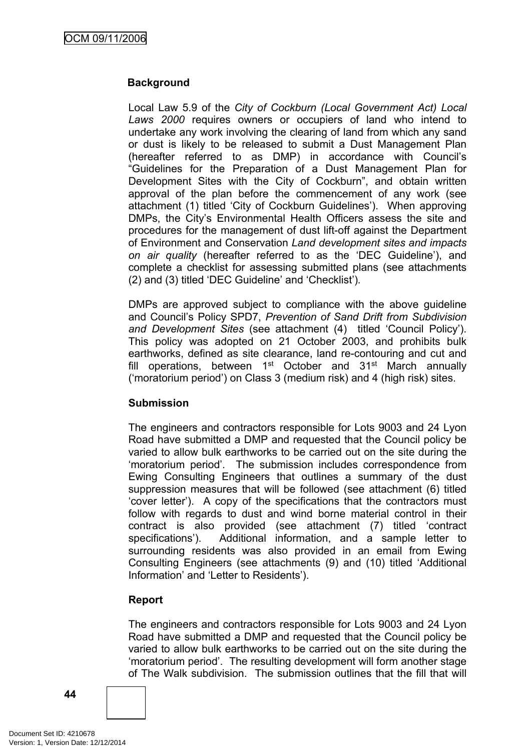**Background**

Local Law 5.9 of the *City of Cockburn (Local Government Act) Local Laws 2000* requires owners or occupiers of land who intend to undertake any work involving the clearing of land from which any sand or dust is likely to be released to submit a Dust Management Plan (hereafter referred to as DMP) in accordance with Council's "Guidelines for the Preparation of a Dust Management Plan for Development Sites with the City of Cockburn", and obtain written approval of the plan before the commencement of any work (see attachment (1) titled 'City of Cockburn Guidelines'). When approving DMPs, the City's Environmental Health Officers assess the site and procedures for the management of dust lift-off against the Department of Environment and Conservation *Land development sites and impacts on air quality* (hereafter referred to as the 'DEC Guideline'), and complete a checklist for assessing submitted plans (see attachments (2) and (3) titled 'DEC Guideline' and 'Checklist').

DMPs are approved subject to compliance with the above guideline and Council's Policy SPD7, *Prevention of Sand Drift from Subdivision and Development Sites* (see attachment (4) titled 'Council Policy'). This policy was adopted on 21 October 2003, and prohibits bulk earthworks, defined as site clearance, land re-contouring and cut and fill operations, between 1st October and 31st March annually ('moratorium period') on Class 3 (medium risk) and 4 (high risk) sites.

**Submission**

The engineers and contractors responsible for Lots 9003 and 24 Lyon Road have submitted a DMP and requested that the Council policy be varied to allow bulk earthworks to be carried out on the site during the 'moratorium period'. The submission includes correspondence from Ewing Consulting Engineers that outlines a summary of the dust suppression measures that will be followed (see attachment (6) titled 'cover letter'). A copy of the specifications that the contractors must follow with regards to dust and wind borne material control in their contract is also provided (see attachment (7) titled 'contract specifications'). Additional information, and a sample letter to surrounding residents was also provided in an email from Ewing Consulting Engineers (see attachments (9) and (10) titled 'Additional Information' and 'Letter to Residents').

**Report**

The engineers and contractors responsible for Lots 9003 and 24 Lyon Road have submitted a DMP and requested that the Council policy be varied to allow bulk earthworks to be carried out on the site during the 'moratorium period'. The resulting development will form another stage of The Walk subdivision. The submission outlines that the fill that will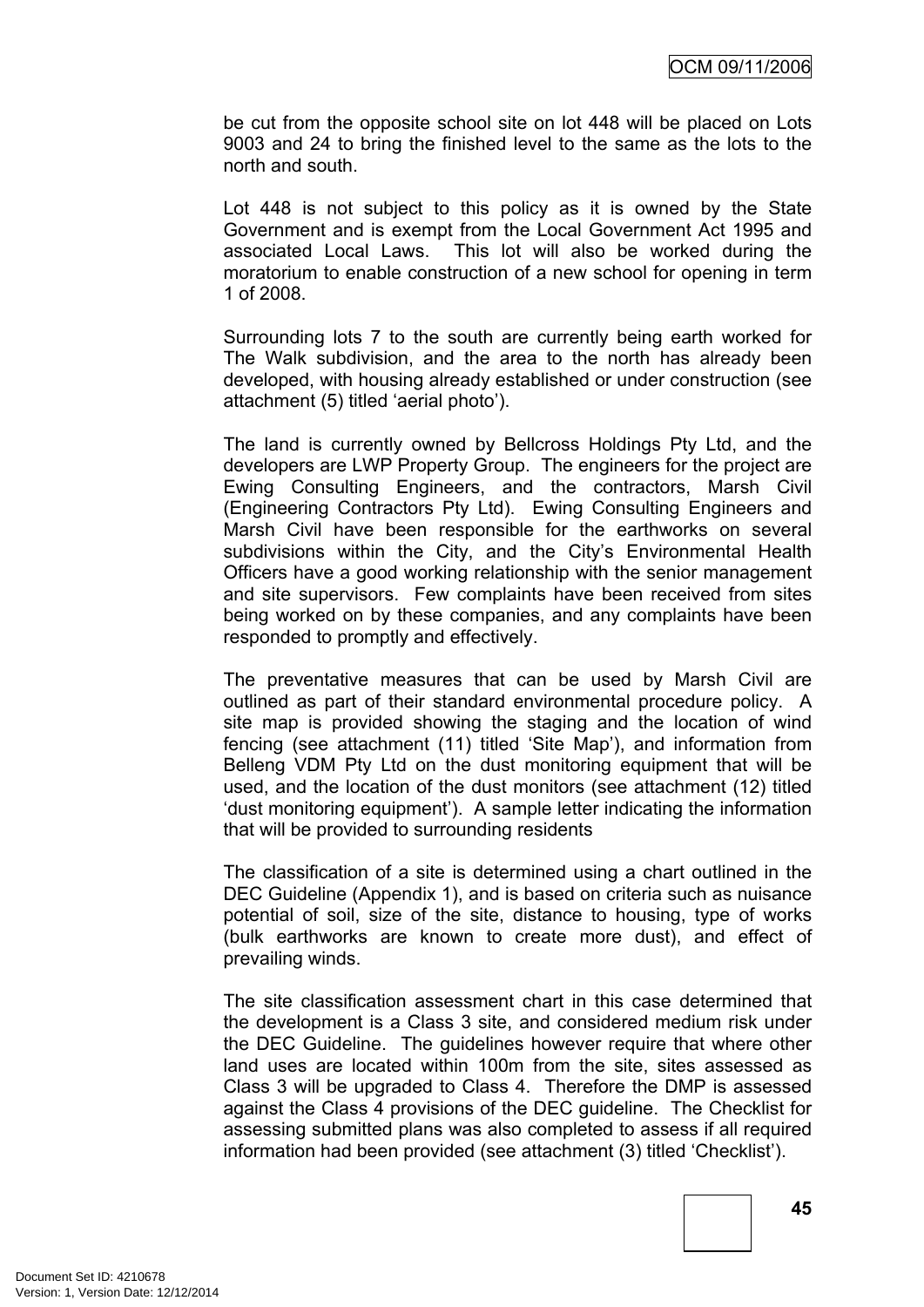be cut from the opposite school site on lot 448 will be placed on Lots 9003 and 24 to bring the finished level to the same as the lots to the north and south.

Lot 448 is not subject to this policy as it is owned by the State Government and is exempt from the Local Government Act 1995 and associated Local Laws. This lot will also be worked during the moratorium to enable construction of a new school for opening in term 1 of 2008.

Surrounding lots 7 to the south are currently being earth worked for The Walk subdivision, and the area to the north has already been developed, with housing already established or under construction (see attachment (5) titled 'aerial photo').

The land is currently owned by Bellcross Holdings Pty Ltd, and the developers are LWP Property Group. The engineers for the project are Ewing Consulting Engineers, and the contractors, Marsh Civil (Engineering Contractors Pty Ltd). Ewing Consulting Engineers and Marsh Civil have been responsible for the earthworks on several subdivisions within the City, and the City's Environmental Health Officers have a good working relationship with the senior management and site supervisors. Few complaints have been received from sites being worked on by these companies, and any complaints have been responded to promptly and effectively.

The preventative measures that can be used by Marsh Civil are outlined as part of their standard environmental procedure policy. A site map is provided showing the staging and the location of wind fencing (see attachment (11) titled 'Site Map'), and information from Belleng VDM Pty Ltd on the dust monitoring equipment that will be used, and the location of the dust monitors (see attachment (12) titled 'dust monitoring equipment'). A sample letter indicating the information that will be provided to surrounding residents

The classification of a site is determined using a chart outlined in the DEC Guideline (Appendix 1), and is based on criteria such as nuisance potential of soil, size of the site, distance to housing, type of works (bulk earthworks are known to create more dust), and effect of prevailing winds.

The site classification assessment chart in this case determined that the development is a Class 3 site, and considered medium risk under the DEC Guideline. The guidelines however require that where other land uses are located within 100m from the site, sites assessed as Class 3 will be upgraded to Class 4. Therefore the DMP is assessed against the Class 4 provisions of the DEC guideline. The Checklist for assessing submitted plans was also completed to assess if all required information had been provided (see attachment (3) titled 'Checklist').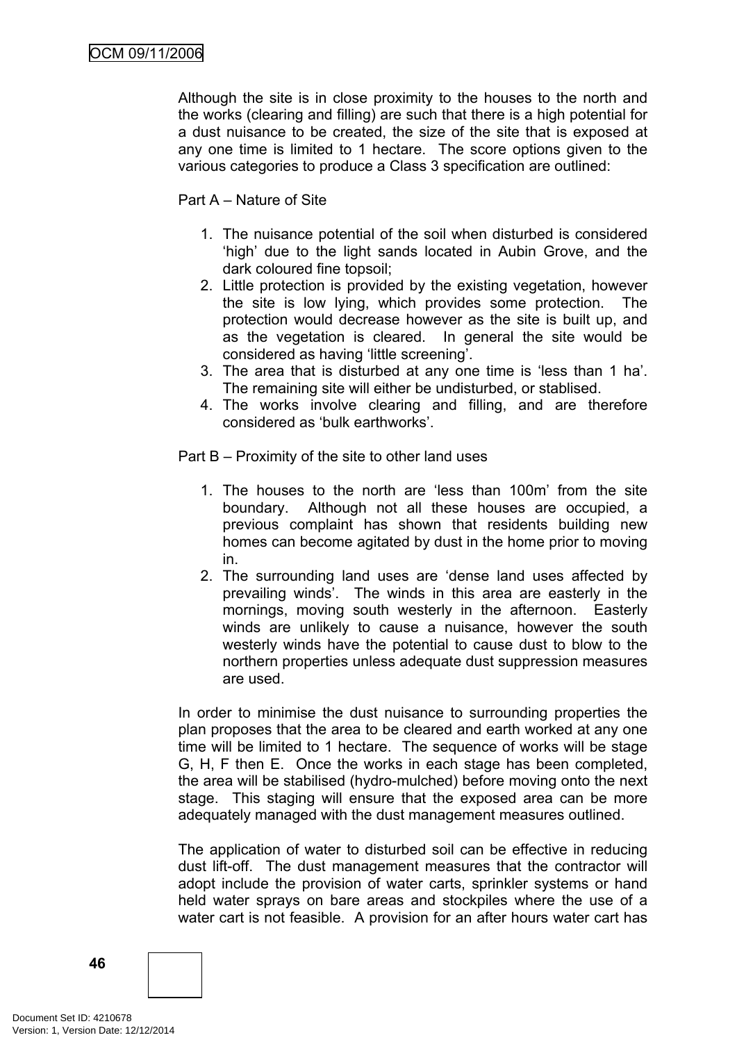Although the site is in close proximity to the houses to the north and the works (clearing and filling) are such that there is a high potential for a dust nuisance to be created, the size of the site that is exposed at any one time is limited to 1 hectare. The score options given to the various categories to produce a Class 3 specification are outlined:

Part A – Nature of Site

1. The nuisance potential of the soil when disturbed is considered 'high' due to the light sands located in Aubin Grove, and the dark coloured fine topsoil;
2. Little protection is provided by the existing vegetation, however the site is low lying, which provides some protection. The protection would decrease however as the site is built up, and as the vegetation is cleared. In general the site would be considered as having 'little screening'.
3. The area that is disturbed at any one time is 'less than 1 ha'. The remaining site will either be undisturbed, or stablised.
4. The works involve clearing and filling, and are therefore considered as 'bulk earthworks'.

Part B – Proximity of the site to other land uses

1. The houses to the north are 'less than 100m' from the site boundary. Although not all these houses are occupied, a previous complaint has shown that residents building new homes can become agitated by dust in the home prior to moving in.
2. The surrounding land uses are 'dense land uses affected by prevailing winds'. The winds in this area are easterly in the mornings, moving south westerly in the afternoon. Easterly winds are unlikely to cause a nuisance, however the south westerly winds have the potential to cause dust to blow to the northern properties unless adequate dust suppression measures are used.

In order to minimise the dust nuisance to surrounding properties the plan proposes that the area to be cleared and earth worked at any one time will be limited to 1 hectare. The sequence of works will be stage G, H, F then E. Once the works in each stage has been completed, the area will be stabilised (hydro-mulched) before moving onto the next stage. This staging will ensure that the exposed area can be more adequately managed with the dust management measures outlined.

The application of water to disturbed soil can be effective in reducing dust lift-off. The dust management measures that the contractor will adopt include the provision of water carts, sprinkler systems or hand held water sprays on bare areas and stockpiles where the use of a water cart is not feasible. A provision for an after hours water cart has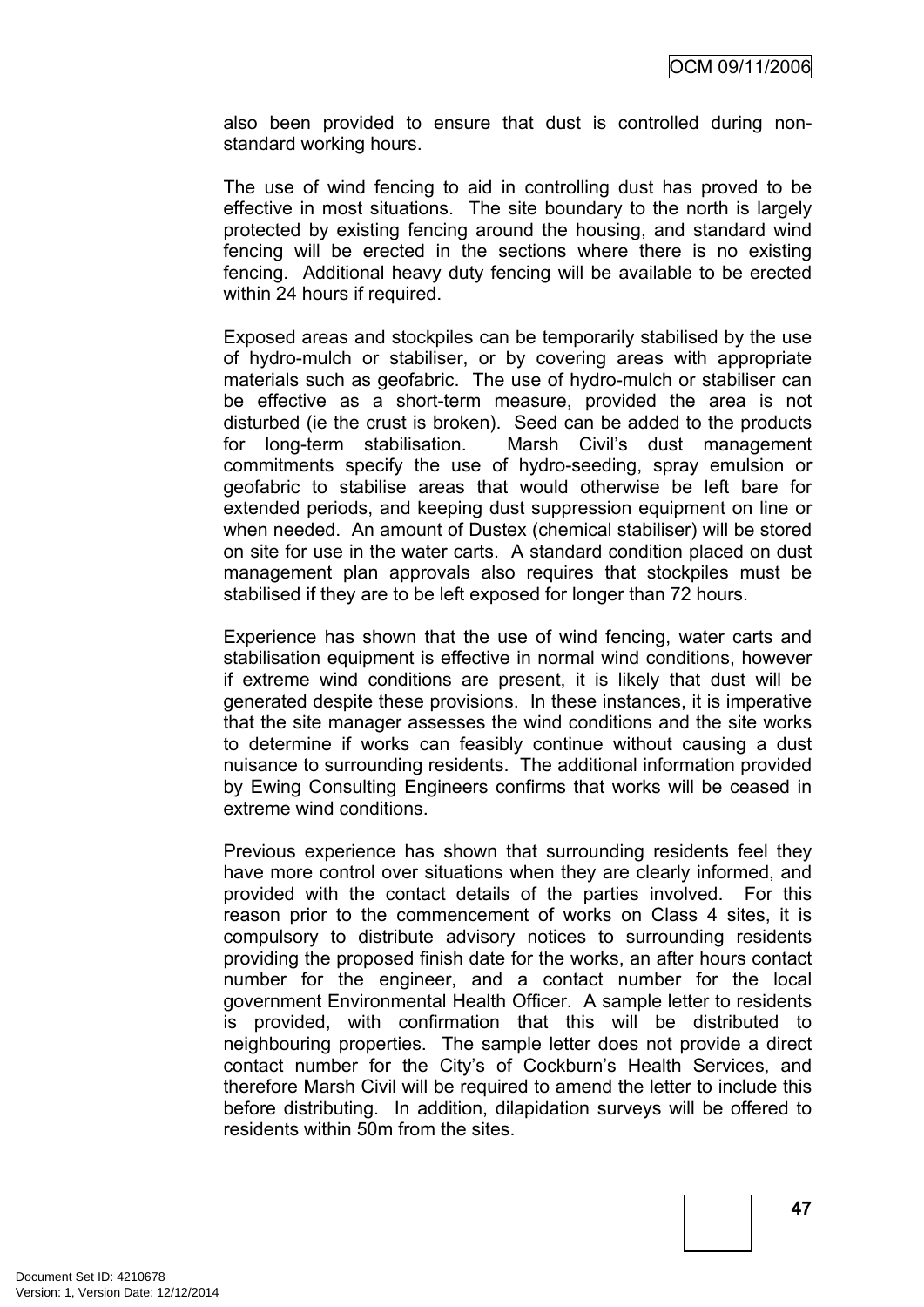also been provided to ensure that dust is controlled during non-standard working hours.

The use of wind fencing to aid in controlling dust has proved to be effective in most situations. The site boundary to the north is largely protected by existing fencing around the housing, and standard wind fencing will be erected in the sections where there is no existing fencing. Additional heavy duty fencing will be available to be erected within 24 hours if required.

Exposed areas and stockpiles can be temporarily stabilised by the use of hydro-mulch or stabiliser, or by covering areas with appropriate materials such as geofabric. The use of hydro-mulch or stabiliser can be effective as a short-term measure, provided the area is not disturbed (ie the crust is broken). Seed can be added to the products for long-term stabilisation. Marsh Civil's dust management commitments specify the use of hydro-seeding, spray emulsion or geofabric to stabilise areas that would otherwise be left bare for extended periods, and keeping dust suppression equipment on line or when needed. An amount of Dustex (chemical stabiliser) will be stored on site for use in the water carts. A standard condition placed on dust management plan approvals also requires that stockpiles must be stabilised if they are to be left exposed for longer than 72 hours.

Experience has shown that the use of wind fencing, water carts and stabilisation equipment is effective in normal wind conditions, however if extreme wind conditions are present, it is likely that dust will be generated despite these provisions. In these instances, it is imperative that the site manager assesses the wind conditions and the site works to determine if works can feasibly continue without causing a dust nuisance to surrounding residents. The additional information provided by Ewing Consulting Engineers confirms that works will be ceased in extreme wind conditions.

Previous experience has shown that surrounding residents feel they have more control over situations when they are clearly informed, and provided with the contact details of the parties involved. For this reason prior to the commencement of works on Class 4 sites, it is compulsory to distribute advisory notices to surrounding residents providing the proposed finish date for the works, an after hours contact number for the engineer, and a contact number for the local government Environmental Health Officer. A sample letter to residents is provided, with confirmation that this will be distributed to neighbouring properties. The sample letter does not provide a direct contact number for the City's of Cockburn's Health Services, and therefore Marsh Civil will be required to amend the letter to include this before distributing. In addition, dilapidation surveys will be offered to residents within 50m from the sites.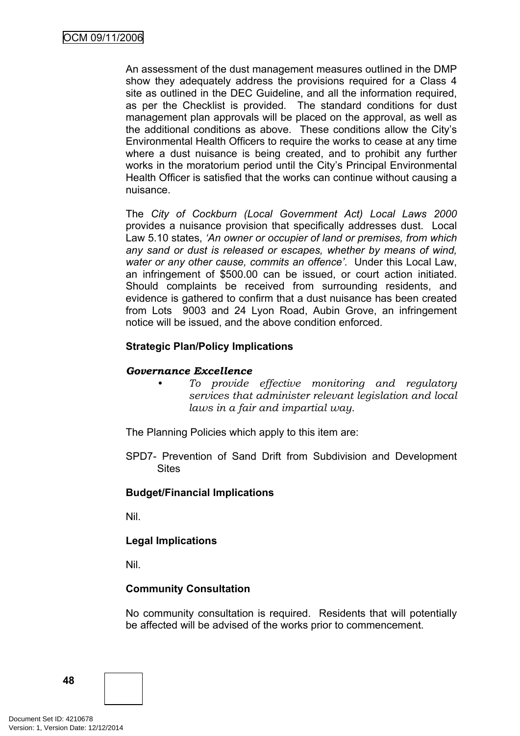An assessment of the dust management measures outlined in the DMP show they adequately address the provisions required for a Class 4 site as outlined in the DEC Guideline, and all the information required, as per the Checklist is provided. The standard conditions for dust management plan approvals will be placed on the approval, as well as the additional conditions as above. These conditions allow the City's Environmental Health Officers to require the works to cease at any time where a dust nuisance is being created, and to prohibit any further works in the moratorium period until the City's Principal Environmental Health Officer is satisfied that the works can continue without causing a nuisance.

The *City of Cockburn (Local Government Act) Local Laws 2000* provides a nuisance provision that specifically addresses dust. Local Law 5.10 states, *'An owner or occupier of land or premises, from which any sand or dust is released or escapes, whether by means of wind, water or any other cause, commits an offence'*. Under this Local Law, an infringement of $500.00 can be issued, or court action initiated. Should complaints be received from surrounding residents, and evidence is gathered to confirm that a dust nuisance has been created from Lots 9003 and 24 Lyon Road, Aubin Grove, an infringement notice will be issued, and the above condition enforced.

**Strategic Plan/Policy Implications**

***Governance Excellence***

- *To provide effective monitoring and regulatory services that administer relevant legislation and local laws in a fair and impartial way.*

The Planning Policies which apply to this item are:

SPD7- Prevention of Sand Drift from Subdivision and Development Sites

**Budget/Financial Implications**

Nil.

**Legal Implications**

Nil.

**Community Consultation**

No community consultation is required. Residents that will potentially be affected will be advised of the works prior to commencement.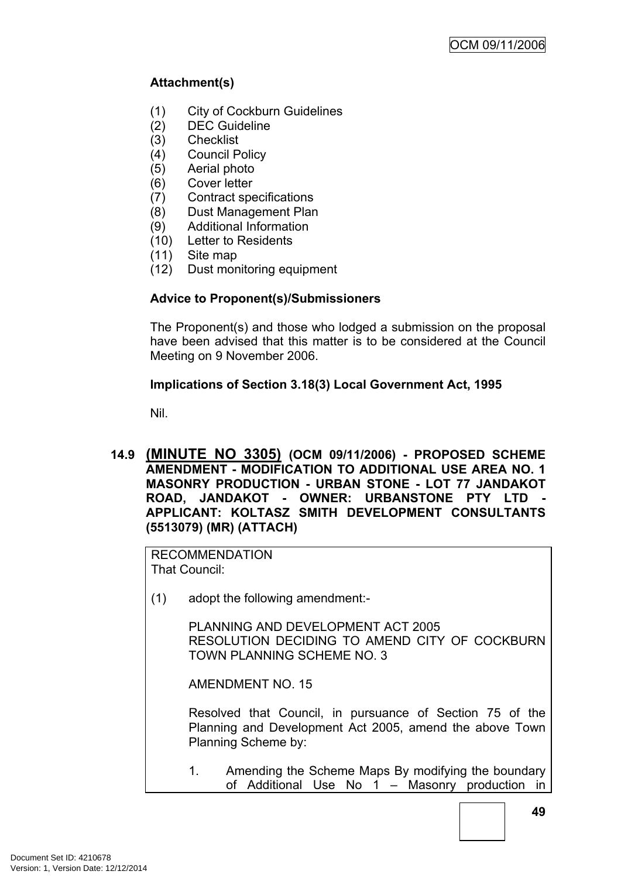**Attachment(s)**

(1) City of Cockburn Guidelines
(2) DEC Guideline
(3) Checklist
(4) Council Policy
(5) Aerial photo
(6) Cover letter
(7) Contract specifications
(8) Dust Management Plan
(9) Additional Information
(10) Letter to Residents
(11) Site map
(12) Dust monitoring equipment

**Advice to Proponent(s)/Submissioners**

The Proponent(s) and those who lodged a submission on the proposal have been advised that this matter is to be considered at the Council Meeting on 9 November 2006.

**Implications of Section 3.18(3) Local Government Act, 1995**

Nil.

### 14.9 (MINUTE NO 3305) (OCM 09/11/2006) - PROPOSED SCHEME AMENDMENT - MODIFICATION TO ADDITIONAL USE AREA NO. 1 MASONRY PRODUCTION - URBAN STONE - LOT 77 JANDAKOT ROAD, JANDAKOT - OWNER: URBANSTONE PTY LTD - APPLICANT: KOLTASZ SMITH DEVELOPMENT CONSULTANTS (5513079) (MR) (ATTACH)

RECOMMENDATION
That Council:

(1) adopt the following amendment:-

PLANNING AND DEVELOPMENT ACT 2005
RESOLUTION DECIDING TO AMEND CITY OF COCKBURN TOWN PLANNING SCHEME NO. 3

AMENDMENT NO. 15

Resolved that Council, in pursuance of Section 75 of the Planning and Development Act 2005, amend the above Town Planning Scheme by:

1. Amending the Scheme Maps By modifying the boundary of Additional Use No 1 – Masonry production in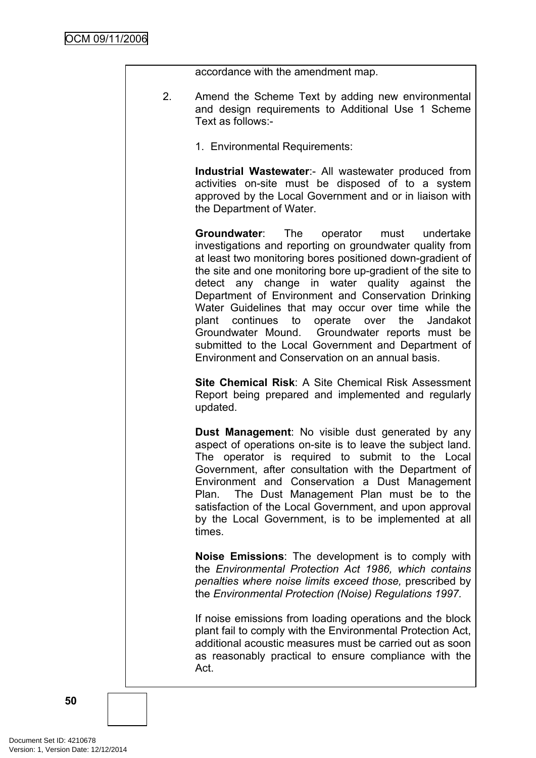accordance with the amendment map.

2. Amend the Scheme Text by adding new environmental and design requirements to Additional Use 1 Scheme Text as follows:-

   1. Environmental Requirements:

   **Industrial Wastewater**:- All wastewater produced from activities on-site must be disposed of to a system approved by the Local Government and or in liaison with the Department of Water.

   **Groundwater**: The operator must undertake investigations and reporting on groundwater quality from at least two monitoring bores positioned down-gradient of the site and one monitoring bore up-gradient of the site to detect any change in water quality against the Department of Environment and Conservation Drinking Water Guidelines that may occur over time while the plant continues to operate over the Jandakot Groundwater Mound. Groundwater reports must be submitted to the Local Government and Department of Environment and Conservation on an annual basis.

   **Site Chemical Risk**: A Site Chemical Risk Assessment Report being prepared and implemented and regularly updated.

   **Dust Management**: No visible dust generated by any aspect of operations on-site is to leave the subject land. The operator is required to submit to the Local Government, after consultation with the Department of Environment and Conservation a Dust Management Plan. The Dust Management Plan must be to the satisfaction of the Local Government, and upon approval by the Local Government, is to be implemented at all times.

   **Noise Emissions**: The development is to comply with the *Environmental Protection Act 1986, which contains penalties where noise limits exceed those,* prescribed by the *Environmental Protection (Noise) Regulations 1997.*

   If noise emissions from loading operations and the block plant fail to comply with the Environmental Protection Act, additional acoustic measures must be carried out as soon as reasonably practical to ensure compliance with the Act.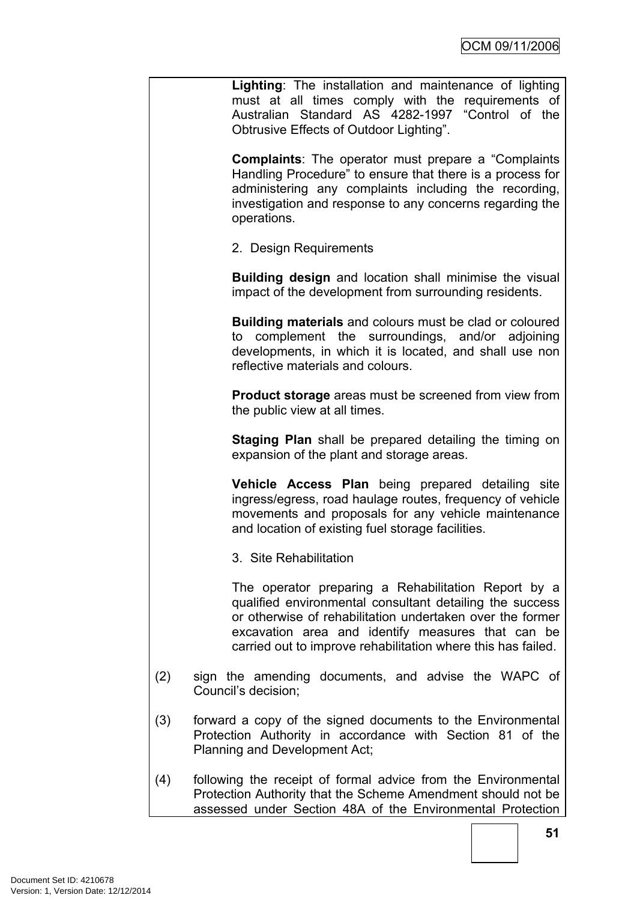**Lighting**: The installation and maintenance of lighting must at all times comply with the requirements of Australian Standard AS 4282-1997 “Control of the Obtrusive Effects of Outdoor Lighting”.

**Complaints**: The operator must prepare a “Complaints Handling Procedure” to ensure that there is a process for administering any complaints including the recording, investigation and response to any concerns regarding the operations.

2. Design Requirements

**Building design** and location shall minimise the visual impact of the development from surrounding residents.

**Building materials** and colours must be clad or coloured to complement the surroundings, and/or adjoining developments, in which it is located, and shall use non reflective materials and colours.

**Product storage** areas must be screened from view from the public view at all times.

**Staging Plan** shall be prepared detailing the timing on expansion of the plant and storage areas.

**Vehicle Access Plan** being prepared detailing site ingress/egress, road haulage routes, frequency of vehicle movements and proposals for any vehicle maintenance and location of existing fuel storage facilities.

3. Site Rehabilitation

The operator preparing a Rehabilitation Report by a qualified environmental consultant detailing the success or otherwise of rehabilitation undertaken over the former excavation area and identify measures that can be carried out to improve rehabilitation where this has failed.

(2) sign the amending documents, and advise the WAPC of Council’s decision;

(3) forward a copy of the signed documents to the Environmental Protection Authority in accordance with Section 81 of the Planning and Development Act;

(4) following the receipt of formal advice from the Environmental Protection Authority that the Scheme Amendment should not be assessed under Section 48A of the Environmental Protection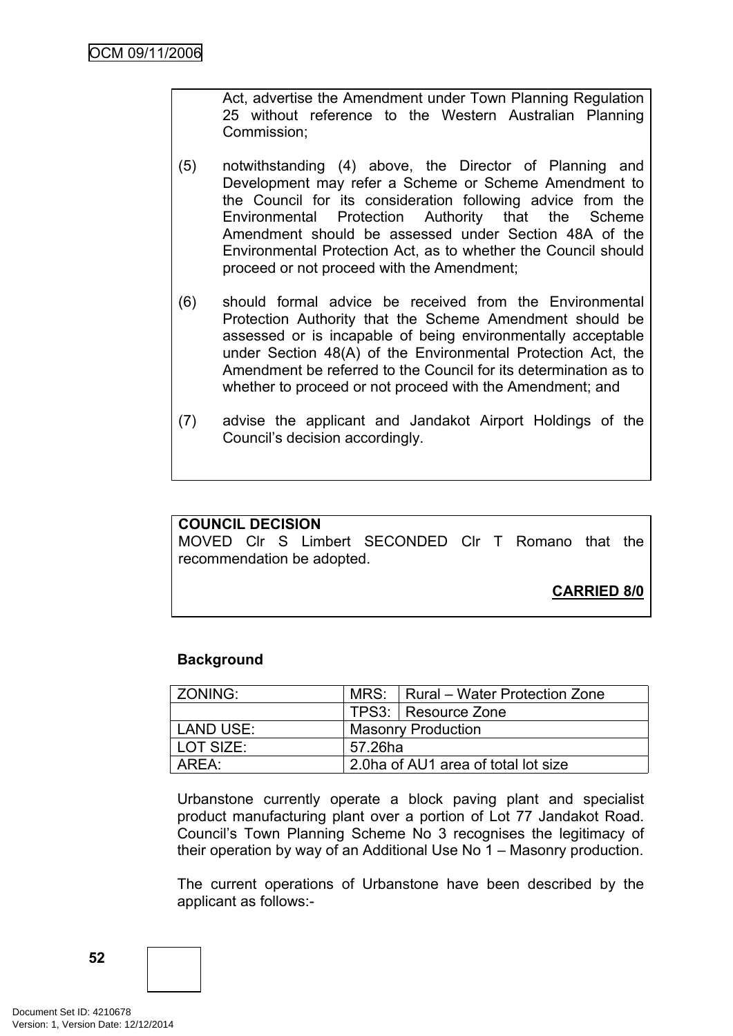Act, advertise the Amendment under Town Planning Regulation 25 without reference to the Western Australian Planning Commission;

(5) notwithstanding (4) above, the Director of Planning and Development may refer a Scheme or Scheme Amendment to the Council for its consideration following advice from the Environmental Protection Authority that the Scheme Amendment should be assessed under Section 48A of the Environmental Protection Act, as to whether the Council should proceed or not proceed with the Amendment;

(6) should formal advice be received from the Environmental Protection Authority that the Scheme Amendment should be assessed or is incapable of being environmentally acceptable under Section 48(A) of the Environmental Protection Act, the Amendment be referred to the Council for its determination as to whether to proceed or not proceed with the Amendment; and

(7) advise the applicant and Jandakot Airport Holdings of the Council's decision accordingly.

**COUNCIL DECISION**
MOVED Clr S Limbert SECONDED Clr T Romano that the recommendation be adopted.

**CARRIED 8/0**

**Background**

| ZONING: | MRS: | Rural – Water Protection Zone |
|---|---|---|
| | TPS3: | Resource Zone |
| LAND USE: | Masonry Production | |
| LOT SIZE: | 57.26ha | |
| AREA: | 2.0ha of AU1 area of total lot size | |

Urbanstone currently operate a block paving plant and specialist product manufacturing plant over a portion of Lot 77 Jandakot Road. Council's Town Planning Scheme No 3 recognises the legitimacy of their operation by way of an Additional Use No 1 – Masonry production.

The current operations of Urbanstone have been described by the applicant as follows:-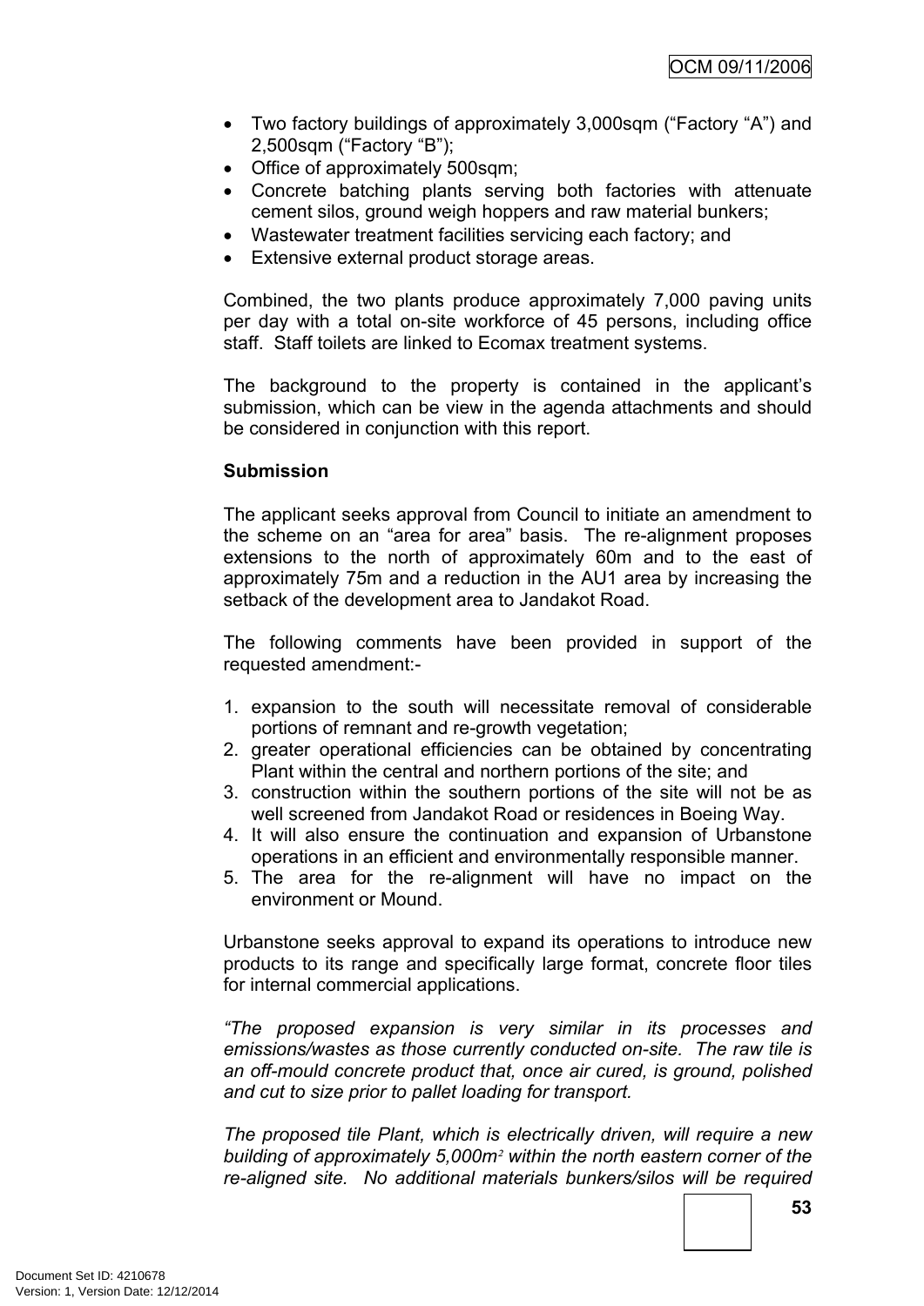- Two factory buildings of approximately 3,000sqm (“Factory “A”) and 2,500sqm (“Factory “B”);
- Office of approximately 500sqm;
- Concrete batching plants serving both factories with attenuate cement silos, ground weigh hoppers and raw material bunkers;
- Wastewater treatment facilities servicing each factory; and
- Extensive external product storage areas.

Combined, the two plants produce approximately 7,000 paving units per day with a total on-site workforce of 45 persons, including office staff. Staff toilets are linked to Ecomax treatment systems.

The background to the property is contained in the applicant’s submission, which can be view in the agenda attachments and should be considered in conjunction with this report.

**Submission**

The applicant seeks approval from Council to initiate an amendment to the scheme on an “area for area” basis. The re-alignment proposes extensions to the north of approximately 60m and to the east of approximately 75m and a reduction in the AU1 area by increasing the setback of the development area to Jandakot Road.

The following comments have been provided in support of the requested amendment:-

1. expansion to the south will necessitate removal of considerable portions of remnant and re-growth vegetation;
2. greater operational efficiencies can be obtained by concentrating Plant within the central and northern portions of the site; and
3. construction within the southern portions of the site will not be as well screened from Jandakot Road or residences in Boeing Way.
4. It will also ensure the continuation and expansion of Urbanstone operations in an efficient and environmentally responsible manner.
5. The area for the re-alignment will have no impact on the environment or Mound.

Urbanstone seeks approval to expand its operations to introduce new products to its range and specifically large format, concrete floor tiles for internal commercial applications.

*“The proposed expansion is very similar in its processes and emissions/wastes as those currently conducted on-site. The raw tile is an off-mould concrete product that, once air cured, is ground, polished and cut to size prior to pallet loading for transport.*

*The proposed tile Plant, which is electrically driven, will require a new building of approximately 5,000m² within the north eastern corner of the re-aligned site. No additional materials bunkers/silos will be required*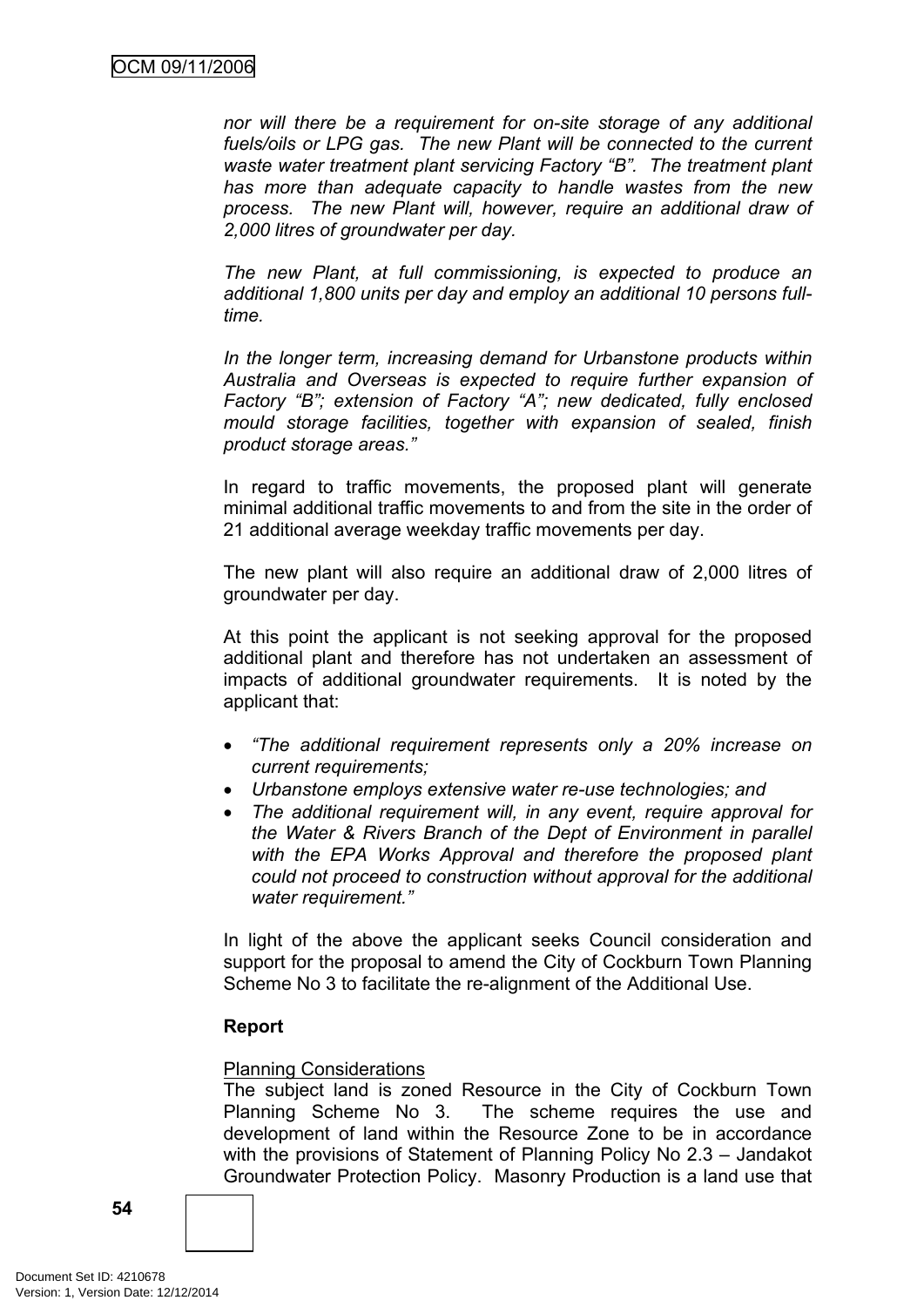*nor will there be a requirement for on-site storage of any additional fuels/oils or LPG gas. The new Plant will be connected to the current waste water treatment plant servicing Factory "B". The treatment plant has more than adequate capacity to handle wastes from the new process. The new Plant will, however, require an additional draw of 2,000 litres of groundwater per day.*

*The new Plant, at full commissioning, is expected to produce an additional 1,800 units per day and employ an additional 10 persons full-time.*

*In the longer term, increasing demand for Urbanstone products within Australia and Overseas is expected to require further expansion of Factory "B"; extension of Factory "A"; new dedicated, fully enclosed mould storage facilities, together with expansion of sealed, finish product storage areas."*

In regard to traffic movements, the proposed plant will generate minimal additional traffic movements to and from the site in the order of 21 additional average weekday traffic movements per day.

The new plant will also require an additional draw of 2,000 litres of groundwater per day.

At this point the applicant is not seeking approval for the proposed additional plant and therefore has not undertaken an assessment of impacts of additional groundwater requirements. It is noted by the applicant that:

- *"The additional requirement represents only a 20% increase on current requirements;*
- *Urbanstone employs extensive water re-use technologies; and*
- *The additional requirement will, in any event, require approval for the Water & Rivers Branch of the Dept of Environment in parallel with the EPA Works Approval and therefore the proposed plant could not proceed to construction without approval for the additional water requirement."*

In light of the above the applicant seeks Council consideration and support for the proposal to amend the City of Cockburn Town Planning Scheme No 3 to facilitate the re-alignment of the Additional Use.

**Report**

Planning Considerations

The subject land is zoned Resource in the City of Cockburn Town Planning Scheme No 3. The scheme requires the use and development of land within the Resource Zone to be in accordance with the provisions of Statement of Planning Policy No 2.3 – Jandakot Groundwater Protection Policy. Masonry Production is a land use that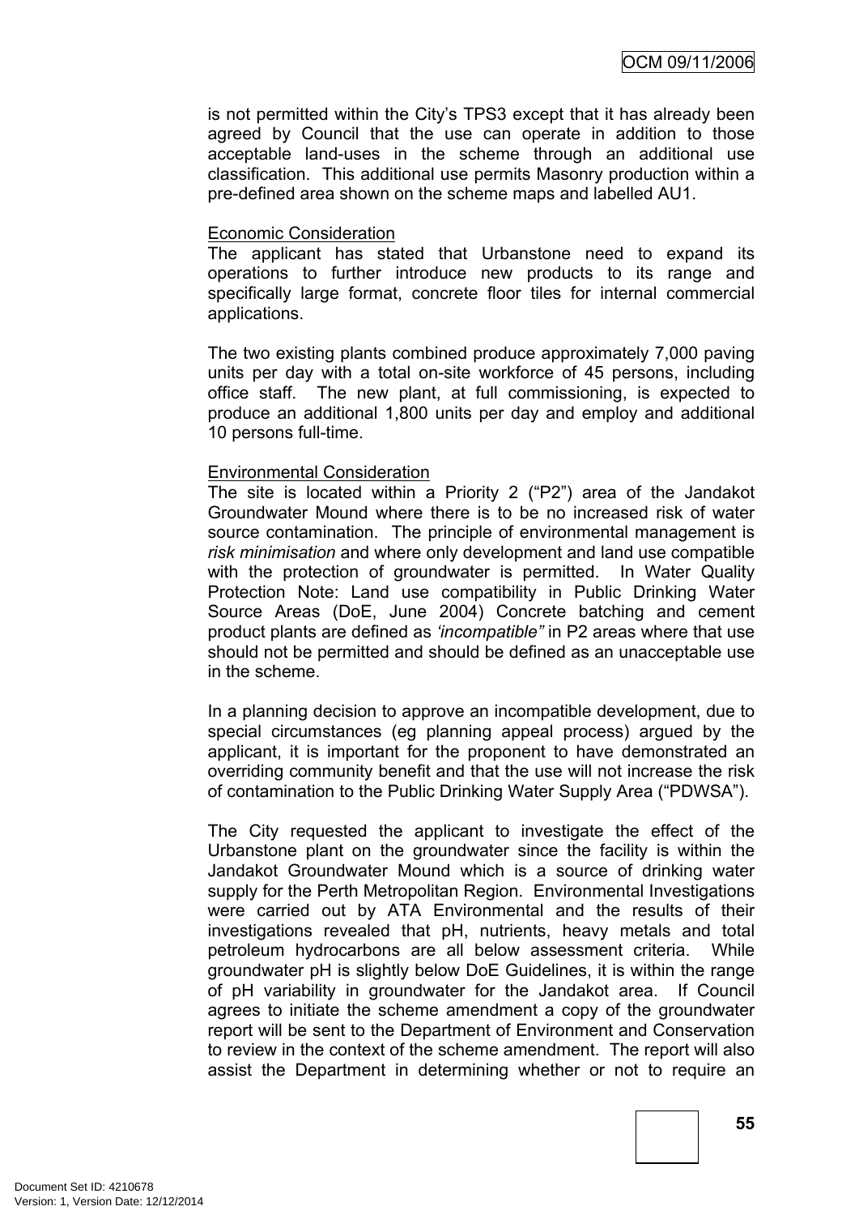is not permitted within the City's TPS3 except that it has already been agreed by Council that the use can operate in addition to those acceptable land-uses in the scheme through an additional use classification. This additional use permits Masonry production within a pre-defined area shown on the scheme maps and labelled AU1.

Economic Consideration

The applicant has stated that Urbanstone need to expand its operations to further introduce new products to its range and specifically large format, concrete floor tiles for internal commercial applications.

The two existing plants combined produce approximately 7,000 paving units per day with a total on-site workforce of 45 persons, including office staff. The new plant, at full commissioning, is expected to produce an additional 1,800 units per day and employ and additional 10 persons full-time.

Environmental Consideration

The site is located within a Priority 2 ("P2") area of the Jandakot Groundwater Mound where there is to be no increased risk of water source contamination. The principle of environmental management is *risk minimisation* and where only development and land use compatible with the protection of groundwater is permitted. In Water Quality Protection Note: Land use compatibility in Public Drinking Water Source Areas (DoE, June 2004) Concrete batching and cement product plants are defined as *'incompatible"* in P2 areas where that use should not be permitted and should be defined as an unacceptable use in the scheme.

In a planning decision to approve an incompatible development, due to special circumstances (eg planning appeal process) argued by the applicant, it is important for the proponent to have demonstrated an overriding community benefit and that the use will not increase the risk of contamination to the Public Drinking Water Supply Area ("PDWSA").

The City requested the applicant to investigate the effect of the Urbanstone plant on the groundwater since the facility is within the Jandakot Groundwater Mound which is a source of drinking water supply for the Perth Metropolitan Region. Environmental Investigations were carried out by ATA Environmental and the results of their investigations revealed that pH, nutrients, heavy metals and total petroleum hydrocarbons are all below assessment criteria. While groundwater pH is slightly below DoE Guidelines, it is within the range of pH variability in groundwater for the Jandakot area. If Council agrees to initiate the scheme amendment a copy of the groundwater report will be sent to the Department of Environment and Conservation to review in the context of the scheme amendment. The report will also assist the Department in determining whether or not to require an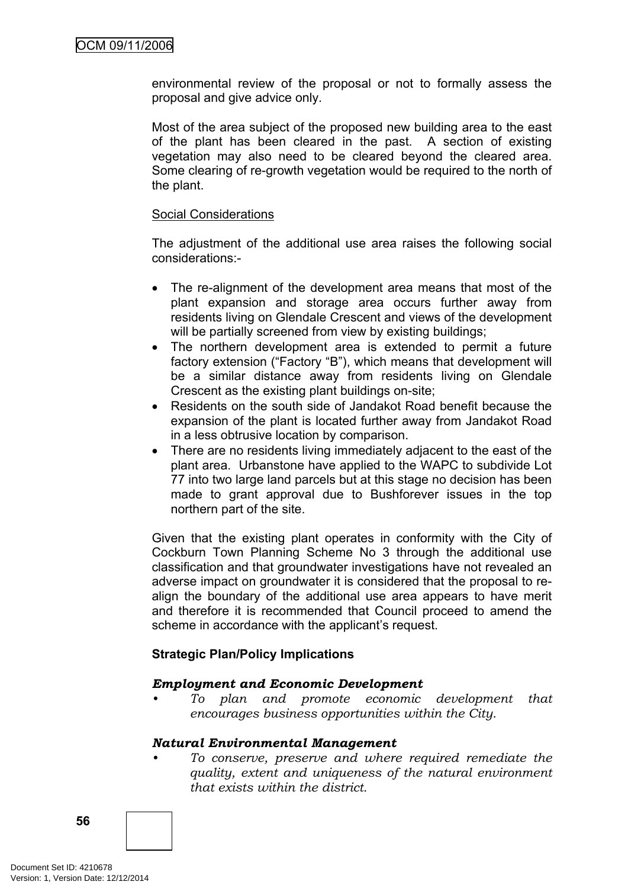environmental review of the proposal or not to formally assess the proposal and give advice only.

Most of the area subject of the proposed new building area to the east of the plant has been cleared in the past. A section of existing vegetation may also need to be cleared beyond the cleared area. Some clearing of re-growth vegetation would be required to the north of the plant.

Social Considerations

The adjustment of the additional use area raises the following social considerations:-

- The re-alignment of the development area means that most of the plant expansion and storage area occurs further away from residents living on Glendale Crescent and views of the development will be partially screened from view by existing buildings;
- The northern development area is extended to permit a future factory extension ("Factory "B"), which means that development will be a similar distance away from residents living on Glendale Crescent as the existing plant buildings on-site;
- Residents on the south side of Jandakot Road benefit because the expansion of the plant is located further away from Jandakot Road in a less obtrusive location by comparison.
- There are no residents living immediately adjacent to the east of the plant area. Urbanstone have applied to the WAPC to subdivide Lot 77 into two large land parcels but at this stage no decision has been made to grant approval due to Bushforever issues in the top northern part of the site.

Given that the existing plant operates in conformity with the City of Cockburn Town Planning Scheme No 3 through the additional use classification and that groundwater investigations have not revealed an adverse impact on groundwater it is considered that the proposal to re-align the boundary of the additional use area appears to have merit and therefore it is recommended that Council proceed to amend the scheme in accordance with the applicant's request.

**Strategic Plan/Policy Implications**

***Employment and Economic Development***

- *To plan and promote economic development that encourages business opportunities within the City.*

***Natural Environmental Management***

- *To conserve, preserve and where required remediate the quality, extent and uniqueness of the natural environment that exists within the district.*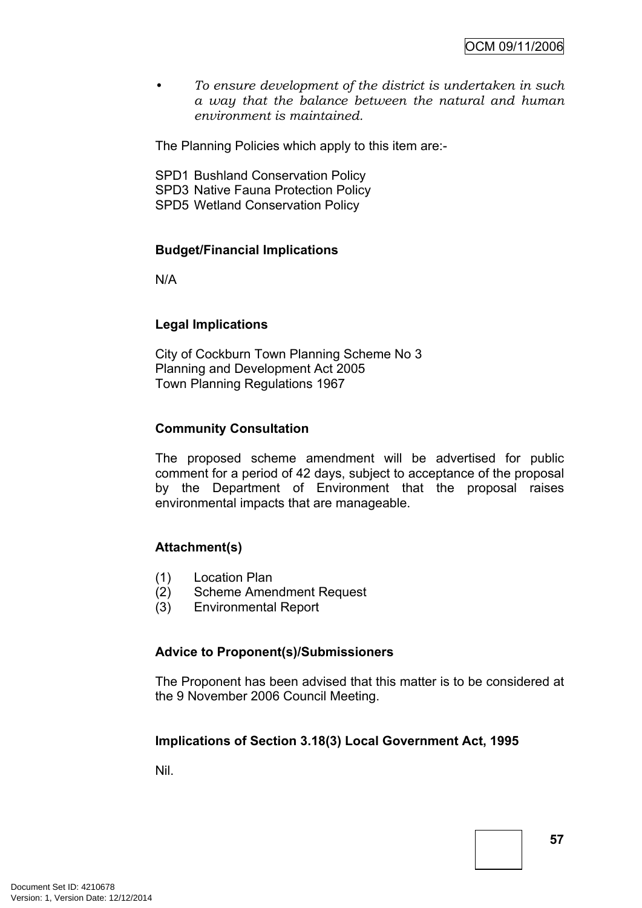- *To ensure development of the district is undertaken in such a way that the balance between the natural and human environment is maintained.*

The Planning Policies which apply to this item are:-

SPD1 Bushland Conservation Policy
SPD3 Native Fauna Protection Policy
SPD5 Wetland Conservation Policy

**Budget/Financial Implications**

N/A

**Legal Implications**

City of Cockburn Town Planning Scheme No 3
Planning and Development Act 2005
Town Planning Regulations 1967

**Community Consultation**

The proposed scheme amendment will be advertised for public comment for a period of 42 days, subject to acceptance of the proposal by the Department of Environment that the proposal raises environmental impacts that are manageable.

**Attachment(s)**

(1) Location Plan
(2) Scheme Amendment Request
(3) Environmental Report

**Advice to Proponent(s)/Submissioners**

The Proponent has been advised that this matter is to be considered at the 9 November 2006 Council Meeting.

**Implications of Section 3.18(3) Local Government Act, 1995**

Nil.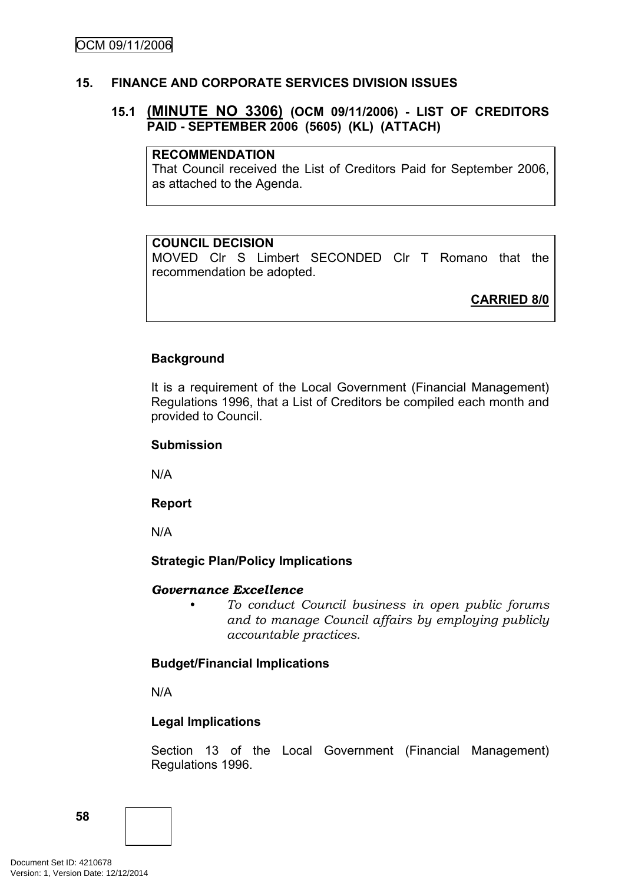## 15. FINANCE AND CORPORATE SERVICES DIVISION ISSUES

### 15.1 (MINUTE NO 3306) (OCM 09/11/2006) - LIST OF CREDITORS PAID - SEPTEMBER 2006 (5605) (KL) (ATTACH)

**RECOMMENDATION**
That Council received the List of Creditors Paid for September 2006, as attached to the Agenda.

**COUNCIL DECISION**
MOVED Clr S Limbert SECONDED Clr T Romano that the recommendation be adopted.

**CARRIED 8/0**

**Background**

It is a requirement of the Local Government (Financial Management) Regulations 1996, that a List of Creditors be compiled each month and provided to Council.

**Submission**

N/A

**Report**

N/A

**Strategic Plan/Policy Implications**

***Governance Excellence***

- *To conduct Council business in open public forums and to manage Council affairs by employing publicly accountable practices.*

**Budget/Financial Implications**

N/A

**Legal Implications**

Section 13 of the Local Government (Financial Management) Regulations 1996.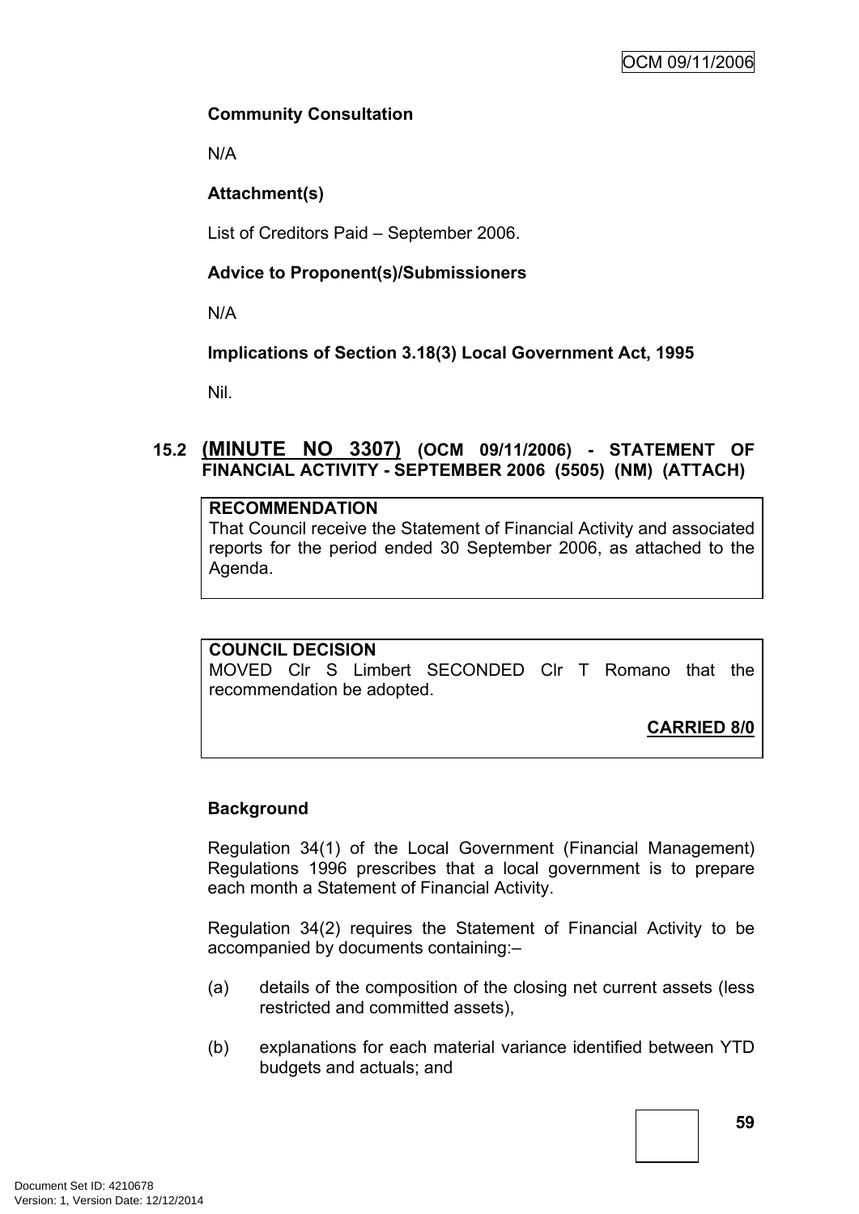**Community Consultation**

N/A

**Attachment(s)**

List of Creditors Paid – September 2006.

**Advice to Proponent(s)/Submissioners**

N/A

**Implications of Section 3.18(3) Local Government Act, 1995**

Nil.

## 15.2 (MINUTE NO 3307) (OCM 09/11/2006) - STATEMENT OF FINANCIAL ACTIVITY - SEPTEMBER 2006 (5505) (NM) (ATTACH)

**RECOMMENDATION**
That Council receive the Statement of Financial Activity and associated reports for the period ended 30 September 2006, as attached to the Agenda.

**COUNCIL DECISION**
MOVED Clr S Limbert SECONDED Clr T Romano that the recommendation be adopted.

**CARRIED 8/0**

**Background**

Regulation 34(1) of the Local Government (Financial Management) Regulations 1996 prescribes that a local government is to prepare each month a Statement of Financial Activity.

Regulation 34(2) requires the Statement of Financial Activity to be accompanied by documents containing:–

(a) details of the composition of the closing net current assets (less restricted and committed assets),

(b) explanations for each material variance identified between YTD budgets and actuals; and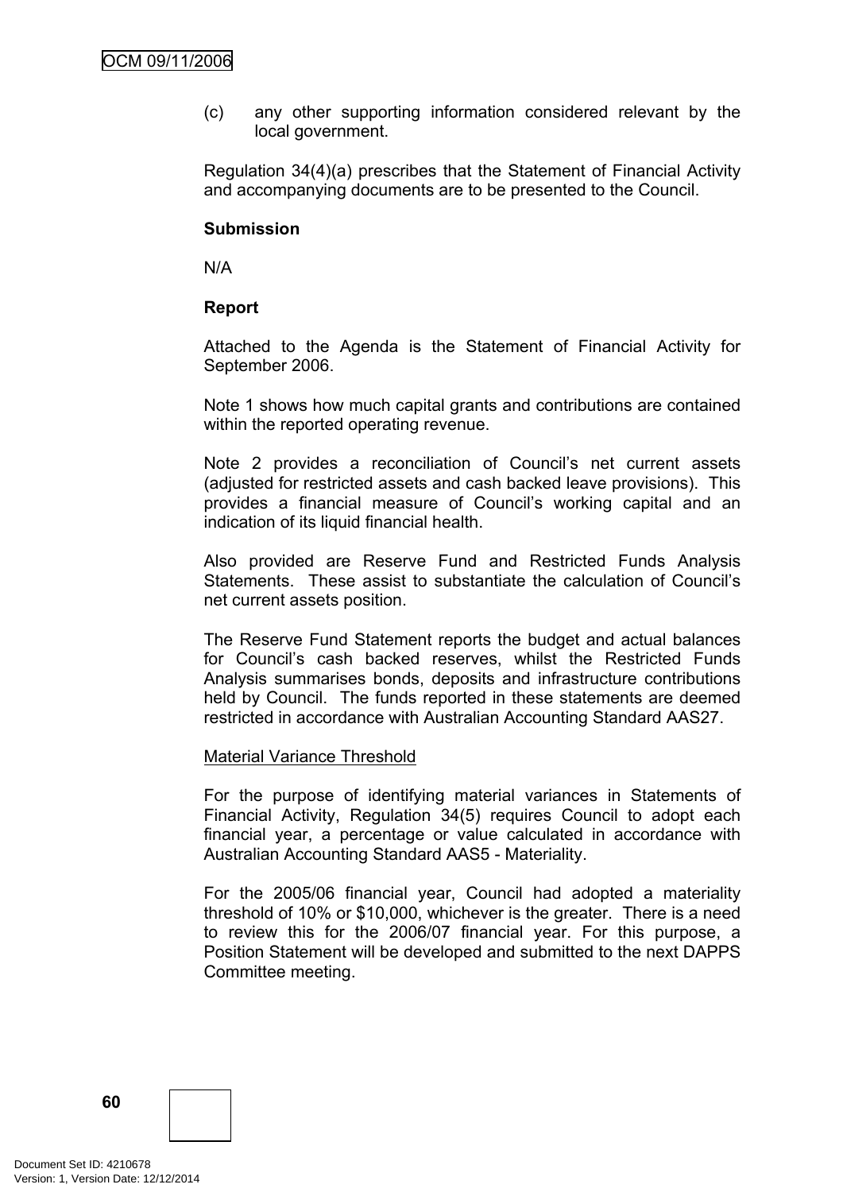(c) any other supporting information considered relevant by the local government.

Regulation 34(4)(a) prescribes that the Statement of Financial Activity and accompanying documents are to be presented to the Council.

**Submission**

N/A

**Report**

Attached to the Agenda is the Statement of Financial Activity for September 2006.

Note 1 shows how much capital grants and contributions are contained within the reported operating revenue.

Note 2 provides a reconciliation of Council's net current assets (adjusted for restricted assets and cash backed leave provisions). This provides a financial measure of Council's working capital and an indication of its liquid financial health.

Also provided are Reserve Fund and Restricted Funds Analysis Statements. These assist to substantiate the calculation of Council's net current assets position.

The Reserve Fund Statement reports the budget and actual balances for Council's cash backed reserves, whilst the Restricted Funds Analysis summarises bonds, deposits and infrastructure contributions held by Council. The funds reported in these statements are deemed restricted in accordance with Australian Accounting Standard AAS27.

<u>Material Variance Threshold</u>

For the purpose of identifying material variances in Statements of Financial Activity, Regulation 34(5) requires Council to adopt each financial year, a percentage or value calculated in accordance with Australian Accounting Standard AAS5 - Materiality.

For the 2005/06 financial year, Council had adopted a materiality threshold of 10% or $10,000, whichever is the greater. There is a need to review this for the 2006/07 financial year. For this purpose, a Position Statement will be developed and submitted to the next DAPPS Committee meeting.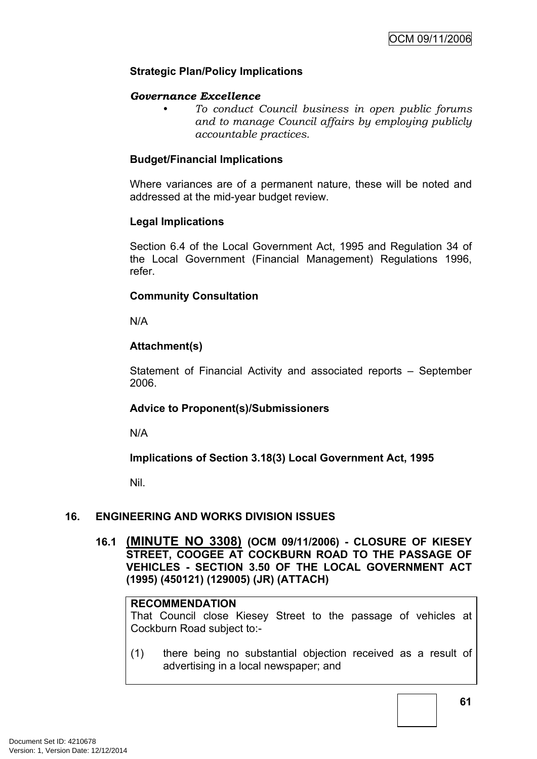**Strategic Plan/Policy Implications**

***Governance Excellence***

- *To conduct Council business in open public forums and to manage Council affairs by employing publicly accountable practices.*

**Budget/Financial Implications**

Where variances are of a permanent nature, these will be noted and addressed at the mid-year budget review.

**Legal Implications**

Section 6.4 of the Local Government Act, 1995 and Regulation 34 of the Local Government (Financial Management) Regulations 1996, refer.

**Community Consultation**

N/A

**Attachment(s)**

Statement of Financial Activity and associated reports – September 2006.

**Advice to Proponent(s)/Submissioners**

N/A

**Implications of Section 3.18(3) Local Government Act, 1995**

Nil.

## 16. ENGINEERING AND WORKS DIVISION ISSUES

### 16.1 (MINUTE NO 3308) (OCM 09/11/2006) - CLOSURE OF KIESEY STREET, COOGEE AT COCKBURN ROAD TO THE PASSAGE OF VEHICLES - SECTION 3.50 OF THE LOCAL GOVERNMENT ACT (1995) (450121) (129005) (JR) (ATTACH)

**RECOMMENDATION**

That Council close Kiesey Street to the passage of vehicles at Cockburn Road subject to:-

(1) there being no substantial objection received as a result of advertising in a local newspaper; and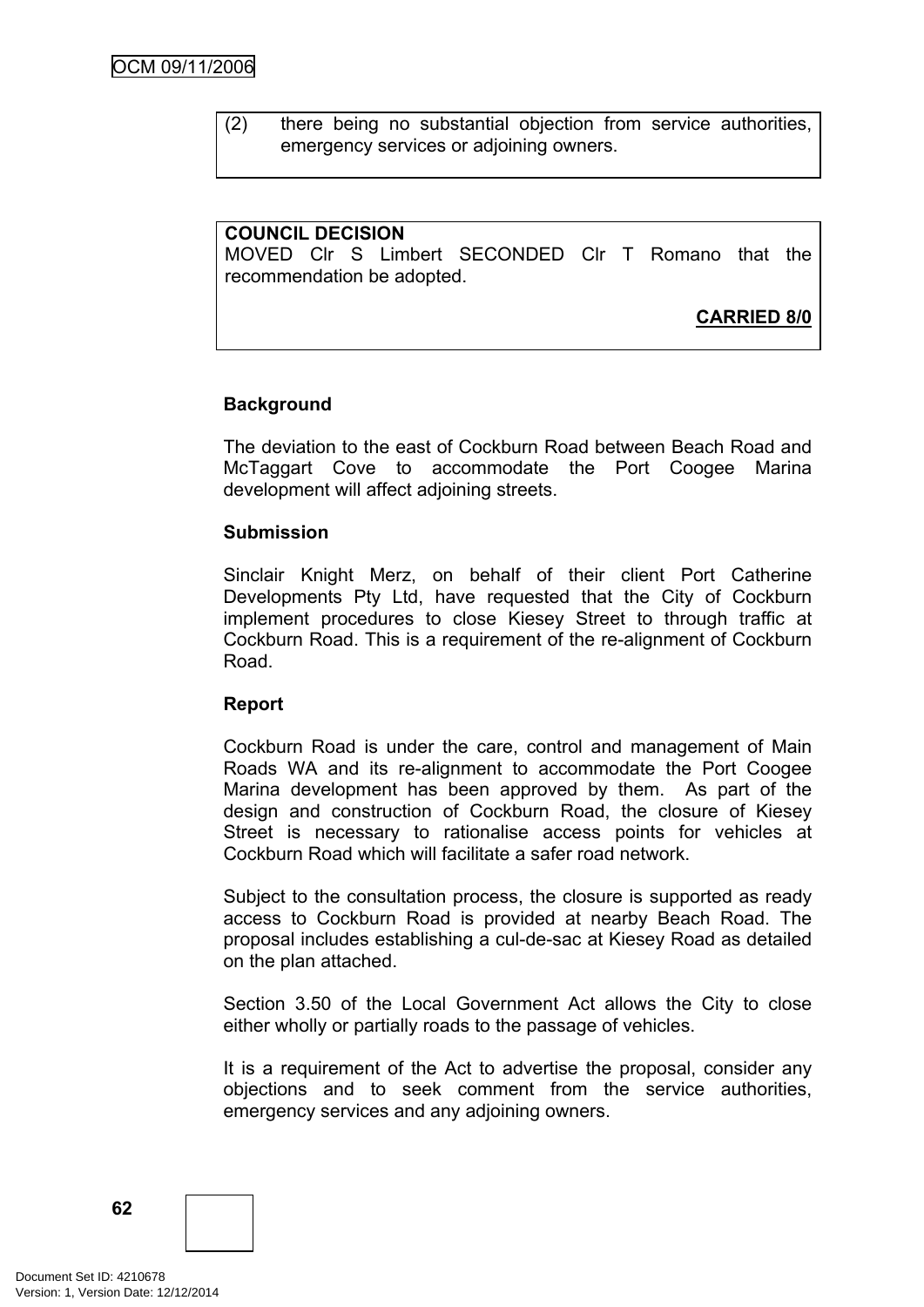(2) there being no substantial objection from service authorities, emergency services or adjoining owners.

**COUNCIL DECISION**
MOVED Clr S Limbert SECONDED Clr T Romano that the recommendation be adopted.

**CARRIED 8/0**

**Background**

The deviation to the east of Cockburn Road between Beach Road and McTaggart Cove to accommodate the Port Coogee Marina development will affect adjoining streets.

**Submission**

Sinclair Knight Merz, on behalf of their client Port Catherine Developments Pty Ltd, have requested that the City of Cockburn implement procedures to close Kiesey Street to through traffic at Cockburn Road. This is a requirement of the re-alignment of Cockburn Road.

**Report**

Cockburn Road is under the care, control and management of Main Roads WA and its re-alignment to accommodate the Port Coogee Marina development has been approved by them. As part of the design and construction of Cockburn Road, the closure of Kiesey Street is necessary to rationalise access points for vehicles at Cockburn Road which will facilitate a safer road network.

Subject to the consultation process, the closure is supported as ready access to Cockburn Road is provided at nearby Beach Road. The proposal includes establishing a cul-de-sac at Kiesey Road as detailed on the plan attached.

Section 3.50 of the Local Government Act allows the City to close either wholly or partially roads to the passage of vehicles.

It is a requirement of the Act to advertise the proposal, consider any objections and to seek comment from the service authorities, emergency services and any adjoining owners.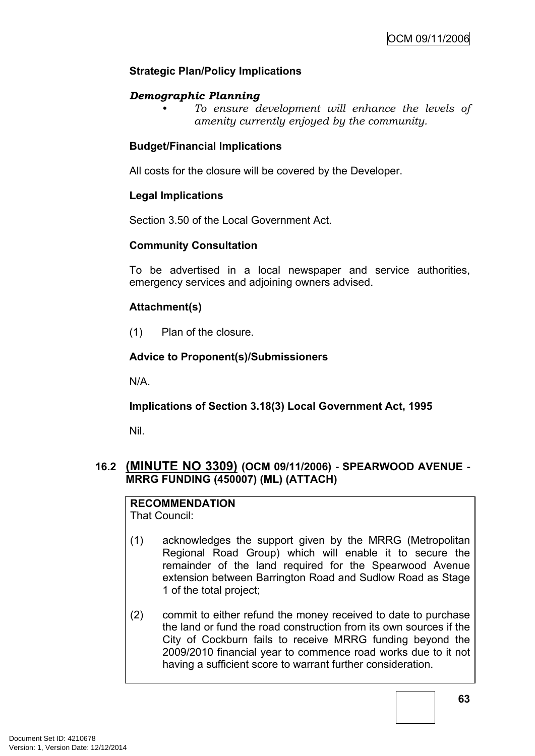**Strategic Plan/Policy Implications**

***Demographic Planning***

- *To ensure development will enhance the levels of amenity currently enjoyed by the community.*

**Budget/Financial Implications**

All costs for the closure will be covered by the Developer.

**Legal Implications**

Section 3.50 of the Local Government Act.

**Community Consultation**

To be advertised in a local newspaper and service authorities, emergency services and adjoining owners advised.

**Attachment(s)**

(1) Plan of the closure.

**Advice to Proponent(s)/Submissioners**

N/A.

**Implications of Section 3.18(3) Local Government Act, 1995**

Nil.

## 16.2 (MINUTE NO 3309) (OCM 09/11/2006) - SPEARWOOD AVENUE - MRRG FUNDING (450007) (ML) (ATTACH)

**RECOMMENDATION**
That Council:

(1) acknowledges the support given by the MRRG (Metropolitan Regional Road Group) which will enable it to secure the remainder of the land required for the Spearwood Avenue extension between Barrington Road and Sudlow Road as Stage 1 of the total project;

(2) commit to either refund the money received to date to purchase the land or fund the road construction from its own sources if the City of Cockburn fails to receive MRRG funding beyond the 2009/2010 financial year to commence road works due to it not having a sufficient score to warrant further consideration.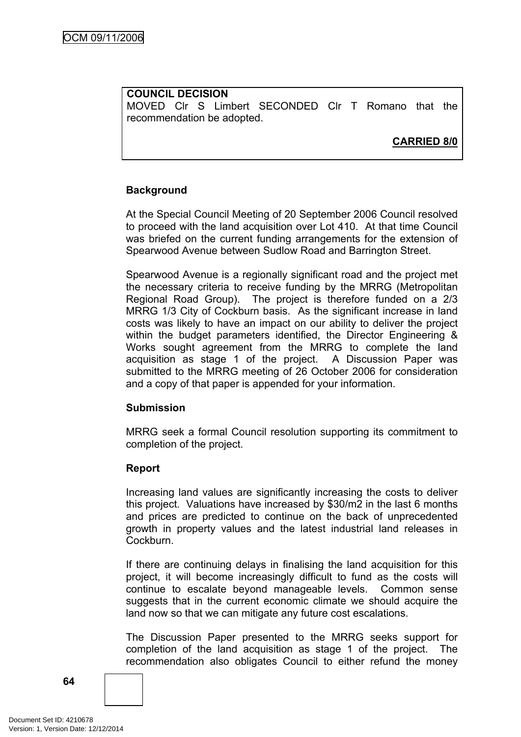**COUNCIL DECISION**
MOVED Clr S Limbert SECONDED Clr T Romano that the recommendation be adopted.

**CARRIED 8/0**

**Background**

At the Special Council Meeting of 20 September 2006 Council resolved to proceed with the land acquisition over Lot 410. At that time Council was briefed on the current funding arrangements for the extension of Spearwood Avenue between Sudlow Road and Barrington Street.

Spearwood Avenue is a regionally significant road and the project met the necessary criteria to receive funding by the MRRG (Metropolitan Regional Road Group). The project is therefore funded on a 2/3 MRRG 1/3 City of Cockburn basis. As the significant increase in land costs was likely to have an impact on our ability to deliver the project within the budget parameters identified, the Director Engineering & Works sought agreement from the MRRG to complete the land acquisition as stage 1 of the project. A Discussion Paper was submitted to the MRRG meeting of 26 October 2006 for consideration and a copy of that paper is appended for your information.

**Submission**

MRRG seek a formal Council resolution supporting its commitment to completion of the project.

**Report**

Increasing land values are significantly increasing the costs to deliver this project. Valuations have increased by $30/m2 in the last 6 months and prices are predicted to continue on the back of unprecedented growth in property values and the latest industrial land releases in Cockburn.

If there are continuing delays in finalising the land acquisition for this project, it will become increasingly difficult to fund as the costs will continue to escalate beyond manageable levels. Common sense suggests that in the current economic climate we should acquire the land now so that we can mitigate any future cost escalations.

The Discussion Paper presented to the MRRG seeks support for completion of the land acquisition as stage 1 of the project. The recommendation also obligates Council to either refund the money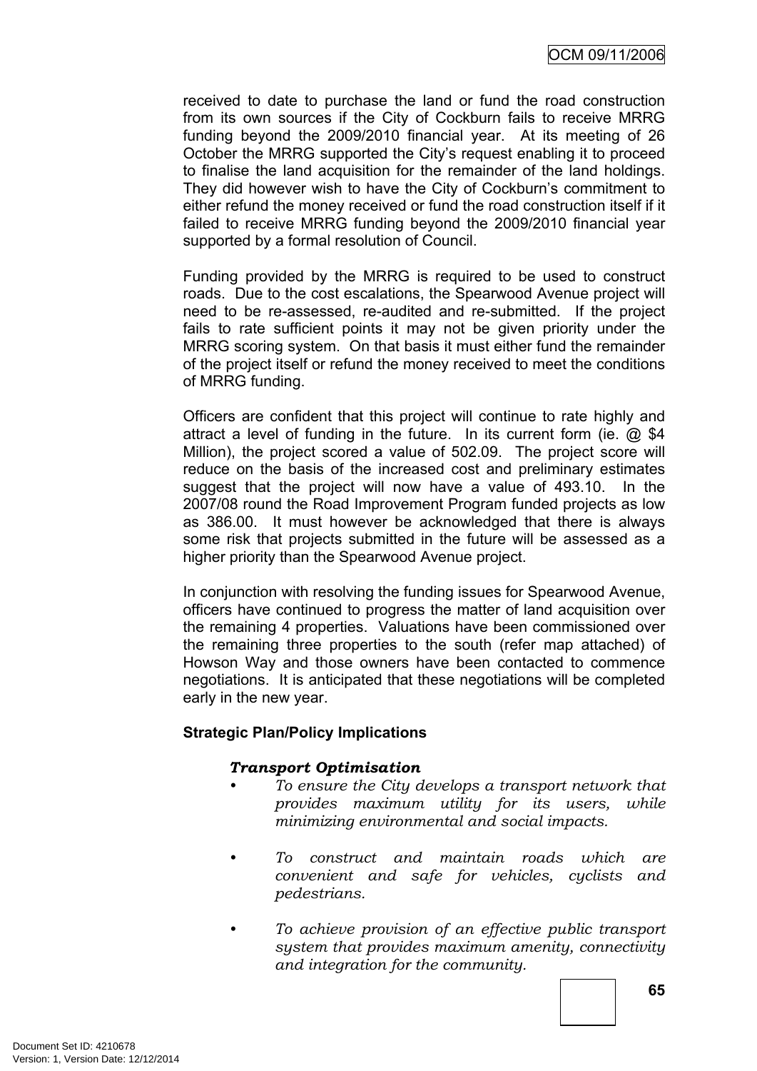received to date to purchase the land or fund the road construction from its own sources if the City of Cockburn fails to receive MRRG funding beyond the 2009/2010 financial year. At its meeting of 26 October the MRRG supported the City's request enabling it to proceed to finalise the land acquisition for the remainder of the land holdings. They did however wish to have the City of Cockburn's commitment to either refund the money received or fund the road construction itself if it failed to receive MRRG funding beyond the 2009/2010 financial year supported by a formal resolution of Council.

Funding provided by the MRRG is required to be used to construct roads. Due to the cost escalations, the Spearwood Avenue project will need to be re-assessed, re-audited and re-submitted. If the project fails to rate sufficient points it may not be given priority under the MRRG scoring system. On that basis it must either fund the remainder of the project itself or refund the money received to meet the conditions of MRRG funding.

Officers are confident that this project will continue to rate highly and attract a level of funding in the future. In its current form (ie. @ $4 Million), the project scored a value of 502.09. The project score will reduce on the basis of the increased cost and preliminary estimates suggest that the project will now have a value of 493.10. In the 2007/08 round the Road Improvement Program funded projects as low as 386.00. It must however be acknowledged that there is always some risk that projects submitted in the future will be assessed as a higher priority than the Spearwood Avenue project.

In conjunction with resolving the funding issues for Spearwood Avenue, officers have continued to progress the matter of land acquisition over the remaining 4 properties. Valuations have been commissioned over the remaining three properties to the south (refer map attached) of Howson Way and those owners have been contacted to commence negotiations. It is anticipated that these negotiations will be completed early in the new year.

**Strategic Plan/Policy Implications**

***Transport Optimisation***

- *To ensure the City develops a transport network that provides maximum utility for its users, while minimizing environmental and social impacts.*

- *To construct and maintain roads which are convenient and safe for vehicles, cyclists and pedestrians.*

- *To achieve provision of an effective public transport system that provides maximum amenity, connectivity and integration for the community.*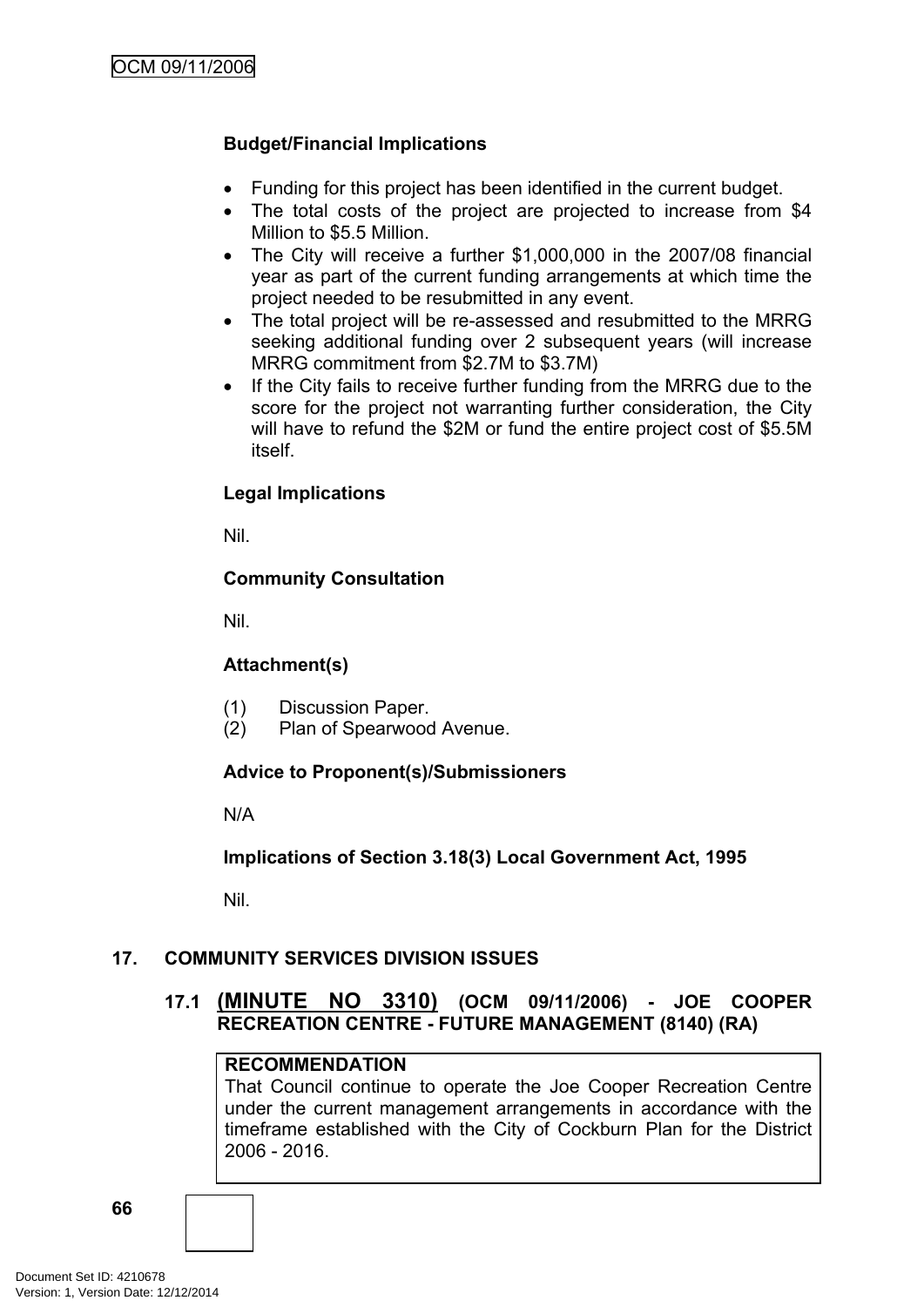**Budget/Financial Implications**

- Funding for this project has been identified in the current budget.
- The total costs of the project are projected to increase from $4 Million to $5.5 Million.
- The City will receive a further $1,000,000 in the 2007/08 financial year as part of the current funding arrangements at which time the project needed to be resubmitted in any event.
- The total project will be re-assessed and resubmitted to the MRRG seeking additional funding over 2 subsequent years (will increase MRRG commitment from $2.7M to $3.7M)
- If the City fails to receive further funding from the MRRG due to the score for the project not warranting further consideration, the City will have to refund the $2M or fund the entire project cost of $5.5M itself.

**Legal Implications**

Nil.

**Community Consultation**

Nil.

**Attachment(s)**

(1) Discussion Paper.
(2) Plan of Spearwood Avenue.

**Advice to Proponent(s)/Submissioners**

N/A

**Implications of Section 3.18(3) Local Government Act, 1995**

Nil.

## 17. COMMUNITY SERVICES DIVISION ISSUES

### 17.1 (MINUTE NO 3310) (OCM 09/11/2006) - JOE COOPER RECREATION CENTRE - FUTURE MANAGEMENT (8140) (RA)

**RECOMMENDATION**
That Council continue to operate the Joe Cooper Recreation Centre under the current management arrangements in accordance with the timeframe established with the City of Cockburn Plan for the District 2006 - 2016.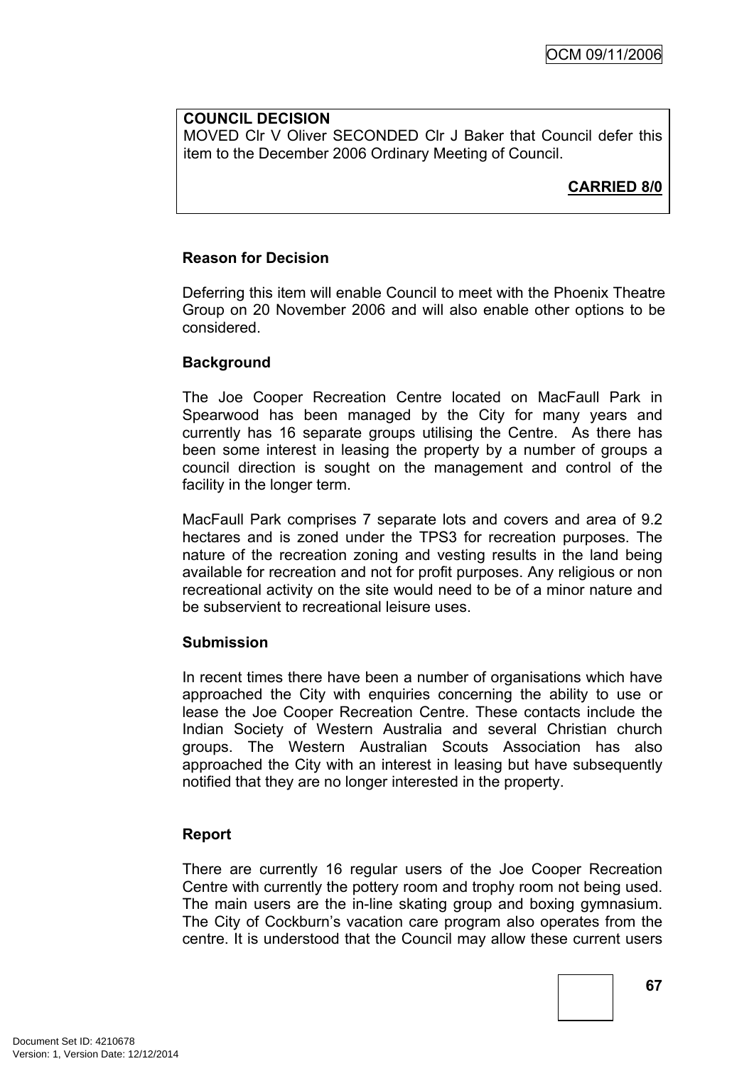**COUNCIL DECISION**

MOVED Clr V Oliver SECONDED Clr J Baker that Council defer this item to the December 2006 Ordinary Meeting of Council.

**CARRIED 8/0**

**Reason for Decision**

Deferring this item will enable Council to meet with the Phoenix Theatre Group on 20 November 2006 and will also enable other options to be considered.

**Background**

The Joe Cooper Recreation Centre located on MacFaull Park in Spearwood has been managed by the City for many years and currently has 16 separate groups utilising the Centre. As there has been some interest in leasing the property by a number of groups a council direction is sought on the management and control of the facility in the longer term.

MacFaull Park comprises 7 separate lots and covers and area of 9.2 hectares and is zoned under the TPS3 for recreation purposes. The nature of the recreation zoning and vesting results in the land being available for recreation and not for profit purposes. Any religious or non recreational activity on the site would need to be of a minor nature and be subservient to recreational leisure uses.

**Submission**

In recent times there have been a number of organisations which have approached the City with enquiries concerning the ability to use or lease the Joe Cooper Recreation Centre. These contacts include the Indian Society of Western Australia and several Christian church groups. The Western Australian Scouts Association has also approached the City with an interest in leasing but have subsequently notified that they are no longer interested in the property.

**Report**

There are currently 16 regular users of the Joe Cooper Recreation Centre with currently the pottery room and trophy room not being used. The main users are the in-line skating group and boxing gymnasium. The City of Cockburn's vacation care program also operates from the centre. It is understood that the Council may allow these current users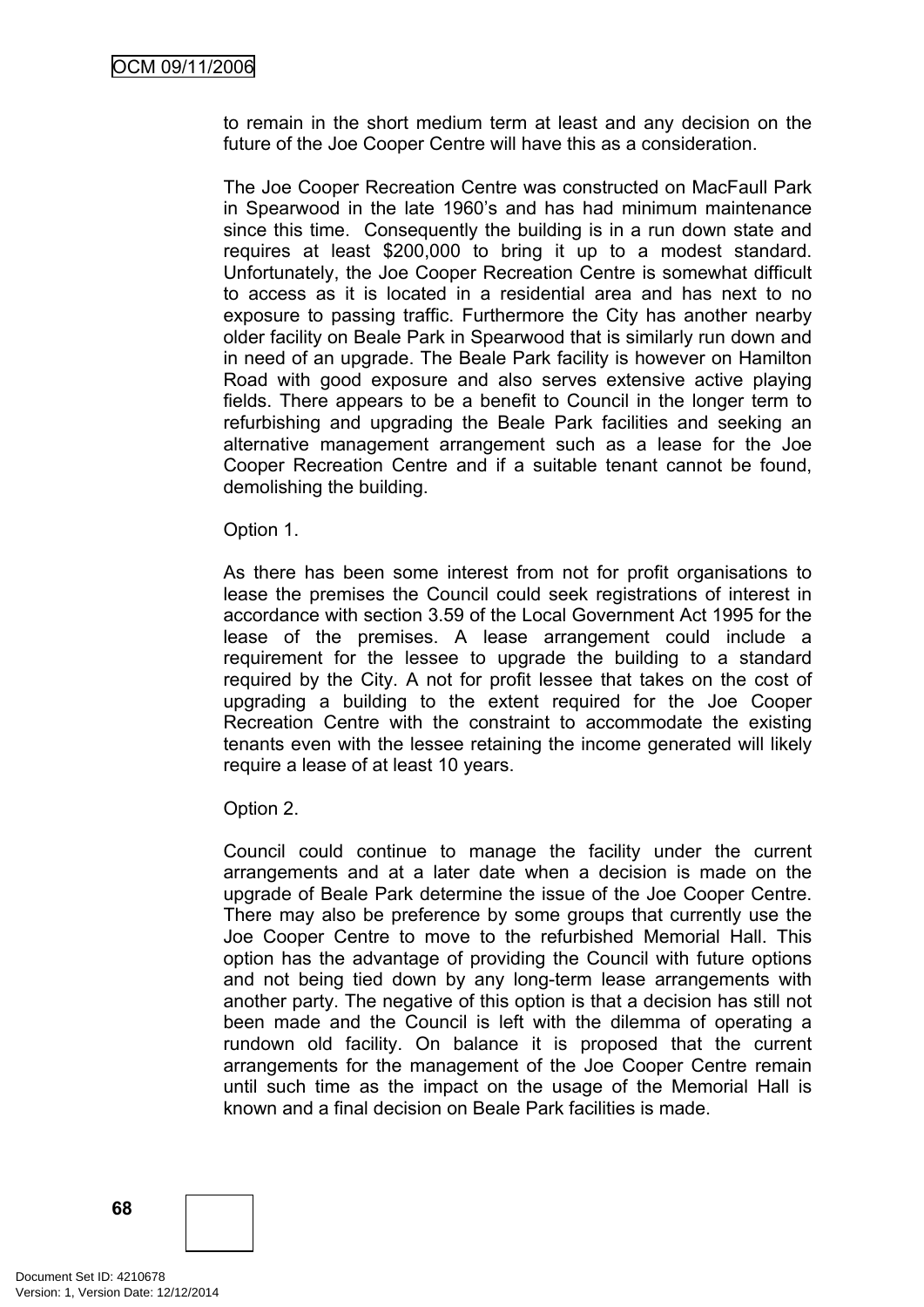to remain in the short medium term at least and any decision on the future of the Joe Cooper Centre will have this as a consideration.

The Joe Cooper Recreation Centre was constructed on MacFaull Park in Spearwood in the late 1960's and has had minimum maintenance since this time. Consequently the building is in a run down state and requires at least $200,000 to bring it up to a modest standard. Unfortunately, the Joe Cooper Recreation Centre is somewhat difficult to access as it is located in a residential area and has next to no exposure to passing traffic. Furthermore the City has another nearby older facility on Beale Park in Spearwood that is similarly run down and in need of an upgrade. The Beale Park facility is however on Hamilton Road with good exposure and also serves extensive active playing fields. There appears to be a benefit to Council in the longer term to refurbishing and upgrading the Beale Park facilities and seeking an alternative management arrangement such as a lease for the Joe Cooper Recreation Centre and if a suitable tenant cannot be found, demolishing the building.

Option 1.

As there has been some interest from not for profit organisations to lease the premises the Council could seek registrations of interest in accordance with section 3.59 of the Local Government Act 1995 for the lease of the premises. A lease arrangement could include a requirement for the lessee to upgrade the building to a standard required by the City. A not for profit lessee that takes on the cost of upgrading a building to the extent required for the Joe Cooper Recreation Centre with the constraint to accommodate the existing tenants even with the lessee retaining the income generated will likely require a lease of at least 10 years.

Option 2.

Council could continue to manage the facility under the current arrangements and at a later date when a decision is made on the upgrade of Beale Park determine the issue of the Joe Cooper Centre. There may also be preference by some groups that currently use the Joe Cooper Centre to move to the refurbished Memorial Hall. This option has the advantage of providing the Council with future options and not being tied down by any long-term lease arrangements with another party. The negative of this option is that a decision has still not been made and the Council is left with the dilemma of operating a rundown old facility. On balance it is proposed that the current arrangements for the management of the Joe Cooper Centre remain until such time as the impact on the usage of the Memorial Hall is known and a final decision on Beale Park facilities is made.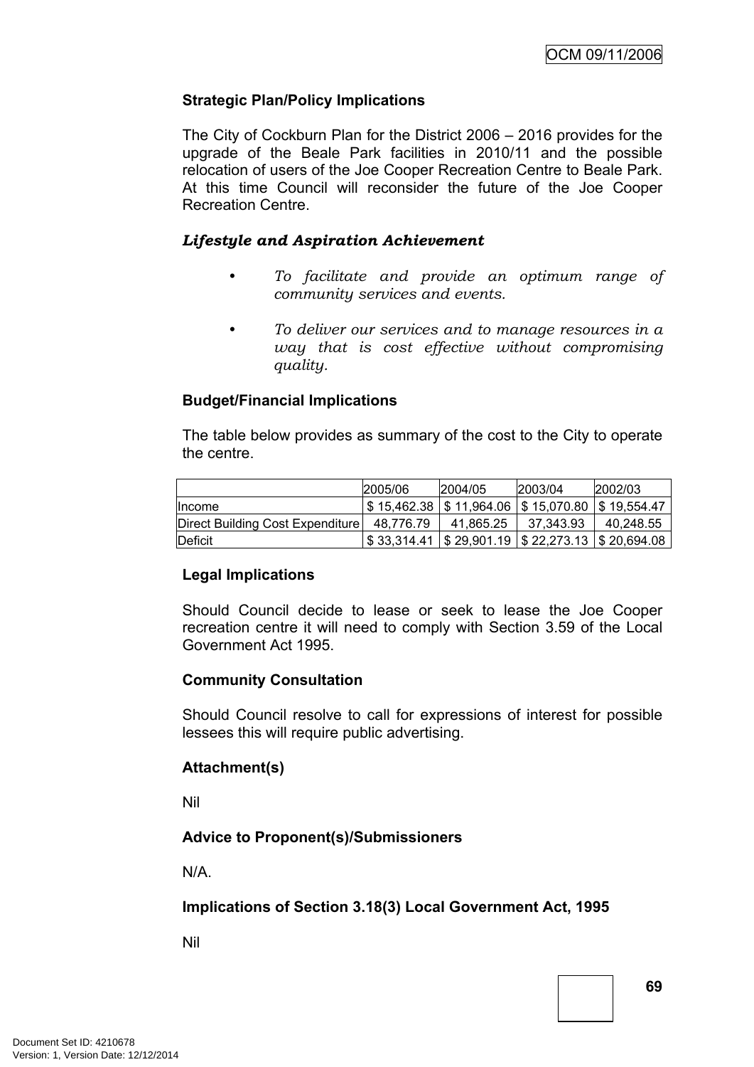**Strategic Plan/Policy Implications**

The City of Cockburn Plan for the District 2006 – 2016 provides for the upgrade of the Beale Park facilities in 2010/11 and the possible relocation of users of the Joe Cooper Recreation Centre to Beale Park. At this time Council will reconsider the future of the Joe Cooper Recreation Centre.

***Lifestyle and Aspiration Achievement***

- *To facilitate and provide an optimum range of community services and events.*
- *To deliver our services and to manage resources in a way that is cost effective without compromising quality.*

**Budget/Financial Implications**

The table below provides as summary of the cost to the City to operate the centre.

| | 2005/06 | 2004/05 | 2003/04 | 2002/03 |
|---|---|---|---|---|
| Income | $ 15,462.38 | $ 11,964.06 | $ 15,070.80 | $ 19,554.47 |
| Direct Building Cost Expenditure | 48,776.79 | 41,865.25 | 37,343.93 | 40,248.55 |
| Deficit | $ 33,314.41 | $ 29,901.19 | $ 22,273.13 | $ 20,694.08 |

**Legal Implications**

Should Council decide to lease or seek to lease the Joe Cooper recreation centre it will need to comply with Section 3.59 of the Local Government Act 1995.

**Community Consultation**

Should Council resolve to call for expressions of interest for possible lessees this will require public advertising.

**Attachment(s)**

Nil

**Advice to Proponent(s)/Submissioners**

N/A.

**Implications of Section 3.18(3) Local Government Act, 1995**

Nil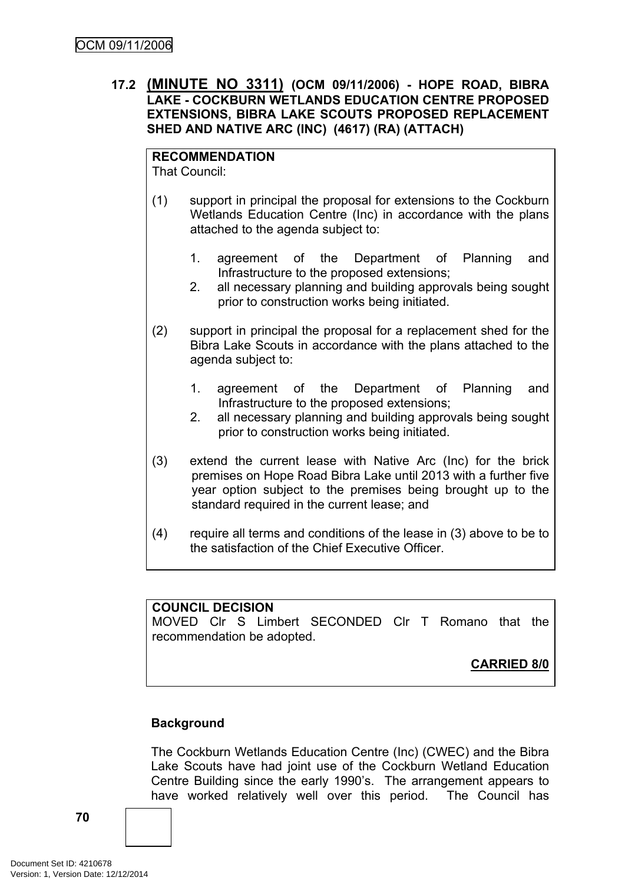### 17.2 (MINUTE NO 3311) (OCM 09/11/2006) - HOPE ROAD, BIBRA LAKE - COCKBURN WETLANDS EDUCATION CENTRE PROPOSED EXTENSIONS, BIBRA LAKE SCOUTS PROPOSED REPLACEMENT SHED AND NATIVE ARC (INC) (4617) (RA) (ATTACH)

**RECOMMENDATION**
That Council:

(1) support in principal the proposal for extensions to the Cockburn Wetlands Education Centre (Inc) in accordance with the plans attached to the agenda subject to:

1. agreement of the Department of Planning and Infrastructure to the proposed extensions;
2. all necessary planning and building approvals being sought prior to construction works being initiated.

(2) support in principal the proposal for a replacement shed for the Bibra Lake Scouts in accordance with the plans attached to the agenda subject to:

1. agreement of the Department of Planning and Infrastructure to the proposed extensions;
2. all necessary planning and building approvals being sought prior to construction works being initiated.

(3) extend the current lease with Native Arc (Inc) for the brick premises on Hope Road Bibra Lake until 2013 with a further five year option subject to the premises being brought up to the standard required in the current lease; and

(4) require all terms and conditions of the lease in (3) above to be to the satisfaction of the Chief Executive Officer.

**COUNCIL DECISION**
MOVED Clr S Limbert SECONDED Clr T Romano that the recommendation be adopted.

**CARRIED 8/0**

**Background**

The Cockburn Wetlands Education Centre (Inc) (CWEC) and the Bibra Lake Scouts have had joint use of the Cockburn Wetland Education Centre Building since the early 1990's. The arrangement appears to have worked relatively well over this period. The Council has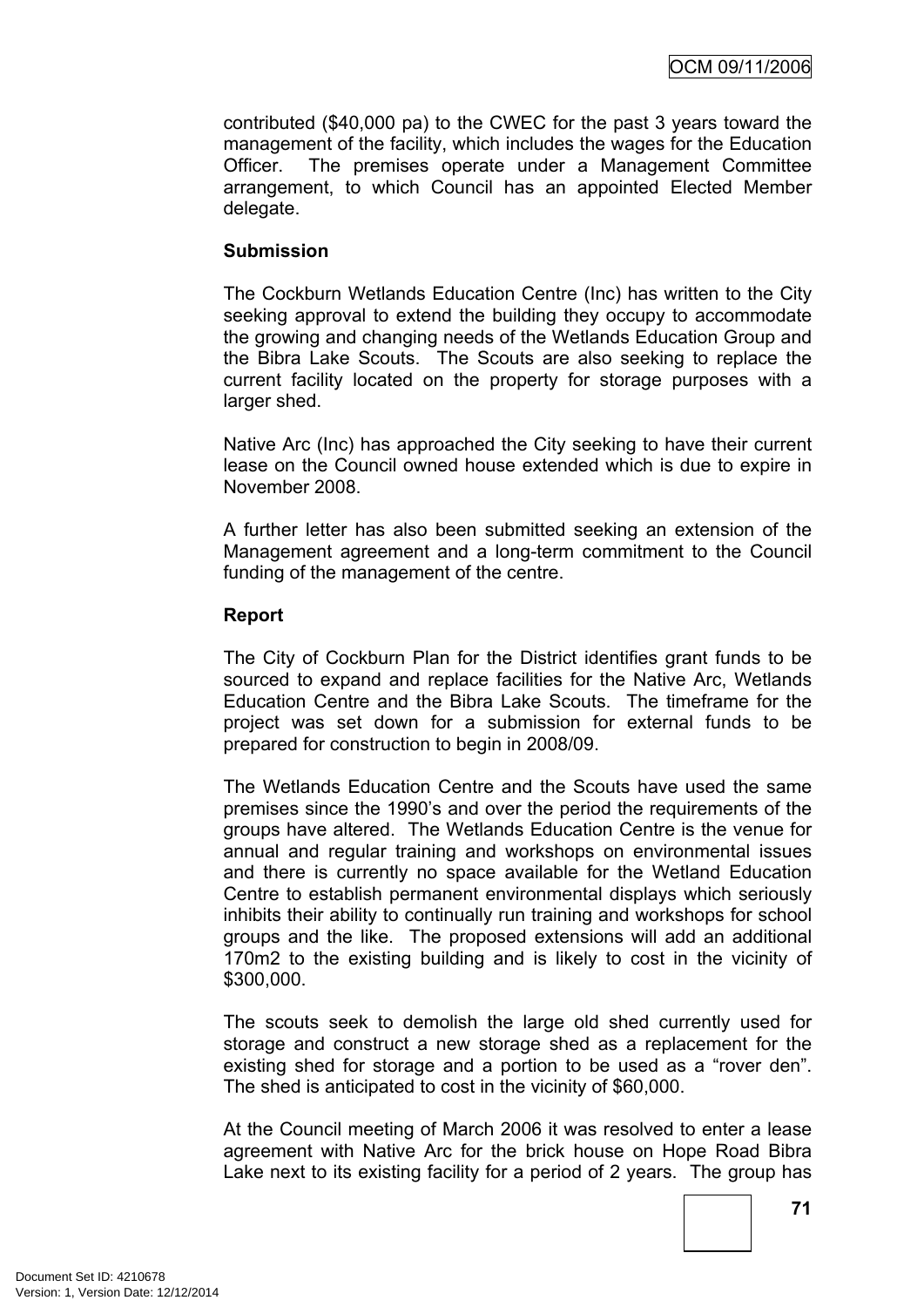contributed ($40,000 pa) to the CWEC for the past 3 years toward the management of the facility, which includes the wages for the Education Officer. The premises operate under a Management Committee arrangement, to which Council has an appointed Elected Member delegate.

**Submission**

The Cockburn Wetlands Education Centre (Inc) has written to the City seeking approval to extend the building they occupy to accommodate the growing and changing needs of the Wetlands Education Group and the Bibra Lake Scouts. The Scouts are also seeking to replace the current facility located on the property for storage purposes with a larger shed.

Native Arc (Inc) has approached the City seeking to have their current lease on the Council owned house extended which is due to expire in November 2008.

A further letter has also been submitted seeking an extension of the Management agreement and a long-term commitment to the Council funding of the management of the centre.

**Report**

The City of Cockburn Plan for the District identifies grant funds to be sourced to expand and replace facilities for the Native Arc, Wetlands Education Centre and the Bibra Lake Scouts. The timeframe for the project was set down for a submission for external funds to be prepared for construction to begin in 2008/09.

The Wetlands Education Centre and the Scouts have used the same premises since the 1990's and over the period the requirements of the groups have altered. The Wetlands Education Centre is the venue for annual and regular training and workshops on environmental issues and there is currently no space available for the Wetland Education Centre to establish permanent environmental displays which seriously inhibits their ability to continually run training and workshops for school groups and the like. The proposed extensions will add an additional 170m2 to the existing building and is likely to cost in the vicinity of $300,000.

The scouts seek to demolish the large old shed currently used for storage and construct a new storage shed as a replacement for the existing shed for storage and a portion to be used as a "rover den". The shed is anticipated to cost in the vicinity of $60,000.

At the Council meeting of March 2006 it was resolved to enter a lease agreement with Native Arc for the brick house on Hope Road Bibra Lake next to its existing facility for a period of 2 years. The group has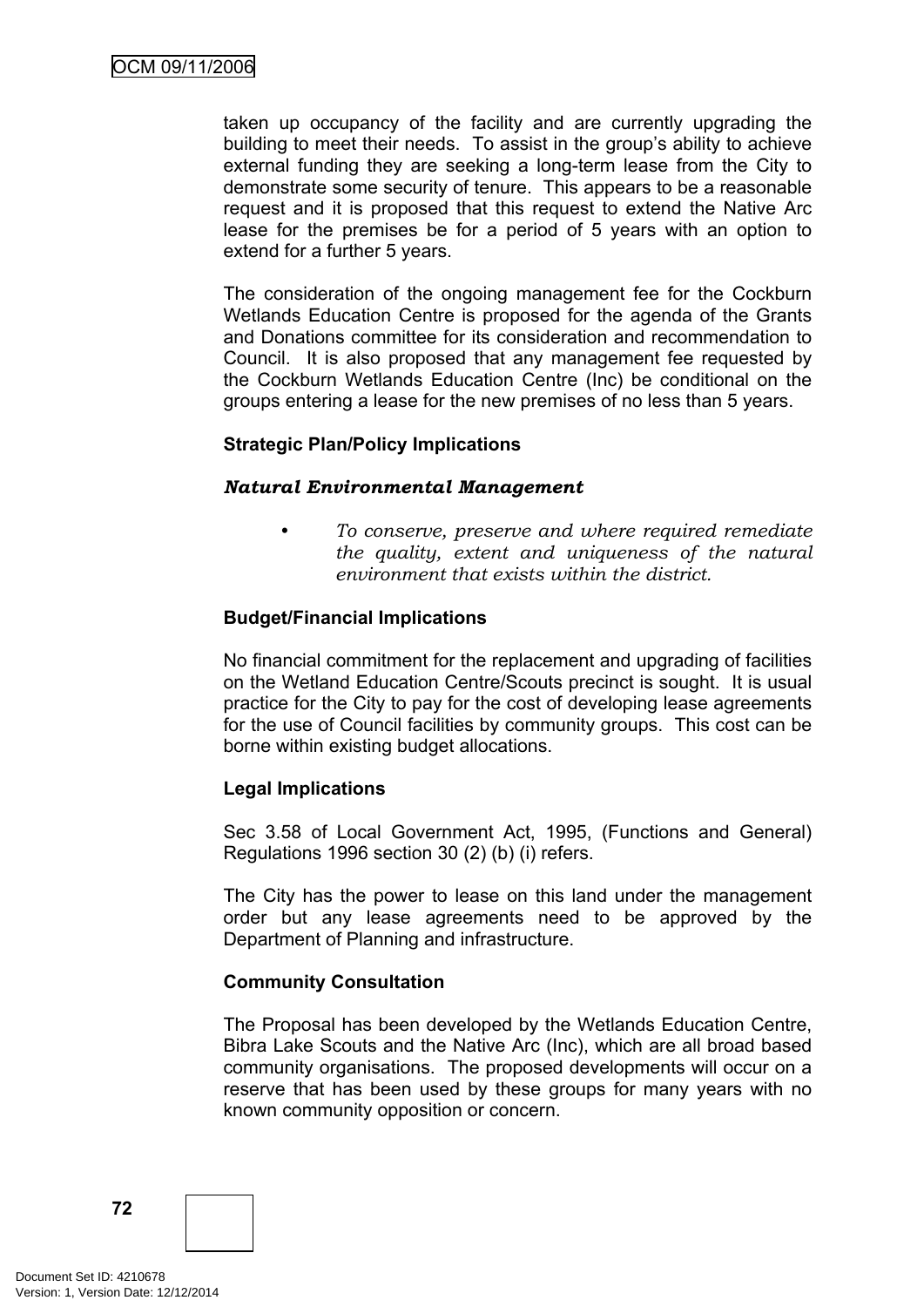taken up occupancy of the facility and are currently upgrading the building to meet their needs. To assist in the group's ability to achieve external funding they are seeking a long-term lease from the City to demonstrate some security of tenure. This appears to be a reasonable request and it is proposed that this request to extend the Native Arc lease for the premises be for a period of 5 years with an option to extend for a further 5 years.

The consideration of the ongoing management fee for the Cockburn Wetlands Education Centre is proposed for the agenda of the Grants and Donations committee for its consideration and recommendation to Council. It is also proposed that any management fee requested by the Cockburn Wetlands Education Centre (Inc) be conditional on the groups entering a lease for the new premises of no less than 5 years.

**Strategic Plan/Policy Implications**

***Natural Environmental Management***

- *To conserve, preserve and where required remediate the quality, extent and uniqueness of the natural environment that exists within the district.*

**Budget/Financial Implications**

No financial commitment for the replacement and upgrading of facilities on the Wetland Education Centre/Scouts precinct is sought. It is usual practice for the City to pay for the cost of developing lease agreements for the use of Council facilities by community groups. This cost can be borne within existing budget allocations.

**Legal Implications**

Sec 3.58 of Local Government Act, 1995, (Functions and General) Regulations 1996 section 30 (2) (b) (i) refers.

The City has the power to lease on this land under the management order but any lease agreements need to be approved by the Department of Planning and infrastructure.

**Community Consultation**

The Proposal has been developed by the Wetlands Education Centre, Bibra Lake Scouts and the Native Arc (Inc), which are all broad based community organisations. The proposed developments will occur on a reserve that has been used by these groups for many years with no known community opposition or concern.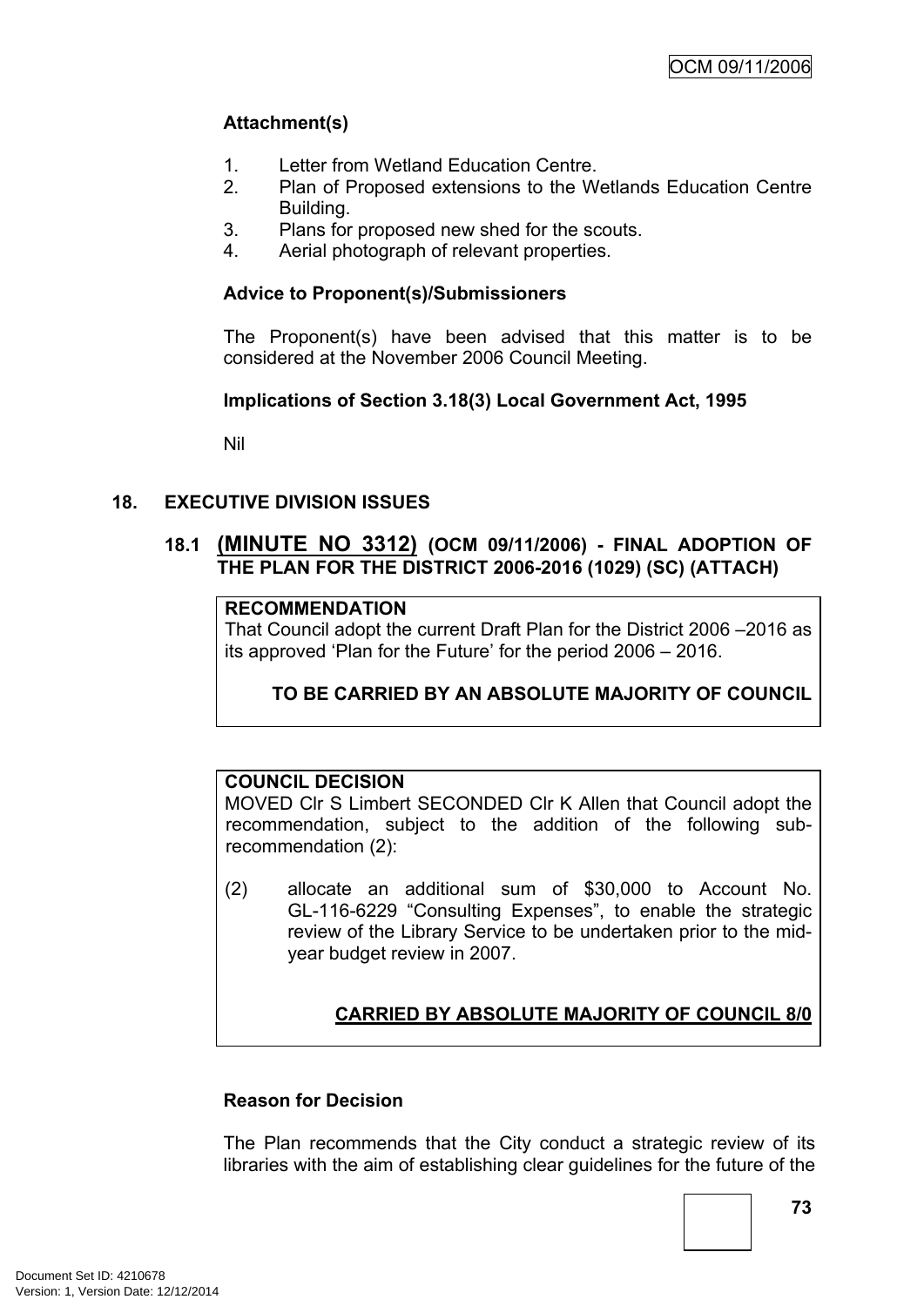**Attachment(s)**

1. Letter from Wetland Education Centre.
2. Plan of Proposed extensions to the Wetlands Education Centre Building.
3. Plans for proposed new shed for the scouts.
4. Aerial photograph of relevant properties.

**Advice to Proponent(s)/Submissioners**

The Proponent(s) have been advised that this matter is to be considered at the November 2006 Council Meeting.

**Implications of Section 3.18(3) Local Government Act, 1995**

Nil

## 18. EXECUTIVE DIVISION ISSUES

### 18.1 (MINUTE NO 3312) (OCM 09/11/2006) - FINAL ADOPTION OF THE PLAN FOR THE DISTRICT 2006-2016 (1029) (SC) (ATTACH)

**RECOMMENDATION**

That Council adopt the current Draft Plan for the District 2006 –2016 as its approved 'Plan for the Future' for the period 2006 – 2016.

**TO BE CARRIED BY AN ABSOLUTE MAJORITY OF COUNCIL**

**COUNCIL DECISION**

MOVED Clr S Limbert SECONDED Clr K Allen that Council adopt the recommendation, subject to the addition of the following sub-recommendation (2):

(2) allocate an additional sum of $30,000 to Account No. GL-116-6229 "Consulting Expenses", to enable the strategic review of the Library Service to be undertaken prior to the mid-year budget review in 2007.

**CARRIED BY ABSOLUTE MAJORITY OF COUNCIL 8/0**

**Reason for Decision**

The Plan recommends that the City conduct a strategic review of its libraries with the aim of establishing clear guidelines for the future of the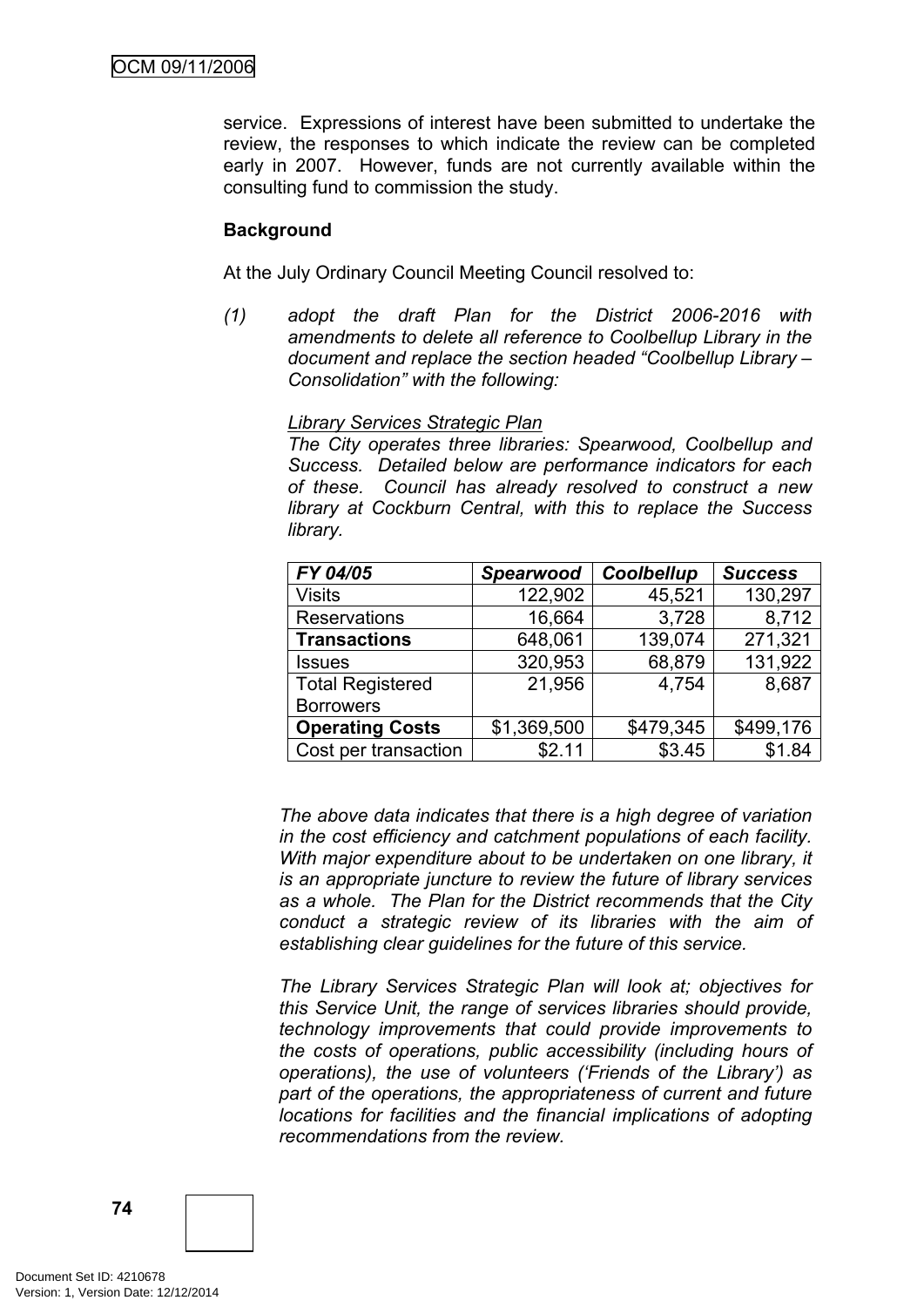service. Expressions of interest have been submitted to undertake the review, the responses to which indicate the review can be completed early in 2007. However, funds are not currently available within the consulting fund to commission the study.

**Background**

At the July Ordinary Council Meeting Council resolved to:

*(1) adopt the draft Plan for the District 2006-2016 with amendments to delete all reference to Coolbellup Library in the document and replace the section headed "Coolbellup Library – Consolidation" with the following:*

*<u>Library Services Strategic Plan</u>*
*The City operates three libraries: Spearwood, Coolbellup and Success. Detailed below are performance indicators for each of these. Council has already resolved to construct a new library at Cockburn Central, with this to replace the Success library.*

| ***FY 04/05*** | ***Spearwood*** | ***Coolbellup*** | ***Success*** |
|---|---|---|---|
| Visits | 122,902 | 45,521 | 130,297 |
| Reservations | 16,664 | 3,728 | 8,712 |
| **Transactions** | 648,061 | 139,074 | 271,321 |
| Issues | 320,953 | 68,879 | 131,922 |
| Total Registered Borrowers | 21,956 | 4,754 | 8,687 |
| **Operating Costs** | $1,369,500 | $479,345 | $499,176 |
| Cost per transaction | $2.11 | $3.45 | $1.84 |

*The above data indicates that there is a high degree of variation in the cost efficiency and catchment populations of each facility. With major expenditure about to be undertaken on one library, it is an appropriate juncture to review the future of library services as a whole. The Plan for the District recommends that the City conduct a strategic review of its libraries with the aim of establishing clear guidelines for the future of this service.*

*The Library Services Strategic Plan will look at; objectives for this Service Unit, the range of services libraries should provide, technology improvements that could provide improvements to the costs of operations, public accessibility (including hours of operations), the use of volunteers ('Friends of the Library') as part of the operations, the appropriateness of current and future locations for facilities and the financial implications of adopting recommendations from the review.*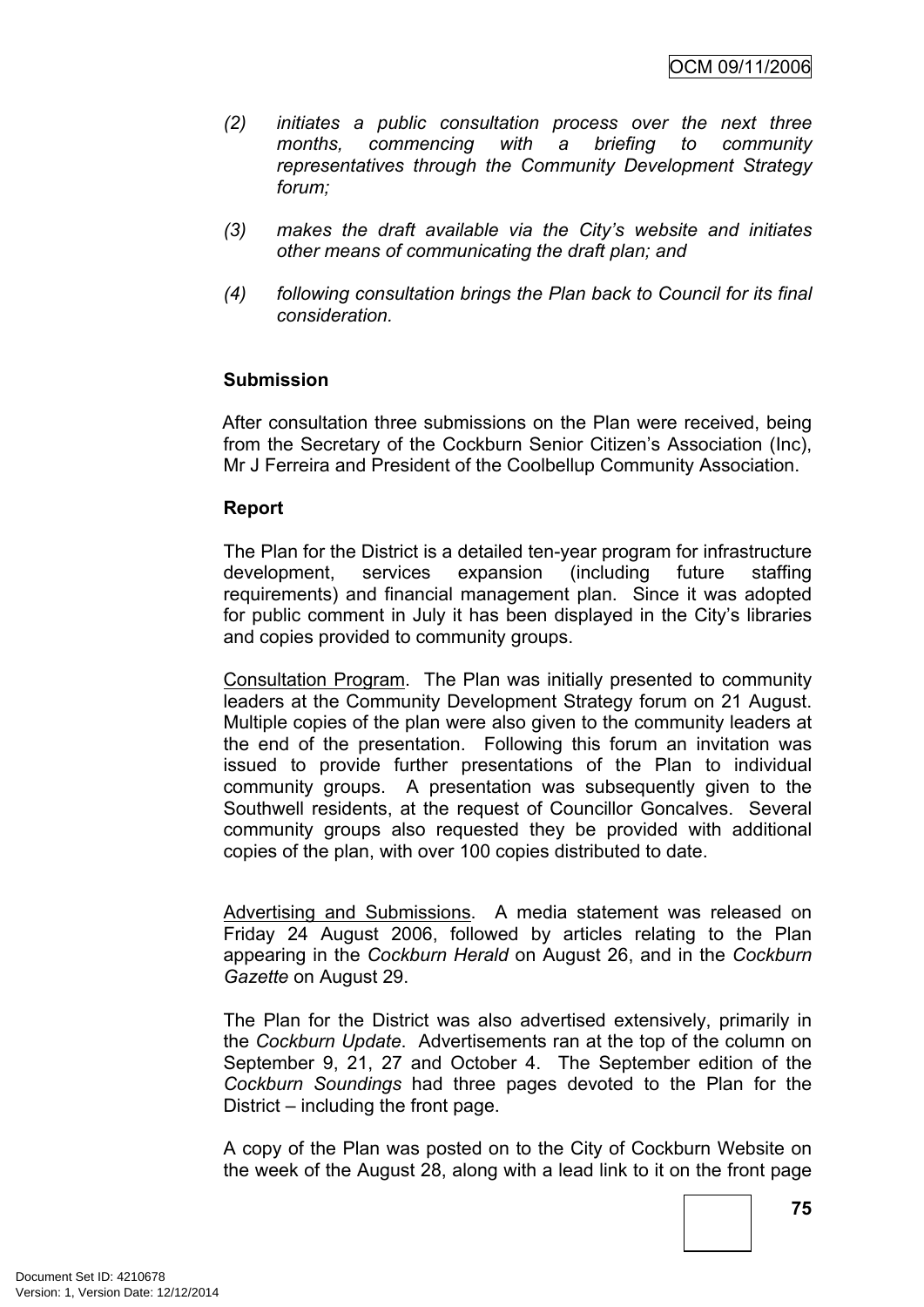*(2) initiates a public consultation process over the next three months, commencing with a briefing to community representatives through the Community Development Strategy forum;*

*(3) makes the draft available via the City's website and initiates other means of communicating the draft plan; and*

*(4) following consultation brings the Plan back to Council for its final consideration.*

**Submission**

After consultation three submissions on the Plan were received, being from the Secretary of the Cockburn Senior Citizen's Association (Inc), Mr J Ferreira and President of the Coolbellup Community Association.

**Report**

The Plan for the District is a detailed ten-year program for infrastructure development, services expansion (including future staffing requirements) and financial management plan. Since it was adopted for public comment in July it has been displayed in the City's libraries and copies provided to community groups.

Consultation Program. The Plan was initially presented to community leaders at the Community Development Strategy forum on 21 August. Multiple copies of the plan were also given to the community leaders at the end of the presentation. Following this forum an invitation was issued to provide further presentations of the Plan to individual community groups. A presentation was subsequently given to the Southwell residents, at the request of Councillor Goncalves. Several community groups also requested they be provided with additional copies of the plan, with over 100 copies distributed to date.

Advertising and Submissions. A media statement was released on Friday 24 August 2006, followed by articles relating to the Plan appearing in the *Cockburn Herald* on August 26, and in the *Cockburn Gazette* on August 29.

The Plan for the District was also advertised extensively, primarily in the *Cockburn Update*. Advertisements ran at the top of the column on September 9, 21, 27 and October 4. The September edition of the *Cockburn Soundings* had three pages devoted to the Plan for the District – including the front page.

A copy of the Plan was posted on to the City of Cockburn Website on the week of the August 28, along with a lead link to it on the front page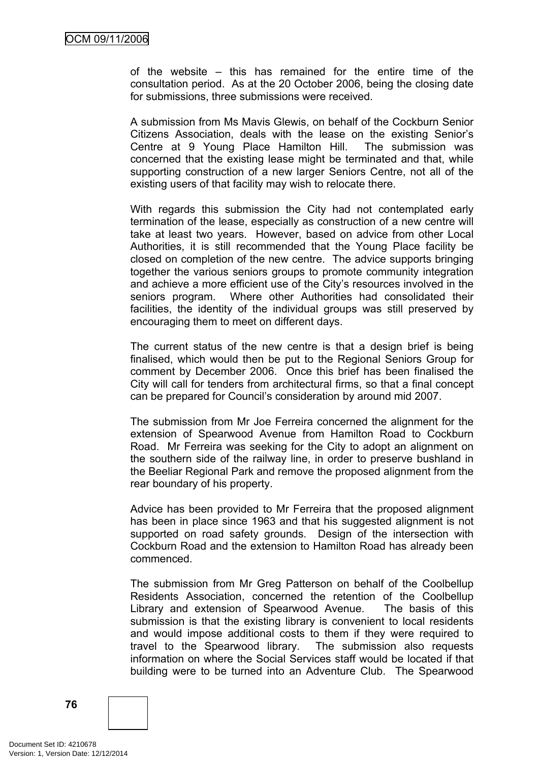of the website – this has remained for the entire time of the consultation period. As at the 20 October 2006, being the closing date for submissions, three submissions were received.

A submission from Ms Mavis Glewis, on behalf of the Cockburn Senior Citizens Association, deals with the lease on the existing Senior's Centre at 9 Young Place Hamilton Hill. The submission was concerned that the existing lease might be terminated and that, while supporting construction of a new larger Seniors Centre, not all of the existing users of that facility may wish to relocate there.

With regards this submission the City had not contemplated early termination of the lease, especially as construction of a new centre will take at least two years. However, based on advice from other Local Authorities, it is still recommended that the Young Place facility be closed on completion of the new centre. The advice supports bringing together the various seniors groups to promote community integration and achieve a more efficient use of the City's resources involved in the seniors program. Where other Authorities had consolidated their facilities, the identity of the individual groups was still preserved by encouraging them to meet on different days.

The current status of the new centre is that a design brief is being finalised, which would then be put to the Regional Seniors Group for comment by December 2006. Once this brief has been finalised the City will call for tenders from architectural firms, so that a final concept can be prepared for Council's consideration by around mid 2007.

The submission from Mr Joe Ferreira concerned the alignment for the extension of Spearwood Avenue from Hamilton Road to Cockburn Road. Mr Ferreira was seeking for the City to adopt an alignment on the southern side of the railway line, in order to preserve bushland in the Beeliar Regional Park and remove the proposed alignment from the rear boundary of his property.

Advice has been provided to Mr Ferreira that the proposed alignment has been in place since 1963 and that his suggested alignment is not supported on road safety grounds. Design of the intersection with Cockburn Road and the extension to Hamilton Road has already been commenced.

The submission from Mr Greg Patterson on behalf of the Coolbellup Residents Association, concerned the retention of the Coolbellup Library and extension of Spearwood Avenue. The basis of this submission is that the existing library is convenient to local residents and would impose additional costs to them if they were required to travel to the Spearwood library. The submission also requests information on where the Social Services staff would be located if that building were to be turned into an Adventure Club. The Spearwood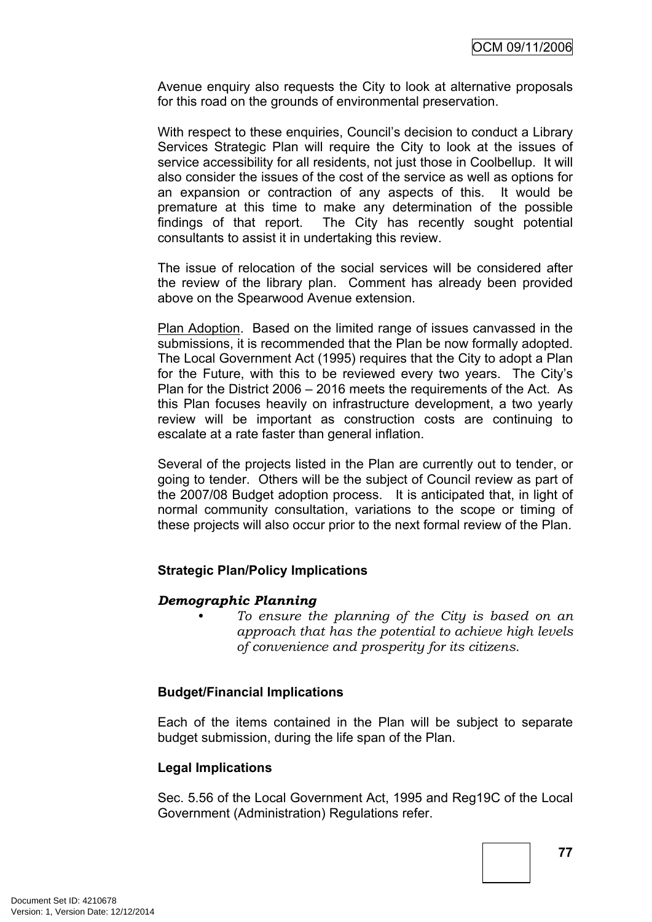Avenue enquiry also requests the City to look at alternative proposals for this road on the grounds of environmental preservation.

With respect to these enquiries, Council's decision to conduct a Library Services Strategic Plan will require the City to look at the issues of service accessibility for all residents, not just those in Coolbellup. It will also consider the issues of the cost of the service as well as options for an expansion or contraction of any aspects of this. It would be premature at this time to make any determination of the possible findings of that report. The City has recently sought potential consultants to assist it in undertaking this review.

The issue of relocation of the social services will be considered after the review of the library plan. Comment has already been provided above on the Spearwood Avenue extension.

Plan Adoption. Based on the limited range of issues canvassed in the submissions, it is recommended that the Plan be now formally adopted. The Local Government Act (1995) requires that the City to adopt a Plan for the Future, with this to be reviewed every two years. The City's Plan for the District 2006 – 2016 meets the requirements of the Act. As this Plan focuses heavily on infrastructure development, a two yearly review will be important as construction costs are continuing to escalate at a rate faster than general inflation.

Several of the projects listed in the Plan are currently out to tender, or going to tender. Others will be the subject of Council review as part of the 2007/08 Budget adoption process. It is anticipated that, in light of normal community consultation, variations to the scope or timing of these projects will also occur prior to the next formal review of the Plan.

**Strategic Plan/Policy Implications**

***Demographic Planning***

- *To ensure the planning of the City is based on an approach that has the potential to achieve high levels of convenience and prosperity for its citizens.*

**Budget/Financial Implications**

Each of the items contained in the Plan will be subject to separate budget submission, during the life span of the Plan.

**Legal Implications**

Sec. 5.56 of the Local Government Act, 1995 and Reg19C of the Local Government (Administration) Regulations refer.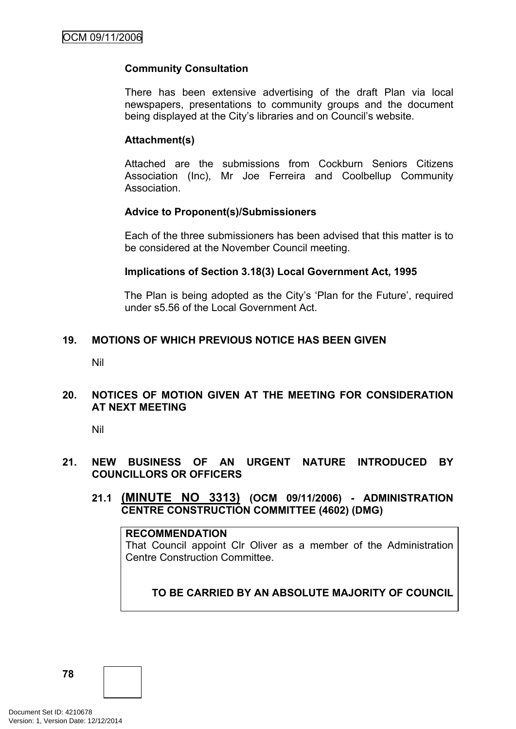**Community Consultation**

There has been extensive advertising of the draft Plan via local newspapers, presentations to community groups and the document being displayed at the City's libraries and on Council's website.

**Attachment(s)**

Attached are the submissions from Cockburn Seniors Citizens Association (Inc), Mr Joe Ferreira and Coolbellup Community Association.

**Advice to Proponent(s)/Submissioners**

Each of the three submissioners has been advised that this matter is to be considered at the November Council meeting.

**Implications of Section 3.18(3) Local Government Act, 1995**

The Plan is being adopted as the City's 'Plan for the Future', required under s5.56 of the Local Government Act.

## 19. MOTIONS OF WHICH PREVIOUS NOTICE HAS BEEN GIVEN

Nil

## 20. NOTICES OF MOTION GIVEN AT THE MEETING FOR CONSIDERATION AT NEXT MEETING

Nil

## 21. NEW BUSINESS OF AN URGENT NATURE INTRODUCED BY COUNCILLORS OR OFFICERS

### 21.1 (MINUTE NO 3313) (OCM 09/11/2006) - ADMINISTRATION CENTRE CONSTRUCTION COMMITTEE (4602) (DMG)

**RECOMMENDATION**
That Council appoint Clr Oliver as a member of the Administration Centre Construction Committee.

**TO BE CARRIED BY AN ABSOLUTE MAJORITY OF COUNCIL**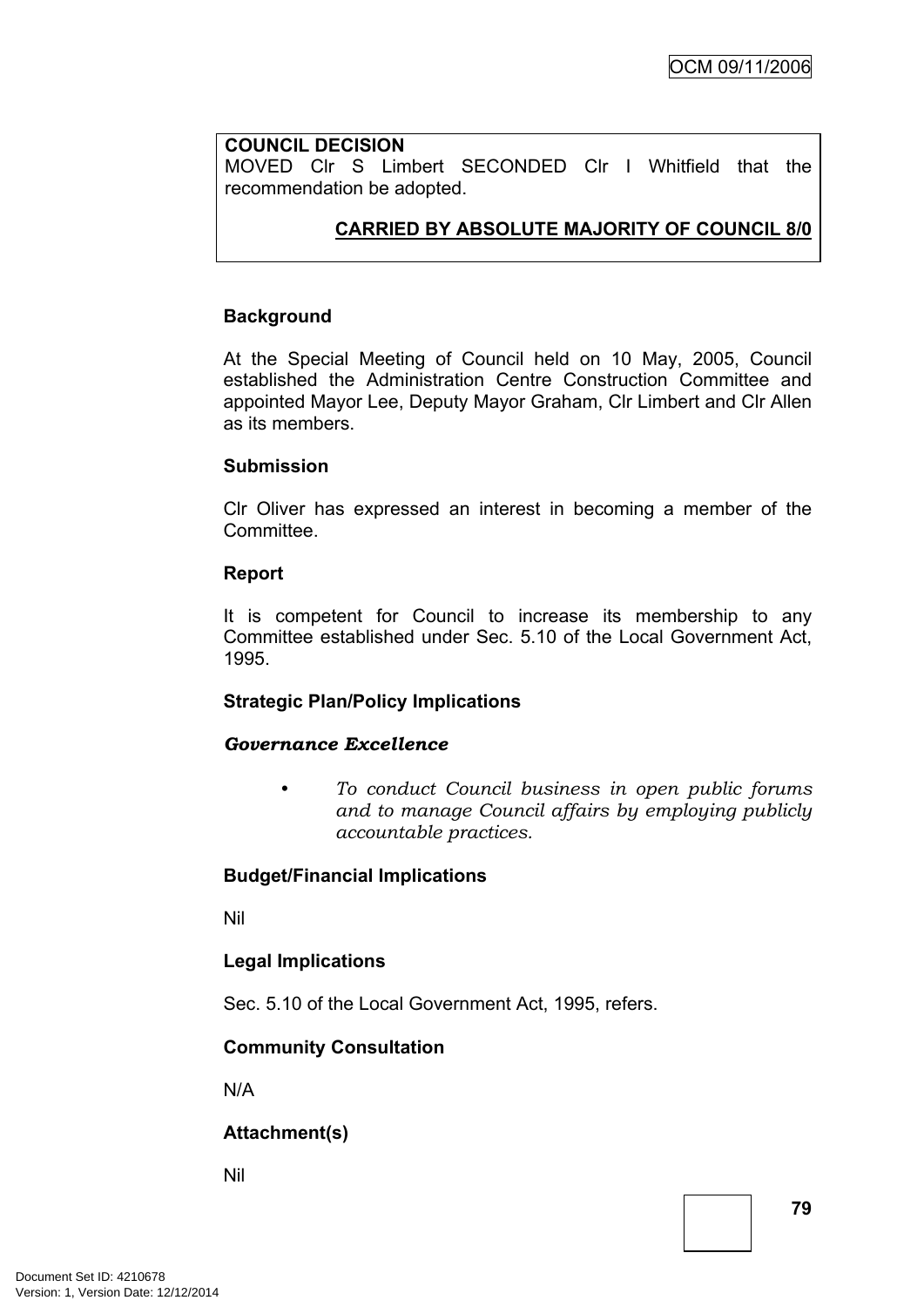**COUNCIL DECISION**
MOVED Clr S Limbert SECONDED Clr I Whitfield that the recommendation be adopted.

**CARRIED BY ABSOLUTE MAJORITY OF COUNCIL 8/0**

**Background**

At the Special Meeting of Council held on 10 May, 2005, Council established the Administration Centre Construction Committee and appointed Mayor Lee, Deputy Mayor Graham, Clr Limbert and Clr Allen as its members.

**Submission**

Clr Oliver has expressed an interest in becoming a member of the Committee.

**Report**

It is competent for Council to increase its membership to any Committee established under Sec. 5.10 of the Local Government Act, 1995.

**Strategic Plan/Policy Implications**

***Governance Excellence***

- *To conduct Council business in open public forums and to manage Council affairs by employing publicly accountable practices.*

**Budget/Financial Implications**

Nil

**Legal Implications**

Sec. 5.10 of the Local Government Act, 1995, refers.

**Community Consultation**

N/A

**Attachment(s)**

Nil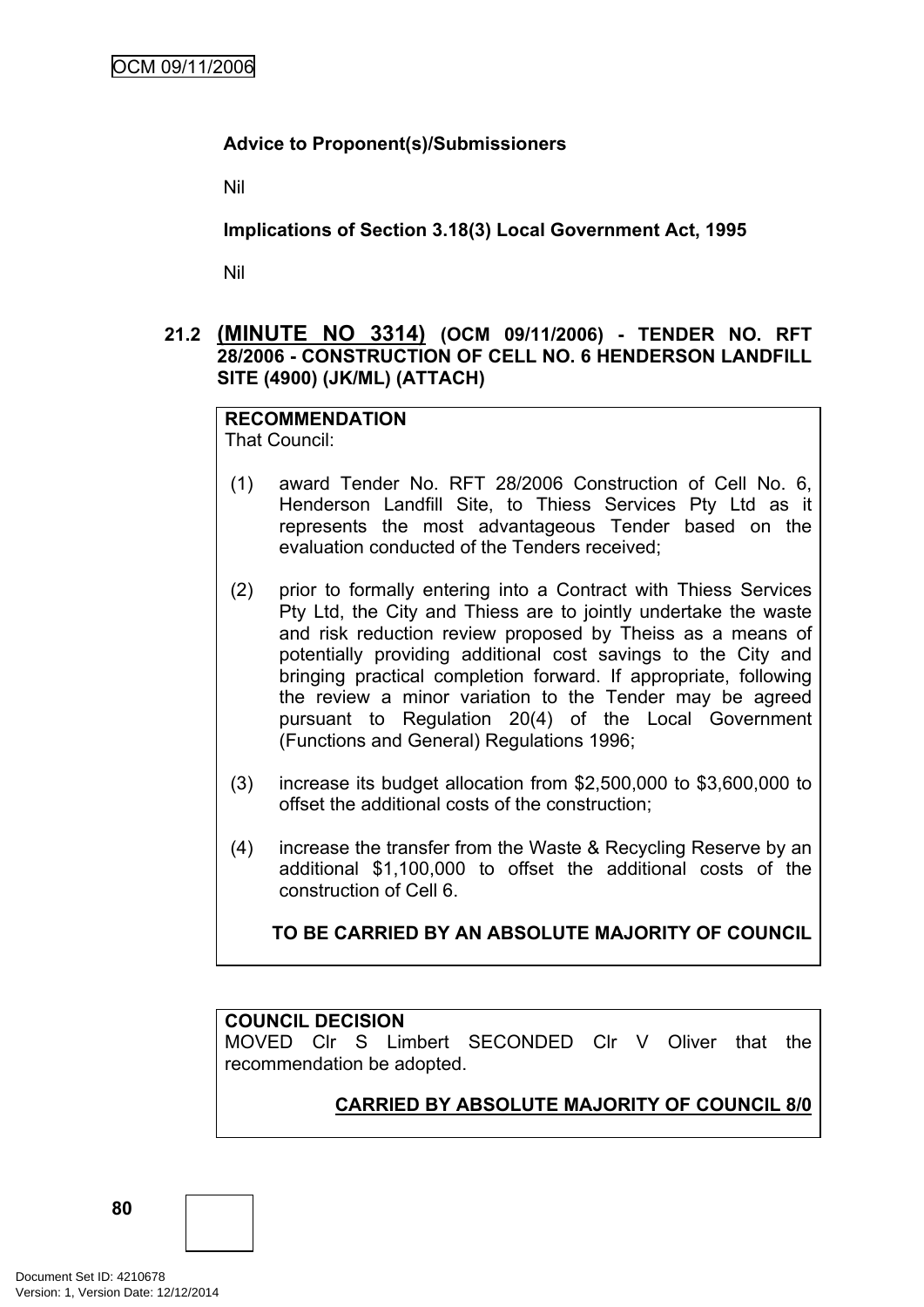**Advice to Proponent(s)/Submissioners**

Nil

**Implications of Section 3.18(3) Local Government Act, 1995**

Nil

### 21.2 (MINUTE NO 3314) (OCM 09/11/2006) - TENDER NO. RFT 28/2006 - CONSTRUCTION OF CELL NO. 6 HENDERSON LANDFILL SITE (4900) (JK/ML) (ATTACH)

**RECOMMENDATION**
That Council:

(1) award Tender No. RFT 28/2006 Construction of Cell No. 6, Henderson Landfill Site, to Thiess Services Pty Ltd as it represents the most advantageous Tender based on the evaluation conducted of the Tenders received;

(2) prior to formally entering into a Contract with Thiess Services Pty Ltd, the City and Thiess are to jointly undertake the waste and risk reduction review proposed by Theiss as a means of potentially providing additional cost savings to the City and bringing practical completion forward. If appropriate, following the review a minor variation to the Tender may be agreed pursuant to Regulation 20(4) of the Local Government (Functions and General) Regulations 1996;

(3) increase its budget allocation from $2,500,000 to $3,600,000 to offset the additional costs of the construction;

(4) increase the transfer from the Waste & Recycling Reserve by an additional $1,100,000 to offset the additional costs of the construction of Cell 6.

**TO BE CARRIED BY AN ABSOLUTE MAJORITY OF COUNCIL**

**COUNCIL DECISION**
MOVED Clr S Limbert SECONDED Clr V Oliver that the recommendation be adopted.

**CARRIED BY ABSOLUTE MAJORITY OF COUNCIL 8/0**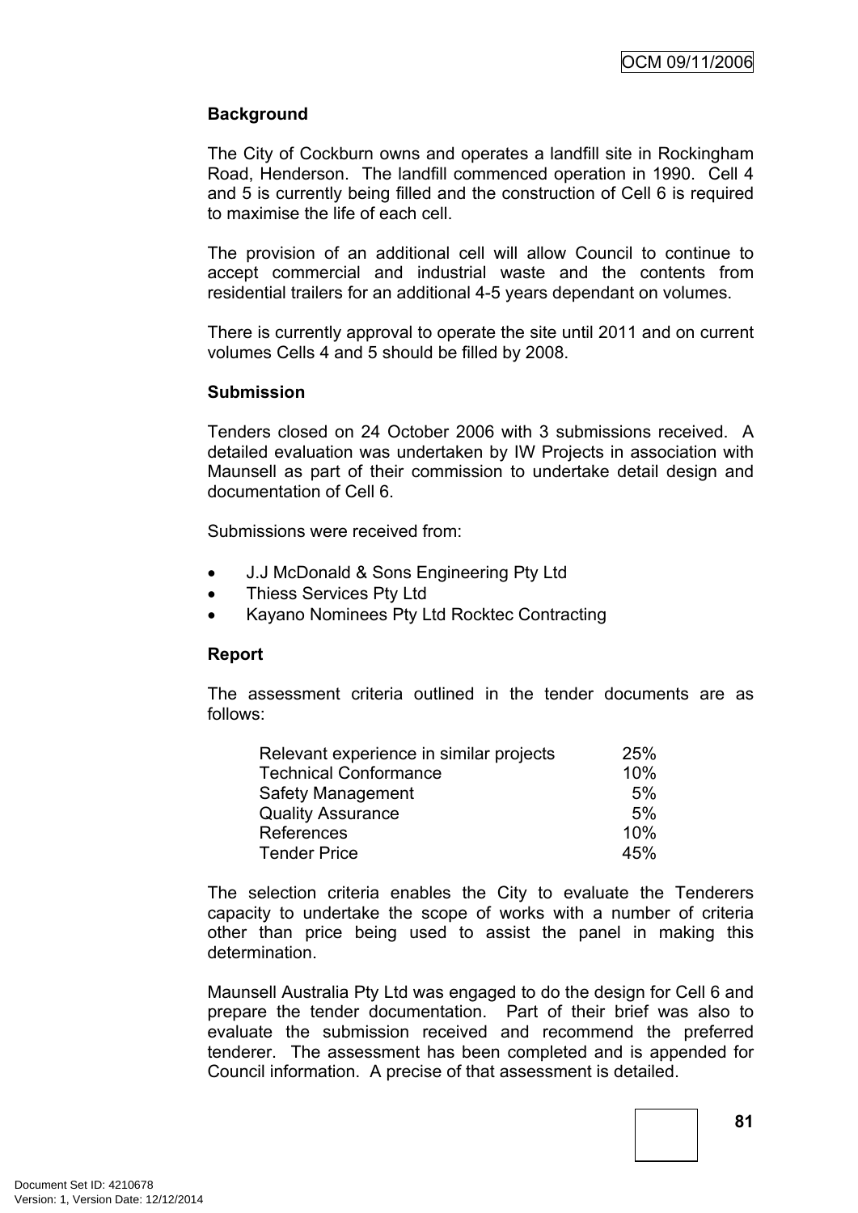**Background**

The City of Cockburn owns and operates a landfill site in Rockingham Road, Henderson. The landfill commenced operation in 1990. Cell 4 and 5 is currently being filled and the construction of Cell 6 is required to maximise the life of each cell.

The provision of an additional cell will allow Council to continue to accept commercial and industrial waste and the contents from residential trailers for an additional 4-5 years dependant on volumes.

There is currently approval to operate the site until 2011 and on current volumes Cells 4 and 5 should be filled by 2008.

**Submission**

Tenders closed on 24 October 2006 with 3 submissions received. A detailed evaluation was undertaken by IW Projects in association with Maunsell as part of their commission to undertake detail design and documentation of Cell 6.

Submissions were received from:

- J.J McDonald & Sons Engineering Pty Ltd
- Thiess Services Pty Ltd
- Kayano Nominees Pty Ltd Rocktec Contracting

**Report**

The assessment criteria outlined in the tender documents are as follows:

| | |
|---|---|
| Relevant experience in similar projects | 25% |
| Technical Conformance | 10% |
| Safety Management | 5% |
| Quality Assurance | 5% |
| References | 10% |
| Tender Price | 45% |

The selection criteria enables the City to evaluate the Tenderers capacity to undertake the scope of works with a number of criteria other than price being used to assist the panel in making this determination.

Maunsell Australia Pty Ltd was engaged to do the design for Cell 6 and prepare the tender documentation. Part of their brief was also to evaluate the submission received and recommend the preferred tenderer. The assessment has been completed and is appended for Council information. A precise of that assessment is detailed.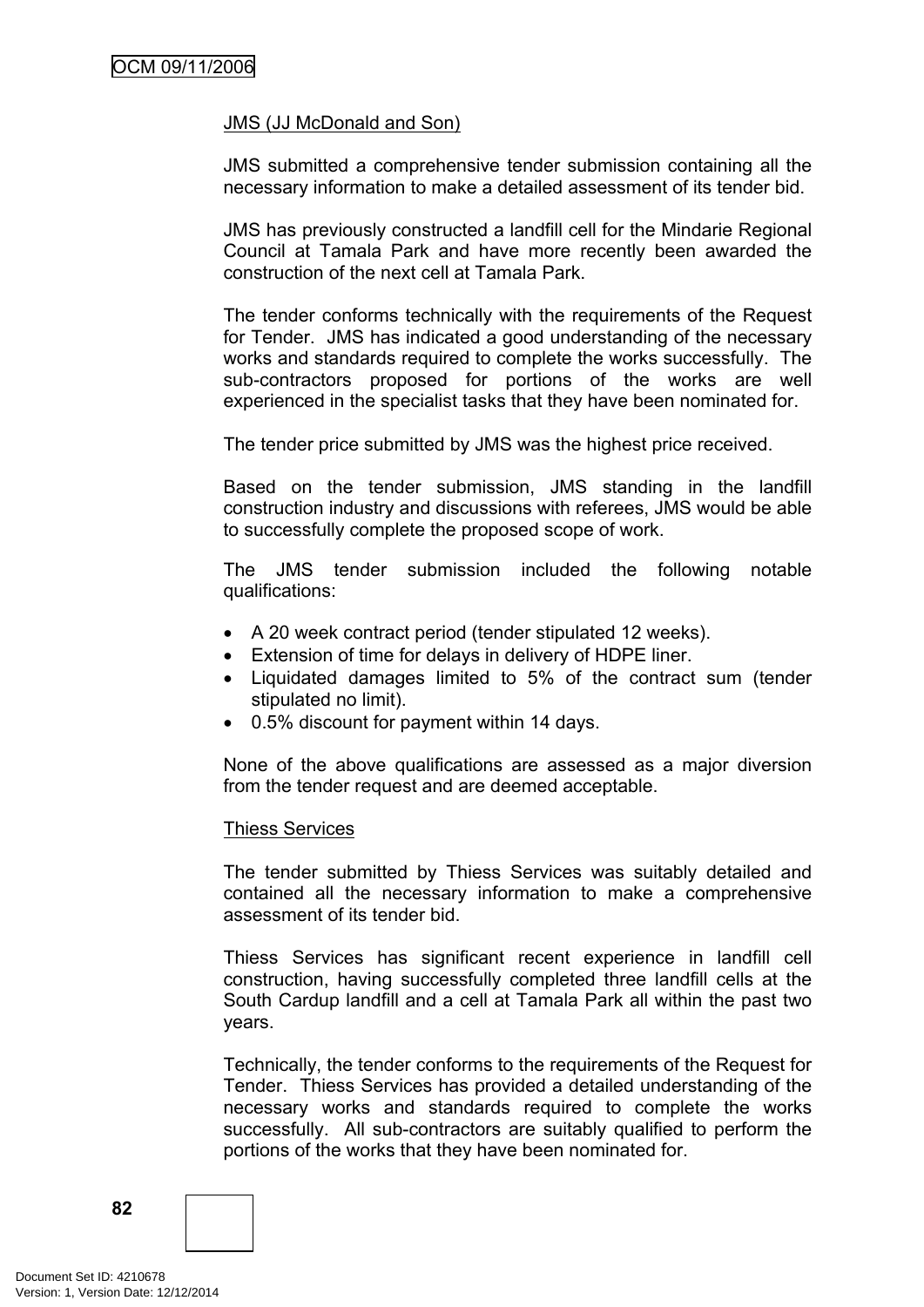<u>JMS (JJ McDonald and Son)</u>

JMS submitted a comprehensive tender submission containing all the necessary information to make a detailed assessment of its tender bid.

JMS has previously constructed a landfill cell for the Mindarie Regional Council at Tamala Park and have more recently been awarded the construction of the next cell at Tamala Park.

The tender conforms technically with the requirements of the Request for Tender. JMS has indicated a good understanding of the necessary works and standards required to complete the works successfully. The sub-contractors proposed for portions of the works are well experienced in the specialist tasks that they have been nominated for.

The tender price submitted by JMS was the highest price received.

Based on the tender submission, JMS standing in the landfill construction industry and discussions with referees, JMS would be able to successfully complete the proposed scope of work.

The JMS tender submission included the following notable qualifications:

- A 20 week contract period (tender stipulated 12 weeks).
- Extension of time for delays in delivery of HDPE liner.
- Liquidated damages limited to 5% of the contract sum (tender stipulated no limit).
- 0.5% discount for payment within 14 days.

None of the above qualifications are assessed as a major diversion from the tender request and are deemed acceptable.

<u>Thiess Services</u>

The tender submitted by Thiess Services was suitably detailed and contained all the necessary information to make a comprehensive assessment of its tender bid.

Thiess Services has significant recent experience in landfill cell construction, having successfully completed three landfill cells at the South Cardup landfill and a cell at Tamala Park all within the past two years.

Technically, the tender conforms to the requirements of the Request for Tender. Thiess Services has provided a detailed understanding of the necessary works and standards required to complete the works successfully. All sub-contractors are suitably qualified to perform the portions of the works that they have been nominated for.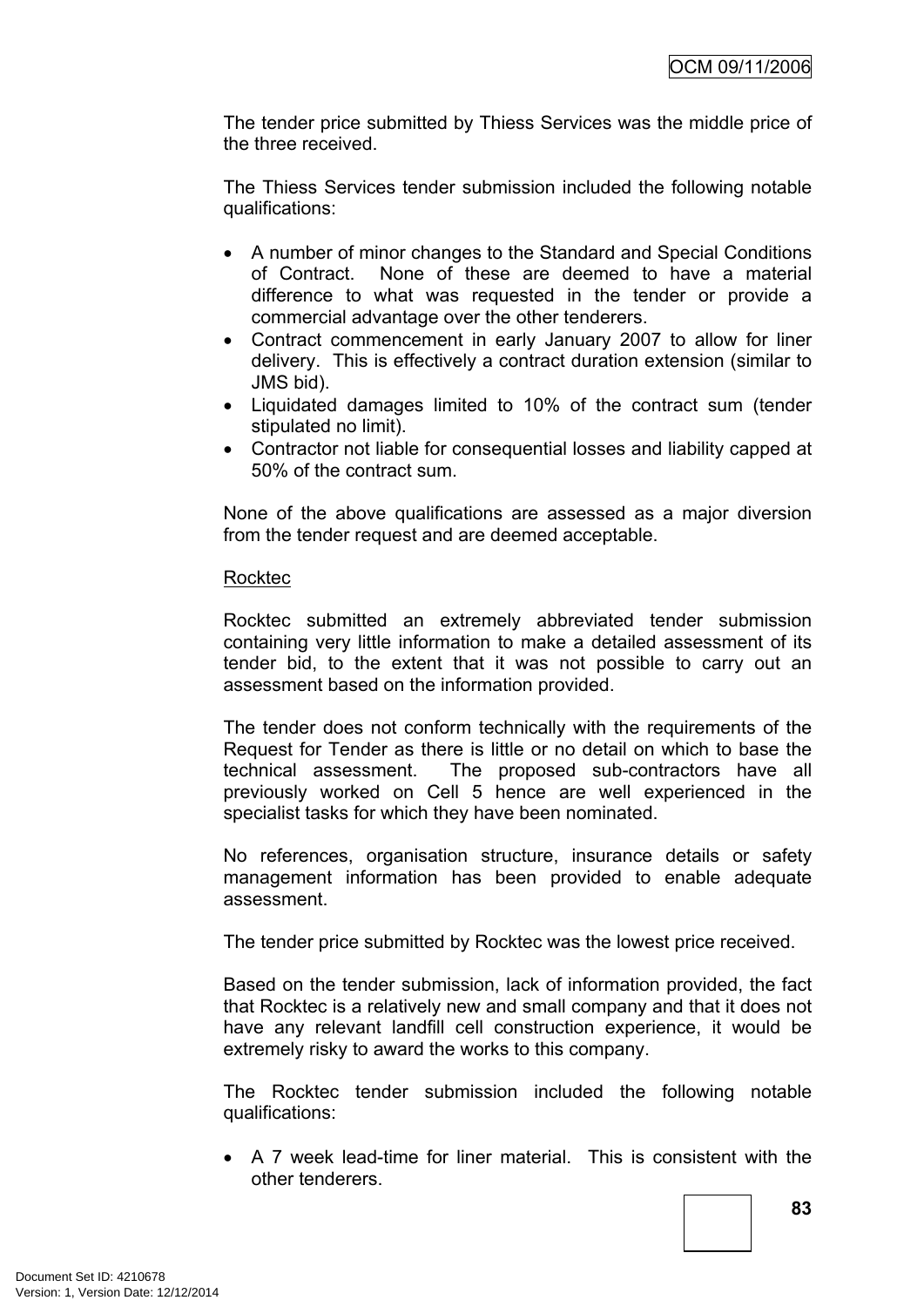The tender price submitted by Thiess Services was the middle price of the three received.

The Thiess Services tender submission included the following notable qualifications:

- A number of minor changes to the Standard and Special Conditions of Contract. None of these are deemed to have a material difference to what was requested in the tender or provide a commercial advantage over the other tenderers.
- Contract commencement in early January 2007 to allow for liner delivery. This is effectively a contract duration extension (similar to JMS bid).
- Liquidated damages limited to 10% of the contract sum (tender stipulated no limit).
- Contractor not liable for consequential losses and liability capped at 50% of the contract sum.

None of the above qualifications are assessed as a major diversion from the tender request and are deemed acceptable.

Rocktec

Rocktec submitted an extremely abbreviated tender submission containing very little information to make a detailed assessment of its tender bid, to the extent that it was not possible to carry out an assessment based on the information provided.

The tender does not conform technically with the requirements of the Request for Tender as there is little or no detail on which to base the technical assessment. The proposed sub-contractors have all previously worked on Cell 5 hence are well experienced in the specialist tasks for which they have been nominated.

No references, organisation structure, insurance details or safety management information has been provided to enable adequate assessment.

The tender price submitted by Rocktec was the lowest price received.

Based on the tender submission, lack of information provided, the fact that Rocktec is a relatively new and small company and that it does not have any relevant landfill cell construction experience, it would be extremely risky to award the works to this company.

The Rocktec tender submission included the following notable qualifications:

- A 7 week lead-time for liner material. This is consistent with the other tenderers.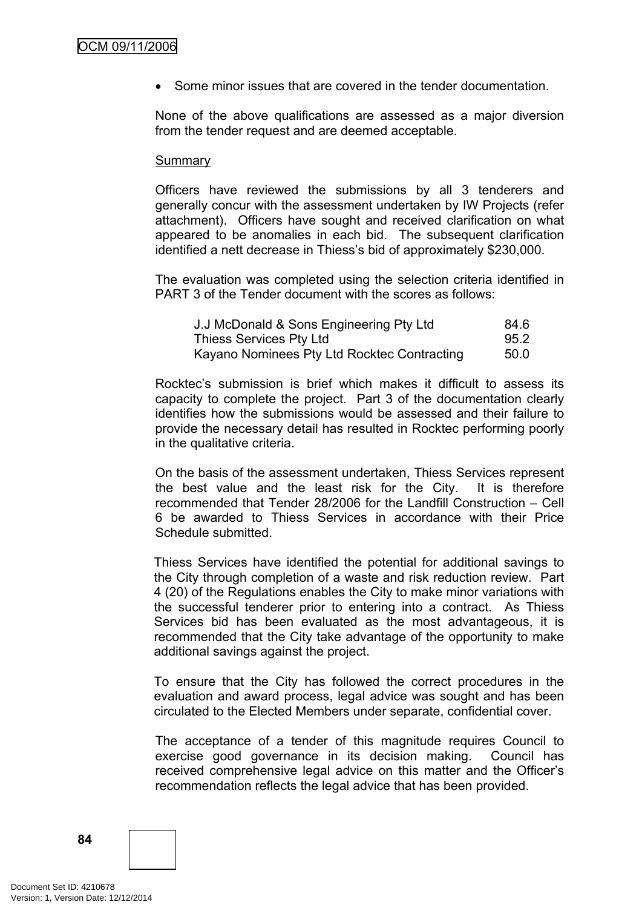- Some minor issues that are covered in the tender documentation.

None of the above qualifications are assessed as a major diversion from the tender request and are deemed acceptable.

Summary

Officers have reviewed the submissions by all 3 tenderers and generally concur with the assessment undertaken by IW Projects (refer attachment). Officers have sought and received clarification on what appeared to be anomalies in each bid. The subsequent clarification identified a nett decrease in Thiess's bid of approximately $230,000.

The evaluation was completed using the selection criteria identified in PART 3 of the Tender document with the scores as follows:

| | |
|---|---|
| J.J McDonald & Sons Engineering Pty Ltd | 84.6 |
| Thiess Services Pty Ltd | 95.2 |
| Kayano Nominees Pty Ltd Rocktec Contracting | 50.0 |

Rocktec's submission is brief which makes it difficult to assess its capacity to complete the project. Part 3 of the documentation clearly identifies how the submissions would be assessed and their failure to provide the necessary detail has resulted in Rocktec performing poorly in the qualitative criteria.

On the basis of the assessment undertaken, Thiess Services represent the best value and the least risk for the City. It is therefore recommended that Tender 28/2006 for the Landfill Construction – Cell 6 be awarded to Thiess Services in accordance with their Price Schedule submitted.

Thiess Services have identified the potential for additional savings to the City through completion of a waste and risk reduction review. Part 4 (20) of the Regulations enables the City to make minor variations with the successful tenderer prior to entering into a contract. As Thiess Services bid has been evaluated as the most advantageous, it is recommended that the City take advantage of the opportunity to make additional savings against the project.

To ensure that the City has followed the correct procedures in the evaluation and award process, legal advice was sought and has been circulated to the Elected Members under separate, confidential cover.

The acceptance of a tender of this magnitude requires Council to exercise good governance in its decision making. Council has received comprehensive legal advice on this matter and the Officer's recommendation reflects the legal advice that has been provided.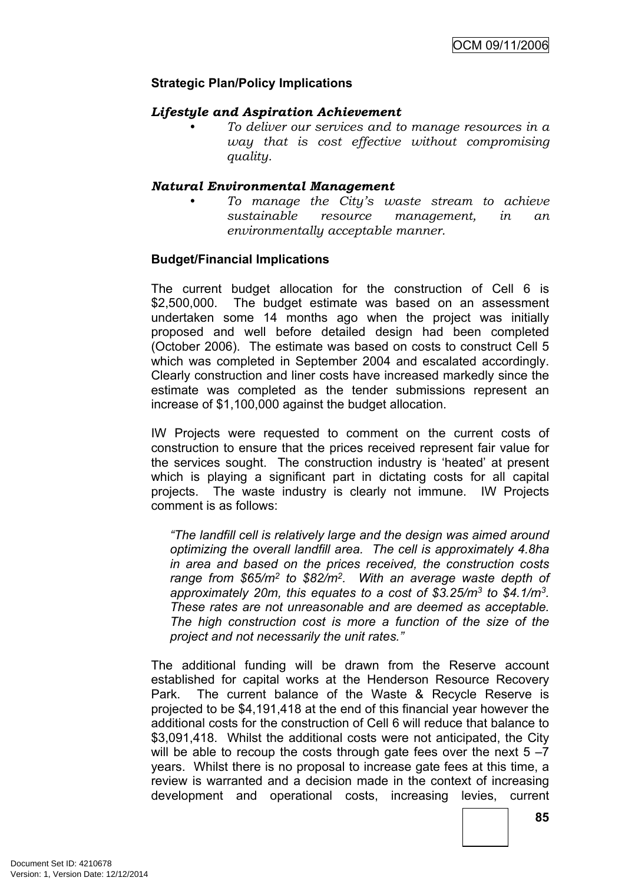**Strategic Plan/Policy Implications**

***Lifestyle and Aspiration Achievement***

- *To deliver our services and to manage resources in a way that is cost effective without compromising quality.*

***Natural Environmental Management***

- *To manage the City's waste stream to achieve sustainable resource management, in an environmentally acceptable manner.*

**Budget/Financial Implications**

The current budget allocation for the construction of Cell 6 is $2,500,000. The budget estimate was based on an assessment undertaken some 14 months ago when the project was initially proposed and well before detailed design had been completed (October 2006). The estimate was based on costs to construct Cell 5 which was completed in September 2004 and escalated accordingly. Clearly construction and liner costs have increased markedly since the estimate was completed as the tender submissions represent an increase of $1,100,000 against the budget allocation.

IW Projects were requested to comment on the current costs of construction to ensure that the prices received represent fair value for the services sought. The construction industry is 'heated' at present which is playing a significant part in dictating costs for all capital projects. The waste industry is clearly not immune. IW Projects comment is as follows:

> *"The landfill cell is relatively large and the design was aimed around optimizing the overall landfill area. The cell is approximately 4.8ha in area and based on the prices received, the construction costs range from $65/m$^2$ to $82/m$^2$. With an average waste depth of approximately 20m, this equates to a cost of $3.25/m$^3$ to $4.1/m$^3$. These rates are not unreasonable and are deemed as acceptable. The high construction cost is more a function of the size of the project and not necessarily the unit rates."*

The additional funding will be drawn from the Reserve account established for capital works at the Henderson Resource Recovery Park. The current balance of the Waste & Recycle Reserve is projected to be $4,191,418 at the end of this financial year however the additional costs for the construction of Cell 6 will reduce that balance to $3,091,418. Whilst the additional costs were not anticipated, the City will be able to recoup the costs through gate fees over the next 5 –7 years. Whilst there is no proposal to increase gate fees at this time, a review is warranted and a decision made in the context of increasing development and operational costs, increasing levies, current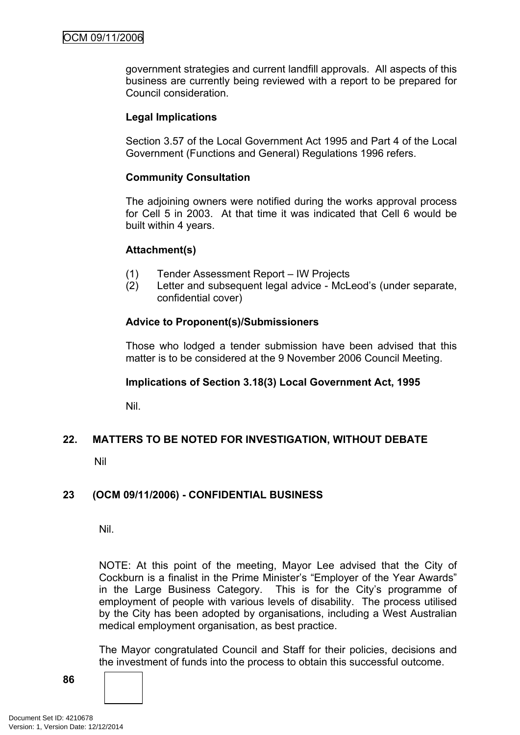government strategies and current landfill approvals. All aspects of this business are currently being reviewed with a report to be prepared for Council consideration.

**Legal Implications**

Section 3.57 of the Local Government Act 1995 and Part 4 of the Local Government (Functions and General) Regulations 1996 refers.

**Community Consultation**

The adjoining owners were notified during the works approval process for Cell 5 in 2003. At that time it was indicated that Cell 6 would be built within 4 years.

**Attachment(s)**

(1) Tender Assessment Report – IW Projects
(2) Letter and subsequent legal advice - McLeod's (under separate, confidential cover)

**Advice to Proponent(s)/Submissioners**

Those who lodged a tender submission have been advised that this matter is to be considered at the 9 November 2006 Council Meeting.

**Implications of Section 3.18(3) Local Government Act, 1995**

Nil.

## 22. MATTERS TO BE NOTED FOR INVESTIGATION, WITHOUT DEBATE

Nil

## 23 (OCM 09/11/2006) - CONFIDENTIAL BUSINESS

Nil.

NOTE: At this point of the meeting, Mayor Lee advised that the City of Cockburn is a finalist in the Prime Minister's "Employer of the Year Awards" in the Large Business Category. This is for the City's programme of employment of people with various levels of disability. The process utilised by the City has been adopted by organisations, including a West Australian medical employment organisation, as best practice.

The Mayor congratulated Council and Staff for their policies, decisions and the investment of funds into the process to obtain this successful outcome.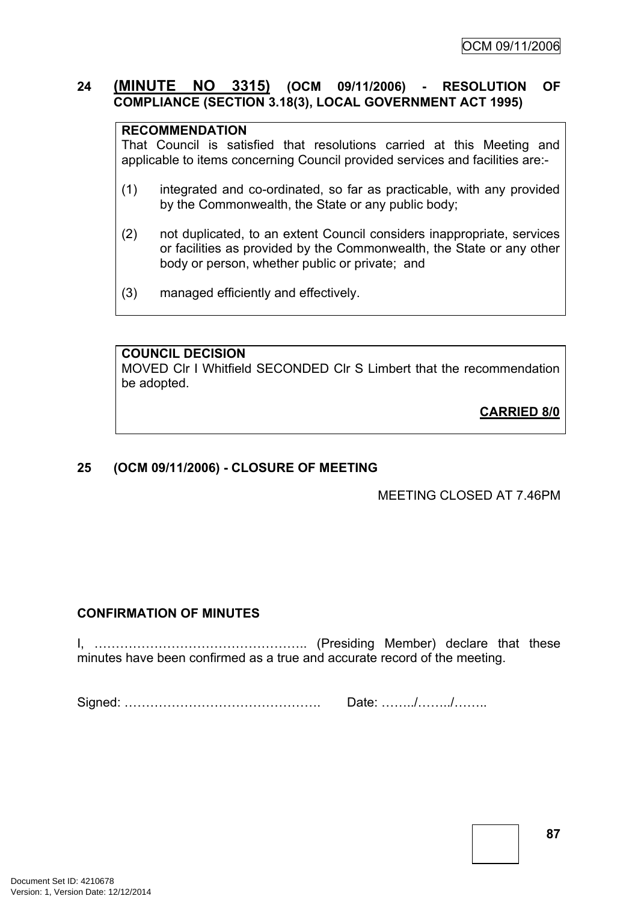## 24 (MINUTE NO 3315) (OCM 09/11/2006) - RESOLUTION OF COMPLIANCE (SECTION 3.18(3), LOCAL GOVERNMENT ACT 1995)

**RECOMMENDATION**
That Council is satisfied that resolutions carried at this Meeting and applicable to items concerning Council provided services and facilities are:-

(1) integrated and co-ordinated, so far as practicable, with any provided by the Commonwealth, the State or any public body;

(2) not duplicated, to an extent Council considers inappropriate, services or facilities as provided by the Commonwealth, the State or any other body or person, whether public or private; and

(3) managed efficiently and effectively.

**COUNCIL DECISION**
MOVED Clr I Whitfield SECONDED Clr S Limbert that the recommendation be adopted.

**CARRIED 8/0**

## 25 (OCM 09/11/2006) - CLOSURE OF MEETING

MEETING CLOSED AT 7.46PM

**CONFIRMATION OF MINUTES**

I, ………………………………………….. (Presiding Member) declare that these minutes have been confirmed as a true and accurate record of the meeting.

Signed: ………………………………………. Date: ……../……../……..

Document Set ID: 4210678
Version: 1, Version Date: 12/12/2014